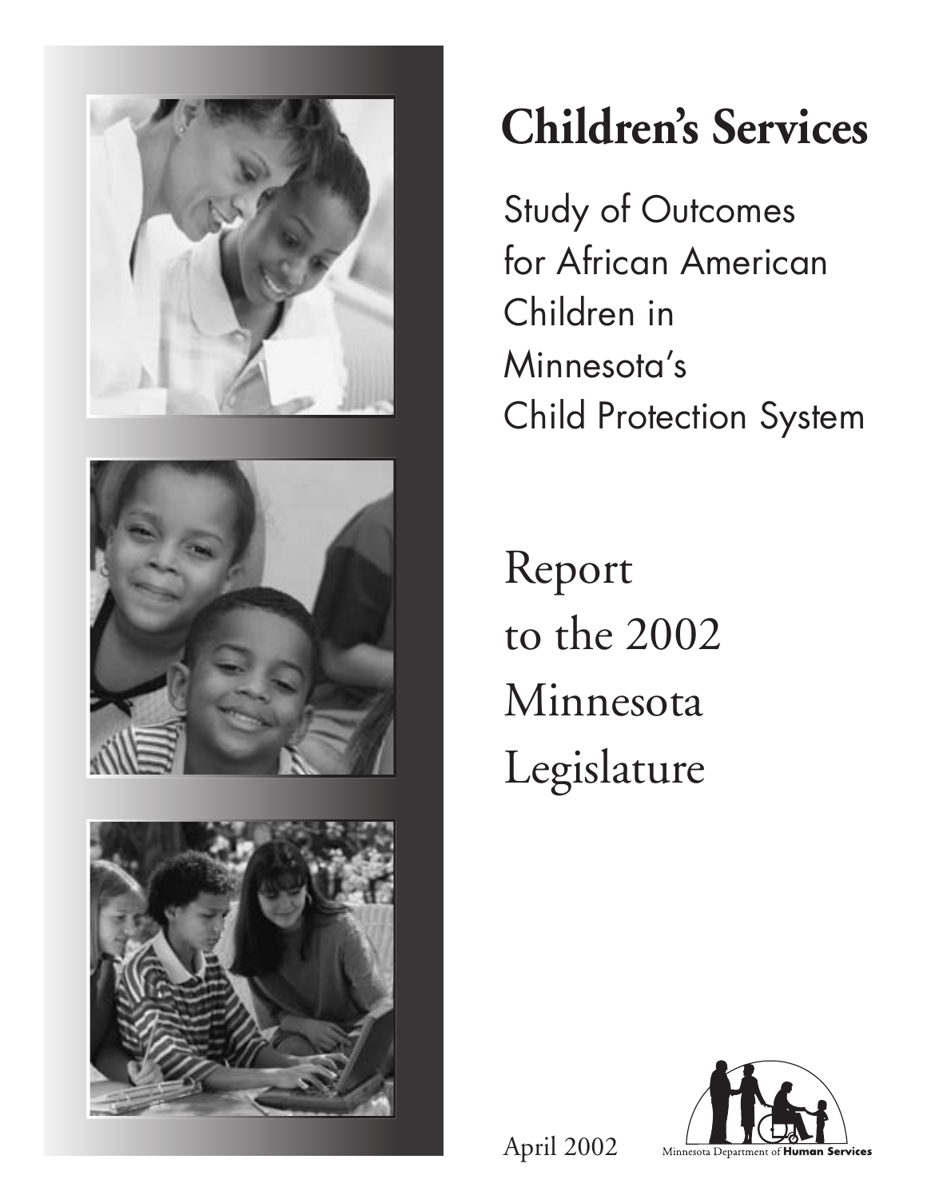# Children's Services

## Study of Outcomes for African American Children in Minnesota's Child Protection System

Report to the 2002 Minnesota Legislature

April 2002

Minnesota Department of **Human Services**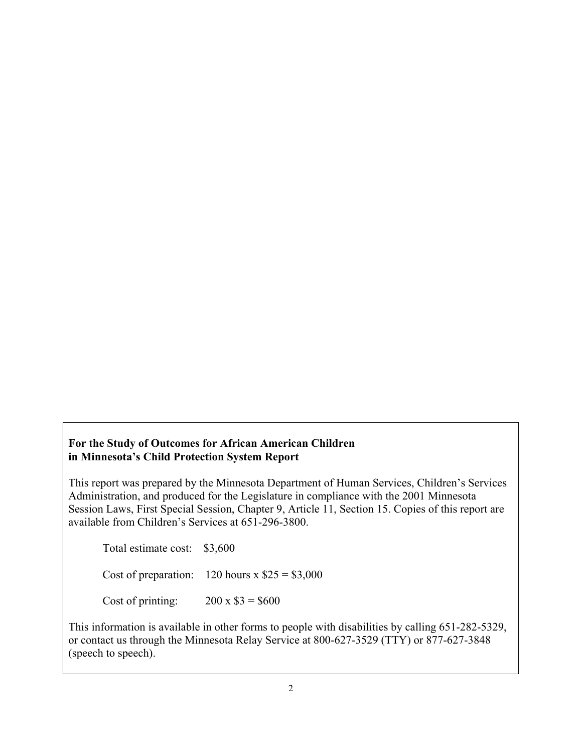**For the Study of Outcomes for African American Children in Minnesota's Child Protection System Report**

This report was prepared by the Minnesota Department of Human Services, Children's Services Administration, and produced for the Legislature in compliance with the 2001 Minnesota Session Laws, First Special Session, Chapter 9, Article 11, Section 15. Copies of this report are available from Children's Services at 651-296-3800.

Total estimate cost: $3,600

Cost of preparation: 120 hours x $25 = $3,000

Cost of printing: 200 x $3 = $600

This information is available in other forms to people with disabilities by calling 651-282-5329, or contact us through the Minnesota Relay Service at 800-627-3529 (TTY) or 877-627-3848 (speech to speech).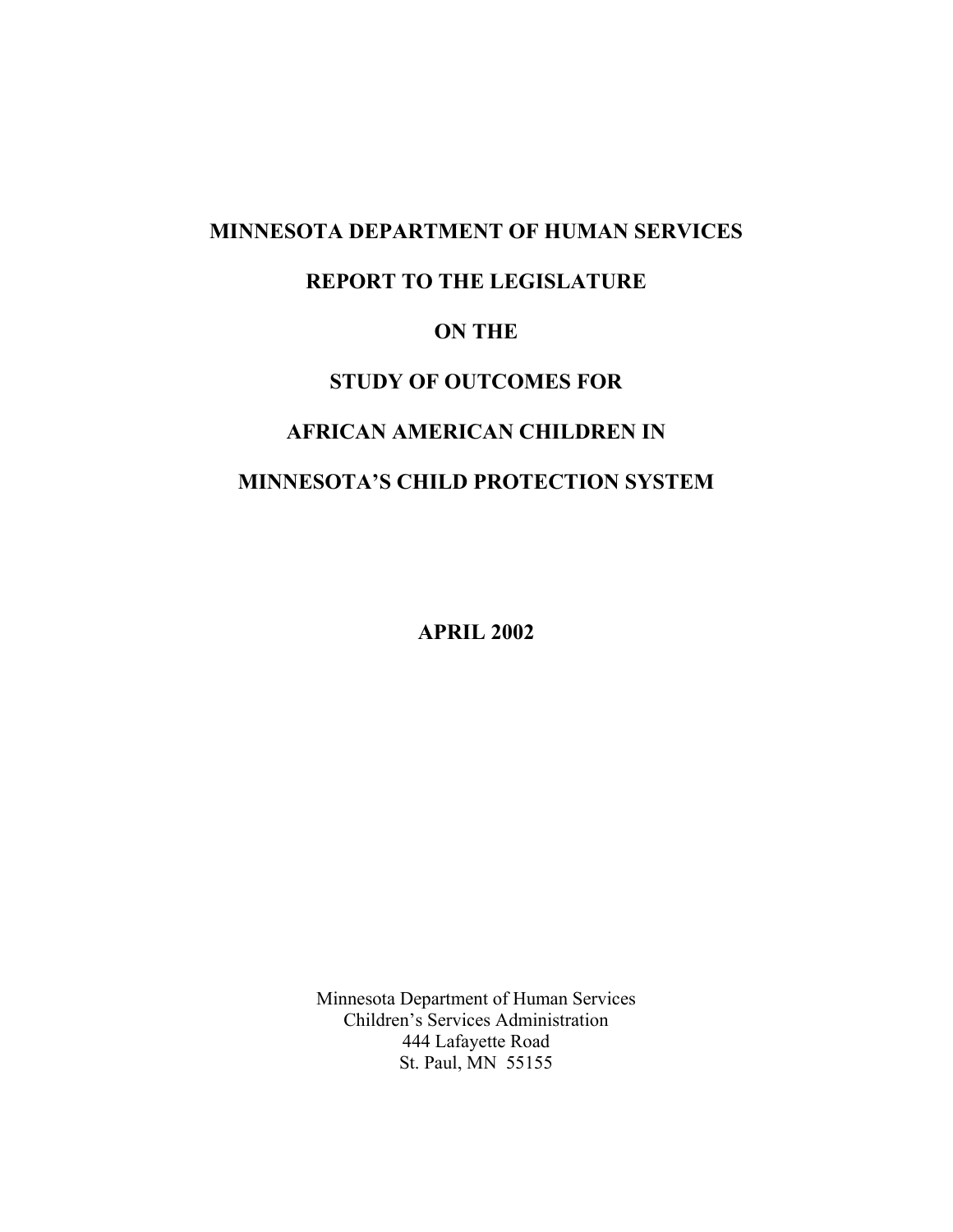# MINNESOTA DEPARTMENT OF HUMAN SERVICES

# REPORT TO THE LEGISLATURE

# ON THE

# STUDY OF OUTCOMES FOR

# AFRICAN AMERICAN CHILDREN IN

# MINNESOTA'S CHILD PROTECTION SYSTEM

**APRIL 2002**

Minnesota Department of Human Services
Children's Services Administration
444 Lafayette Road
St. Paul, MN 55155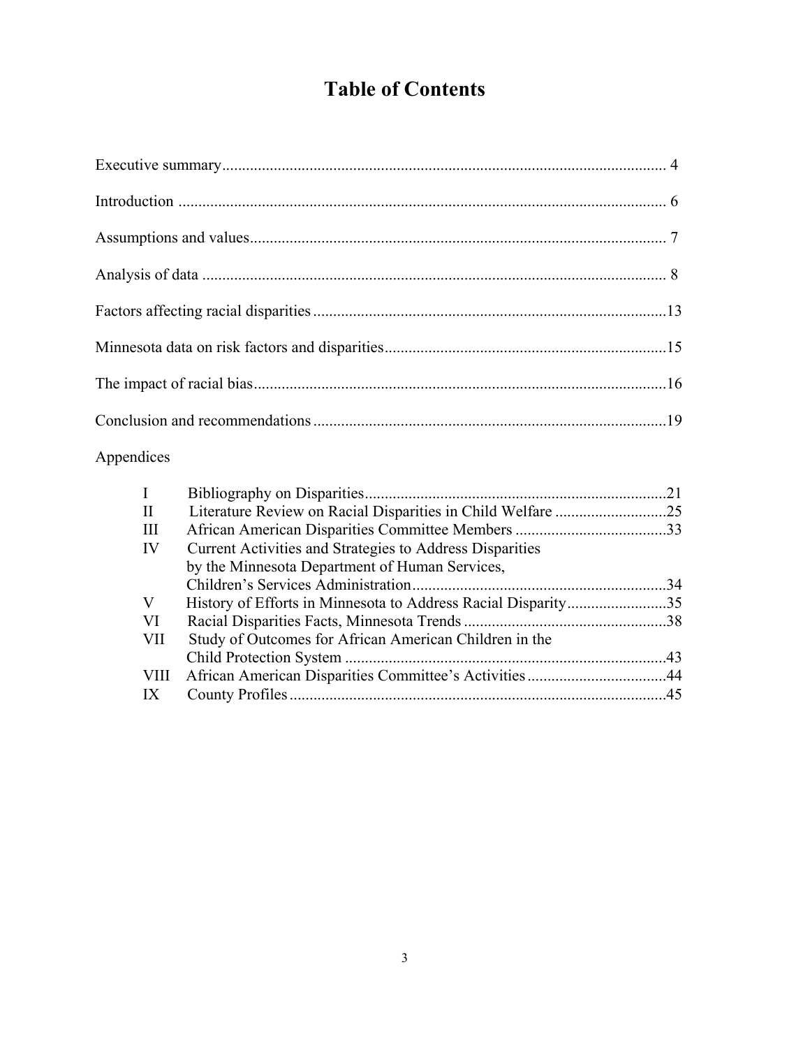# Table of Contents

Executive summary ........................................................ 4

Introduction ........................................................ 6

Assumptions and values ........................................................ 7

Analysis of data ........................................................ 8

Factors affecting racial disparities ........................................................ 13

Minnesota data on risk factors and disparities ........................................................ 15

The impact of racial bias ........................................................ 16

Conclusion and recommendations ........................................................ 19

Appendices

| | | |
|---|---|---|
| I | Bibliography on Disparities | 21 |
| II | Literature Review on Racial Disparities in Child Welfare | 25 |
| III | African American Disparities Committee Members | 33 |
| IV | Current Activities and Strategies to Address Disparities by the Minnesota Department of Human Services, Children's Services Administration | 34 |
| V | History of Efforts in Minnesota to Address Racial Disparity | 35 |
| VI | Racial Disparities Facts, Minnesota Trends | 38 |
| VII | Study of Outcomes for African American Children in the Child Protection System | 43 |
| VIII | African American Disparities Committee's Activities | 44 |
| IX | County Profiles | 45 |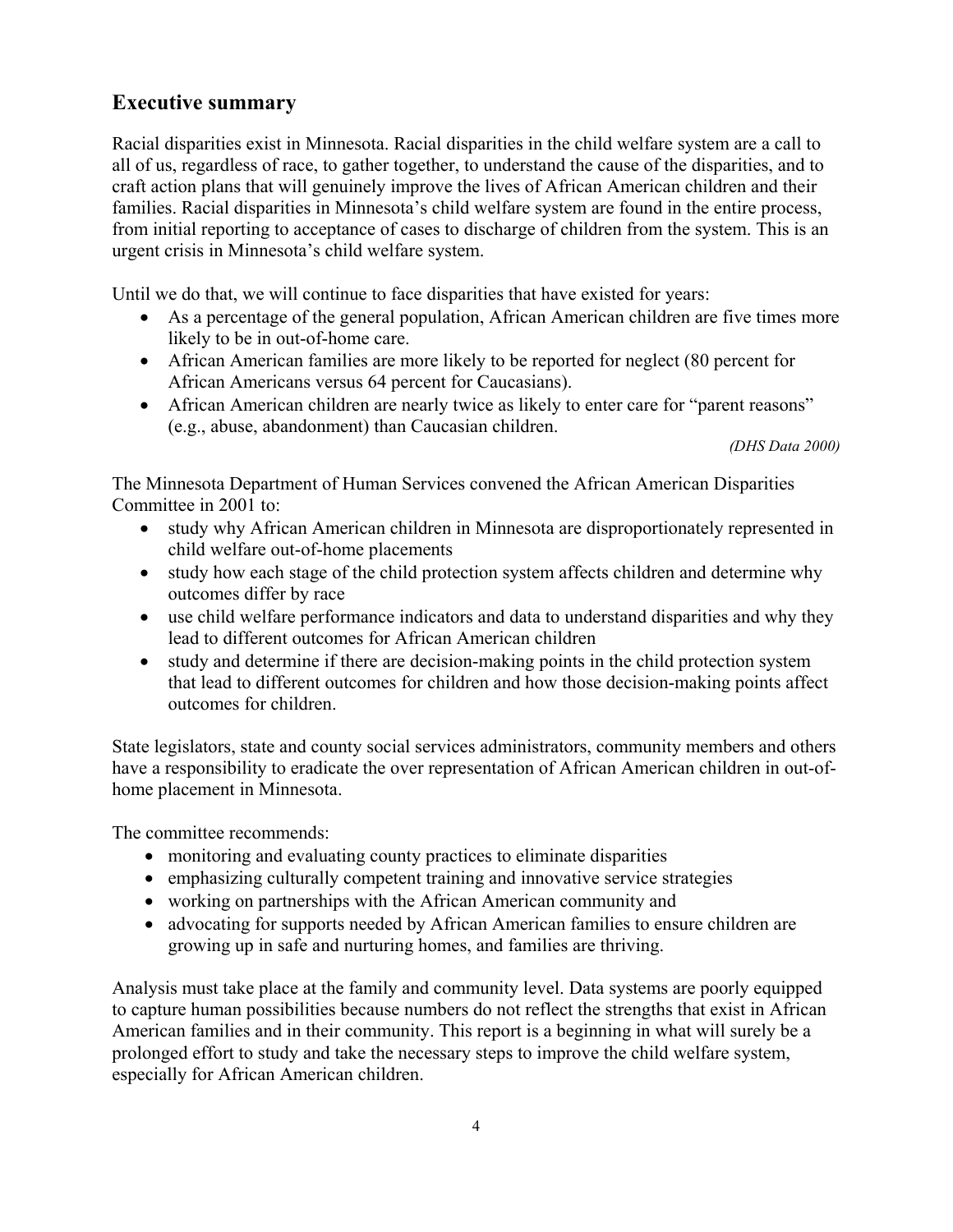## Executive summary

Racial disparities exist in Minnesota. Racial disparities in the child welfare system are a call to all of us, regardless of race, to gather together, to understand the cause of the disparities, and to craft action plans that will genuinely improve the lives of African American children and their families. Racial disparities in Minnesota's child welfare system are found in the entire process, from initial reporting to acceptance of cases to discharge of children from the system. This is an urgent crisis in Minnesota's child welfare system.

Until we do that, we will continue to face disparities that have existed for years:

- As a percentage of the general population, African American children are five times more likely to be in out-of-home care.
- African American families are more likely to be reported for neglect (80 percent for African Americans versus 64 percent for Caucasians).
- African American children are nearly twice as likely to enter care for "parent reasons" (e.g., abuse, abandonment) than Caucasian children.

*(DHS Data 2000)*

The Minnesota Department of Human Services convened the African American Disparities Committee in 2001 to:

- study why African American children in Minnesota are disproportionately represented in child welfare out-of-home placements
- study how each stage of the child protection system affects children and determine why outcomes differ by race
- use child welfare performance indicators and data to understand disparities and why they lead to different outcomes for African American children
- study and determine if there are decision-making points in the child protection system that lead to different outcomes for children and how those decision-making points affect outcomes for children.

State legislators, state and county social services administrators, community members and others have a responsibility to eradicate the over representation of African American children in out-of-home placement in Minnesota.

The committee recommends:

- monitoring and evaluating county practices to eliminate disparities
- emphasizing culturally competent training and innovative service strategies
- working on partnerships with the African American community and
- advocating for supports needed by African American families to ensure children are growing up in safe and nurturing homes, and families are thriving.

Analysis must take place at the family and community level. Data systems are poorly equipped to capture human possibilities because numbers do not reflect the strengths that exist in African American families and in their community. This report is a beginning in what will surely be a prolonged effort to study and take the necessary steps to improve the child welfare system, especially for African American children.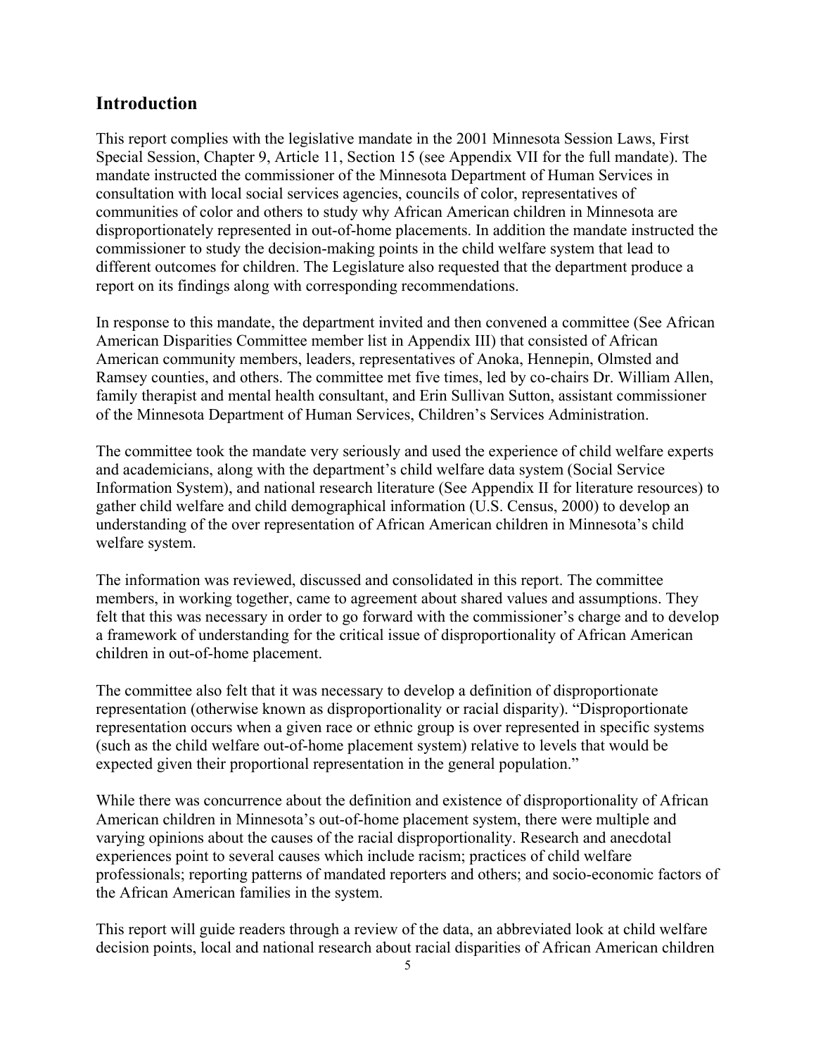## Introduction

This report complies with the legislative mandate in the 2001 Minnesota Session Laws, First Special Session, Chapter 9, Article 11, Section 15 (see Appendix VII for the full mandate). The mandate instructed the commissioner of the Minnesota Department of Human Services in consultation with local social services agencies, councils of color, representatives of communities of color and others to study why African American children in Minnesota are disproportionately represented in out-of-home placements. In addition the mandate instructed the commissioner to study the decision-making points in the child welfare system that lead to different outcomes for children. The Legislature also requested that the department produce a report on its findings along with corresponding recommendations.

In response to this mandate, the department invited and then convened a committee (See African American Disparities Committee member list in Appendix III) that consisted of African American community members, leaders, representatives of Anoka, Hennepin, Olmsted and Ramsey counties, and others. The committee met five times, led by co-chairs Dr. William Allen, family therapist and mental health consultant, and Erin Sullivan Sutton, assistant commissioner of the Minnesota Department of Human Services, Children's Services Administration.

The committee took the mandate very seriously and used the experience of child welfare experts and academicians, along with the department's child welfare data system (Social Service Information System), and national research literature (See Appendix II for literature resources) to gather child welfare and child demographical information (U.S. Census, 2000) to develop an understanding of the over representation of African American children in Minnesota's child welfare system.

The information was reviewed, discussed and consolidated in this report. The committee members, in working together, came to agreement about shared values and assumptions. They felt that this was necessary in order to go forward with the commissioner's charge and to develop a framework of understanding for the critical issue of disproportionality of African American children in out-of-home placement.

The committee also felt that it was necessary to develop a definition of disproportionate representation (otherwise known as disproportionality or racial disparity). "Disproportionate representation occurs when a given race or ethnic group is over represented in specific systems (such as the child welfare out-of-home placement system) relative to levels that would be expected given their proportional representation in the general population."

While there was concurrence about the definition and existence of disproportionality of African American children in Minnesota's out-of-home placement system, there were multiple and varying opinions about the causes of the racial disproportionality. Research and anecdotal experiences point to several causes which include racism; practices of child welfare professionals; reporting patterns of mandated reporters and others; and socio-economic factors of the African American families in the system.

This report will guide readers through a review of the data, an abbreviated look at child welfare decision points, local and national research about racial disparities of African American children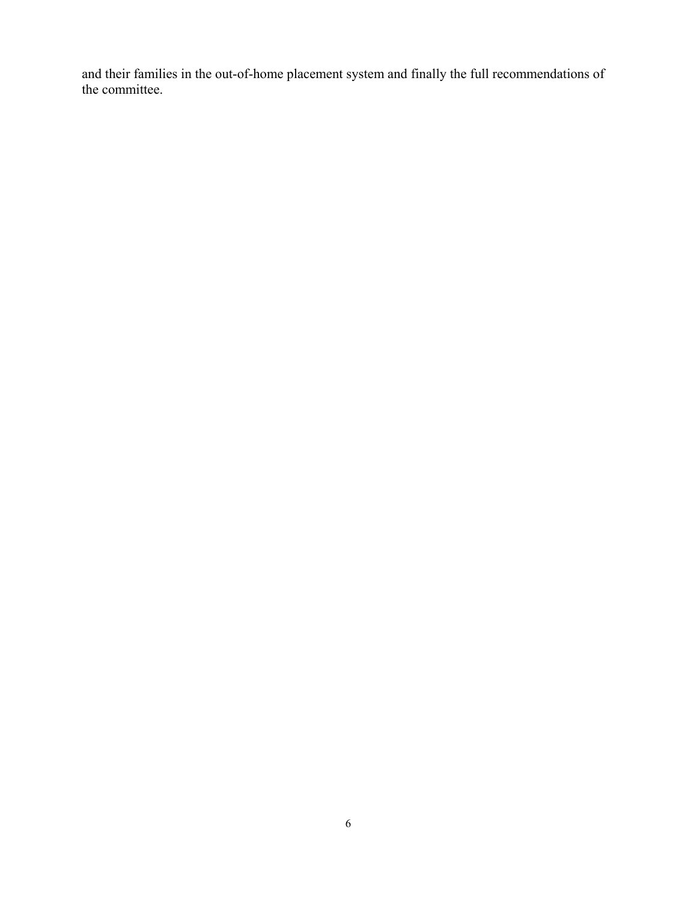and their families in the out-of-home placement system and finally the full recommendations of the committee.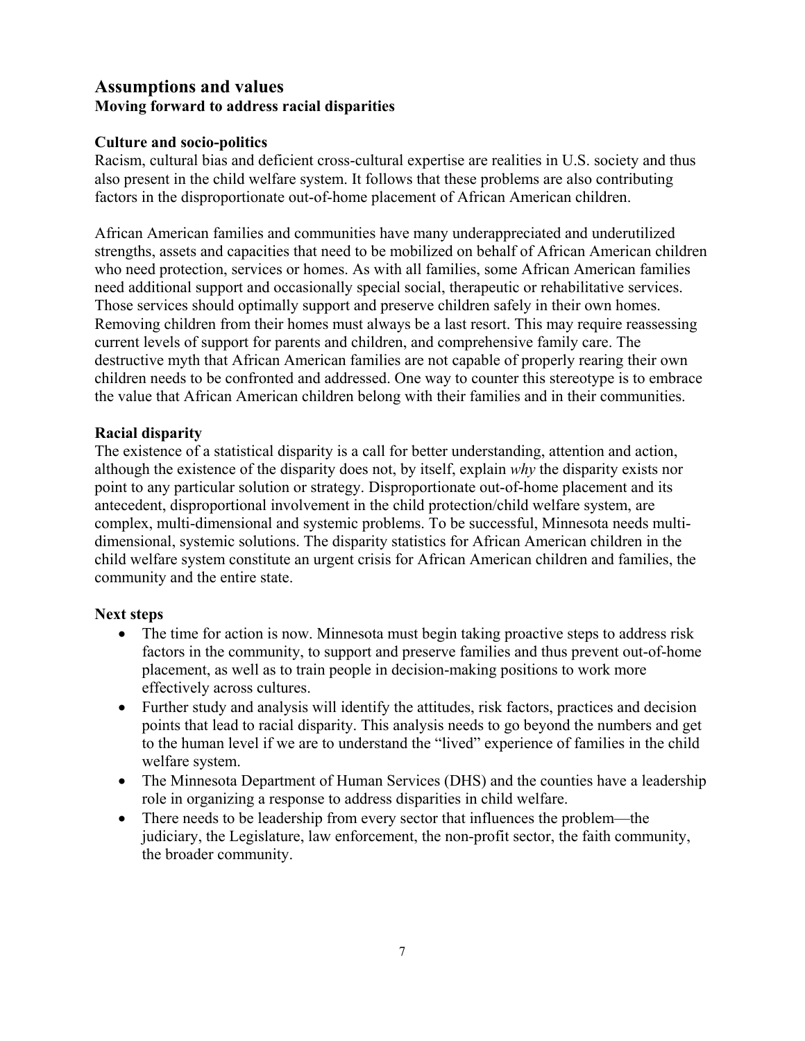## Assumptions and values

**Moving forward to address racial disparities**

**Culture and socio-politics**

Racism, cultural bias and deficient cross-cultural expertise are realities in U.S. society and thus also present in the child welfare system. It follows that these problems are also contributing factors in the disproportionate out-of-home placement of African American children.

African American families and communities have many underappreciated and underutilized strengths, assets and capacities that need to be mobilized on behalf of African American children who need protection, services or homes. As with all families, some African American families need additional support and occasionally special social, therapeutic or rehabilitative services. Those services should optimally support and preserve children safely in their own homes. Removing children from their homes must always be a last resort. This may require reassessing current levels of support for parents and children, and comprehensive family care. The destructive myth that African American families are not capable of properly rearing their own children needs to be confronted and addressed. One way to counter this stereotype is to embrace the value that African American children belong with their families and in their communities.

**Racial disparity**

The existence of a statistical disparity is a call for better understanding, attention and action, although the existence of the disparity does not, by itself, explain *why* the disparity exists nor point to any particular solution or strategy. Disproportionate out-of-home placement and its antecedent, disproportional involvement in the child protection/child welfare system, are complex, multi-dimensional and systemic problems. To be successful, Minnesota needs multi-dimensional, systemic solutions. The disparity statistics for African American children in the child welfare system constitute an urgent crisis for African American children and families, the community and the entire state.

**Next steps**

- The time for action is now. Minnesota must begin taking proactive steps to address risk factors in the community, to support and preserve families and thus prevent out-of-home placement, as well as to train people in decision-making positions to work more effectively across cultures.
- Further study and analysis will identify the attitudes, risk factors, practices and decision points that lead to racial disparity. This analysis needs to go beyond the numbers and get to the human level if we are to understand the "lived" experience of families in the child welfare system.
- The Minnesota Department of Human Services (DHS) and the counties have a leadership role in organizing a response to address disparities in child welfare.
- There needs to be leadership from every sector that influences the problem—the judiciary, the Legislature, law enforcement, the non-profit sector, the faith community, the broader community.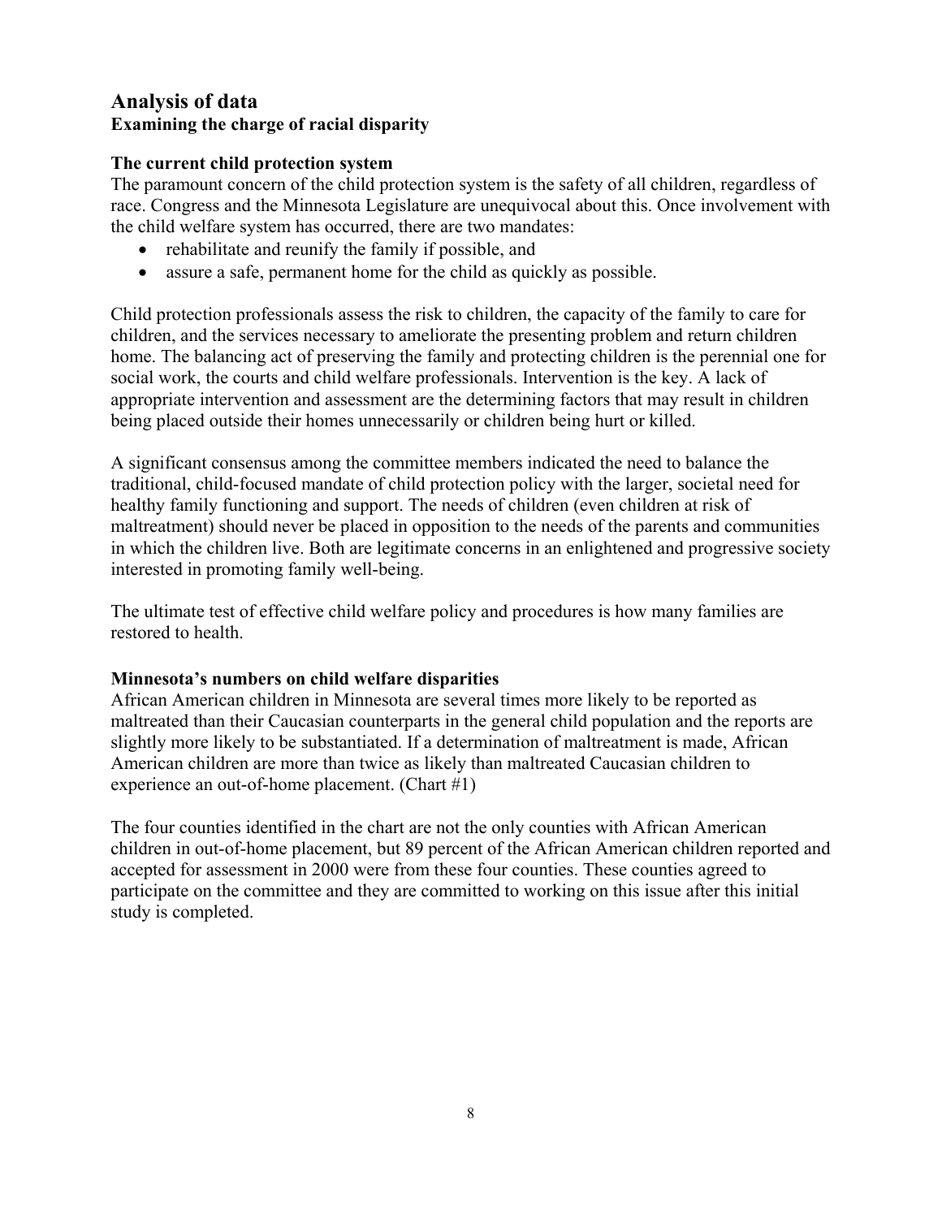## Analysis of data

### Examining the charge of racial disparity

#### The current child protection system

The paramount concern of the child protection system is the safety of all children, regardless of race. Congress and the Minnesota Legislature are unequivocal about this. Once involvement with the child welfare system has occurred, there are two mandates:

- rehabilitate and reunify the family if possible, and
- assure a safe, permanent home for the child as quickly as possible.

Child protection professionals assess the risk to children, the capacity of the family to care for children, and the services necessary to ameliorate the presenting problem and return children home. The balancing act of preserving the family and protecting children is the perennial one for social work, the courts and child welfare professionals. Intervention is the key. A lack of appropriate intervention and assessment are the determining factors that may result in children being placed outside their homes unnecessarily or children being hurt or killed.

A significant consensus among the committee members indicated the need to balance the traditional, child-focused mandate of child protection policy with the larger, societal need for healthy family functioning and support. The needs of children (even children at risk of maltreatment) should never be placed in opposition to the needs of the parents and communities in which the children live. Both are legitimate concerns in an enlightened and progressive society interested in promoting family well-being.

The ultimate test of effective child welfare policy and procedures is how many families are restored to health.

#### Minnesota's numbers on child welfare disparities

African American children in Minnesota are several times more likely to be reported as maltreated than their Caucasian counterparts in the general child population and the reports are slightly more likely to be substantiated. If a determination of maltreatment is made, African American children are more than twice as likely than maltreated Caucasian children to experience an out-of-home placement. (Chart #1)

The four counties identified in the chart are not the only counties with African American children in out-of-home placement, but 89 percent of the African American children reported and accepted for assessment in 2000 were from these four counties. These counties agreed to participate on the committee and they are committed to working on this issue after this initial study is completed.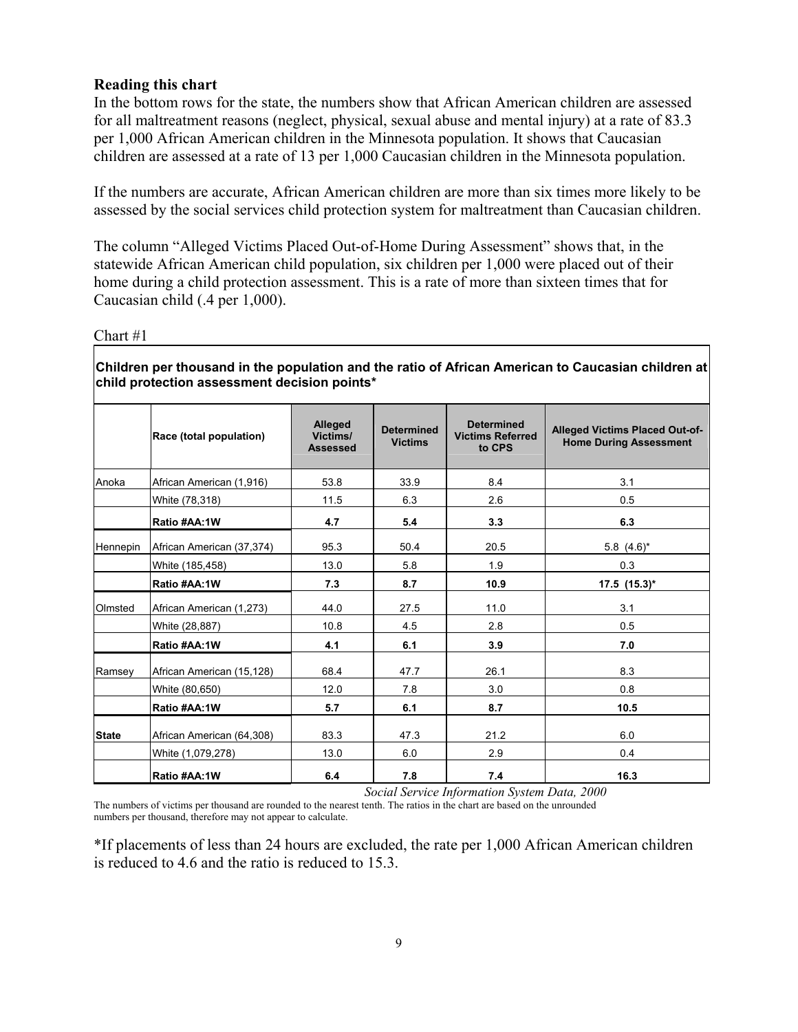**Reading this chart**

In the bottom rows for the state, the numbers show that African American children are assessed for all maltreatment reasons (neglect, physical, sexual abuse and mental injury) at a rate of 83.3 per 1,000 African American children in the Minnesota population. It shows that Caucasian children are assessed at a rate of 13 per 1,000 Caucasian children in the Minnesota population.

If the numbers are accurate, African American children are more than six times more likely to be assessed by the social services child protection system for maltreatment than Caucasian children.

The column "Alleged Victims Placed Out-of-Home During Assessment" shows that, in the statewide African American child population, six children per 1,000 were placed out of their home during a child protection assessment. This is a rate of more than sixteen times that for Caucasian child (.4 per 1,000).

Chart #1

**Children per thousand in the population and the ratio of African American to Caucasian children at child protection assessment decision points***

| | Race (total population) | Alleged Victims/ Assessed | Determined Victims | Determined Victims Referred to CPS | Alleged Victims Placed Out-of-Home During Assessment |
|---|---|---|---|---|---|
| Anoka | African American (1,916) | 53.8 | 33.9 | 8.4 | 3.1 |
| | White (78,318) | 11.5 | 6.3 | 2.6 | 0.5 |
| | **Ratio #AA:1W** | **4.7** | **5.4** | **3.3** | **6.3** |
| Hennepin | African American (37,374) | 95.3 | 50.4 | 20.5 | 5.8 (4.6)* |
| | White (185,458) | 13.0 | 5.8 | 1.9 | 0.3 |
| | **Ratio #AA:1W** | **7.3** | **8.7** | **10.9** | **17.5 (15.3)*** |
| Olmsted | African American (1,273) | 44.0 | 27.5 | 11.0 | 3.1 |
| | White (28,887) | 10.8 | 4.5 | 2.8 | 0.5 |
| | **Ratio #AA:1W** | **4.1** | **6.1** | **3.9** | **7.0** |
| Ramsey | African American (15,128) | 68.4 | 47.7 | 26.1 | 8.3 |
| | White (80,650) | 12.0 | 7.8 | 3.0 | 0.8 |
| | **Ratio #AA:1W** | **5.7** | **6.1** | **8.7** | **10.5** |
| **State** | African American (64,308) | 83.3 | 47.3 | 21.2 | 6.0 |
| | White (1,079,278) | 13.0 | 6.0 | 2.9 | 0.4 |
| | **Ratio #AA:1W** | **6.4** | **7.8** | **7.4** | **16.3** |

*Social Service Information System Data, 2000*

The numbers of victims per thousand are rounded to the nearest tenth. The ratios in the chart are based on the unrounded numbers per thousand, therefore may not appear to calculate.

*If placements of less than 24 hours are excluded, the rate per 1,000 African American children is reduced to 4.6 and the ratio is reduced to 15.3.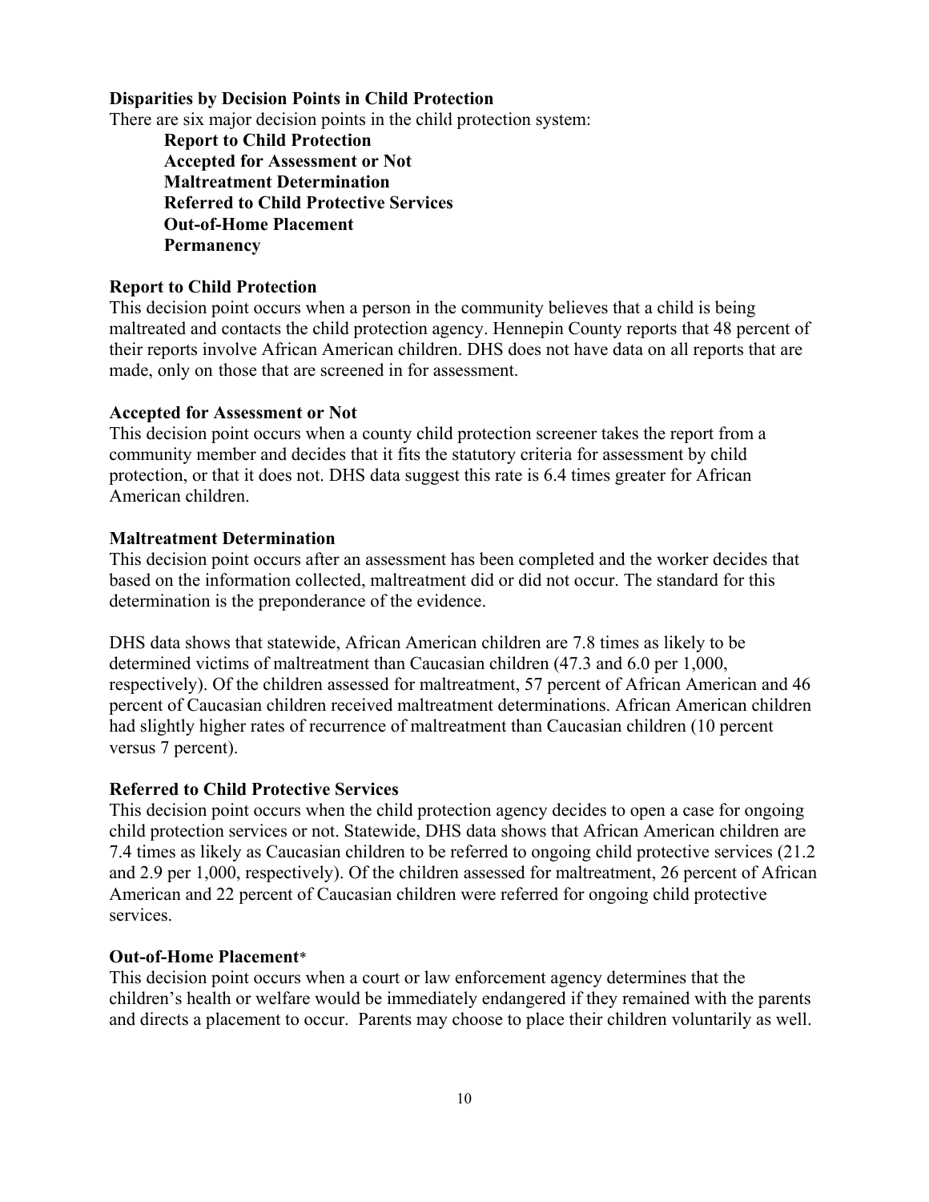### Disparities by Decision Points in Child Protection

There are six major decision points in the child protection system:

**Report to Child Protection**
**Accepted for Assessment or Not**
**Maltreatment Determination**
**Referred to Child Protective Services**
**Out-of-Home Placement**
**Permanency**

### Report to Child Protection

This decision point occurs when a person in the community believes that a child is being maltreated and contacts the child protection agency. Hennepin County reports that 48 percent of their reports involve African American children. DHS does not have data on all reports that are made, only on those that are screened in for assessment.

### Accepted for Assessment or Not

This decision point occurs when a county child protection screener takes the report from a community member and decides that it fits the statutory criteria for assessment by child protection, or that it does not. DHS data suggest this rate is 6.4 times greater for African American children.

### Maltreatment Determination

This decision point occurs after an assessment has been completed and the worker decides that based on the information collected, maltreatment did or did not occur. The standard for this determination is the preponderance of the evidence.

DHS data shows that statewide, African American children are 7.8 times as likely to be determined victims of maltreatment than Caucasian children (47.3 and 6.0 per 1,000, respectively). Of the children assessed for maltreatment, 57 percent of African American and 46 percent of Caucasian children received maltreatment determinations. African American children had slightly higher rates of recurrence of maltreatment than Caucasian children (10 percent versus 7 percent).

### Referred to Child Protective Services

This decision point occurs when the child protection agency decides to open a case for ongoing child protection services or not. Statewide, DHS data shows that African American children are 7.4 times as likely as Caucasian children to be referred to ongoing child protective services (21.2 and 2.9 per 1,000, respectively). Of the children assessed for maltreatment, 26 percent of African American and 22 percent of Caucasian children were referred for ongoing child protective services.

### Out-of-Home Placement*

This decision point occurs when a court or law enforcement agency determines that the children's health or welfare would be immediately endangered if they remained with the parents and directs a placement to occur. Parents may choose to place their children voluntarily as well.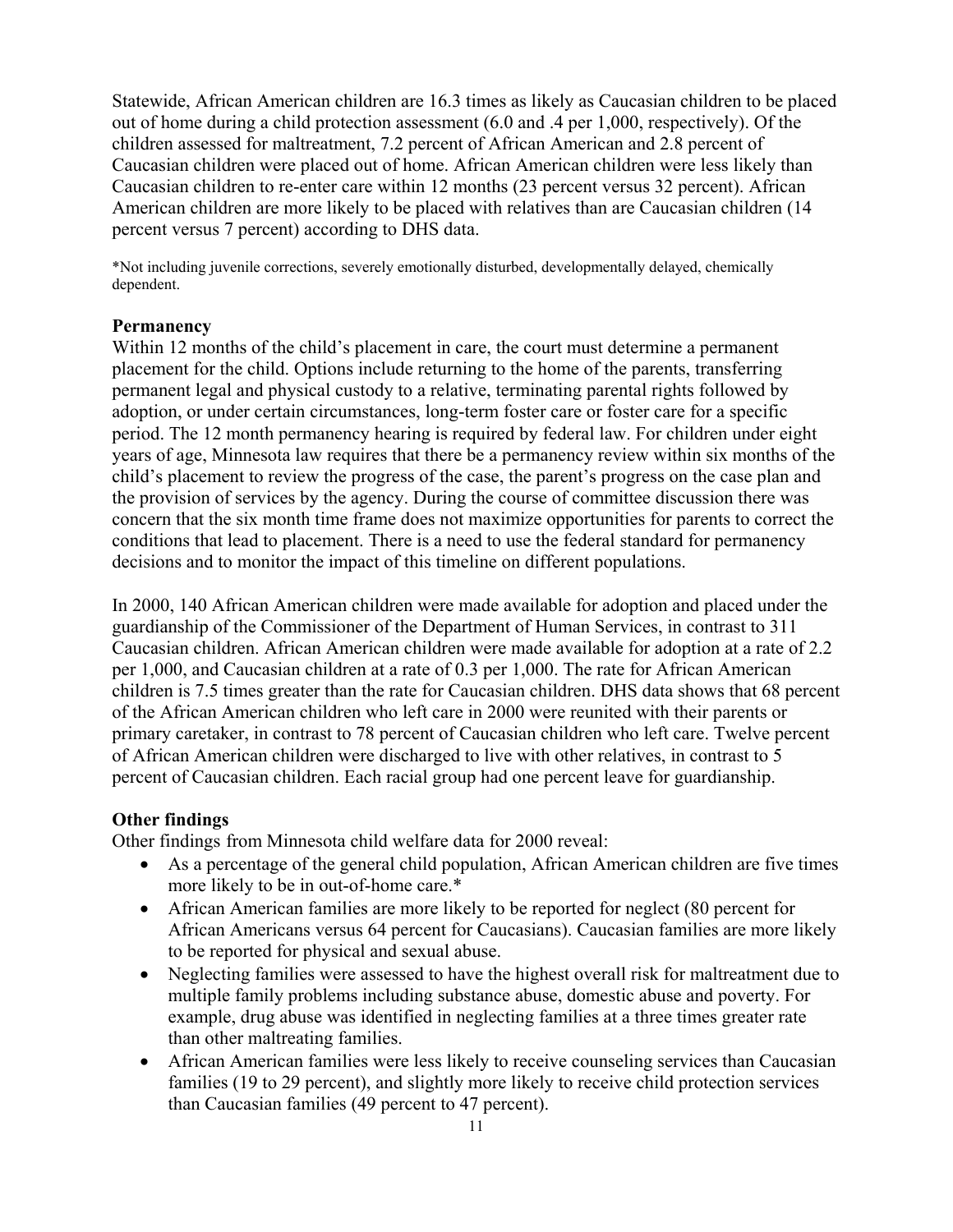Statewide, African American children are 16.3 times as likely as Caucasian children to be placed out of home during a child protection assessment (6.0 and .4 per 1,000, respectively). Of the children assessed for maltreatment, 7.2 percent of African American and 2.8 percent of Caucasian children were placed out of home. African American children were less likely than Caucasian children to re-enter care within 12 months (23 percent versus 32 percent). African American children are more likely to be placed with relatives than are Caucasian children (14 percent versus 7 percent) according to DHS data.

*Not including juvenile corrections, severely emotionally disturbed, developmentally delayed, chemically dependent.

**Permanency**

Within 12 months of the child's placement in care, the court must determine a permanent placement for the child. Options include returning to the home of the parents, transferring permanent legal and physical custody to a relative, terminating parental rights followed by adoption, or under certain circumstances, long-term foster care or foster care for a specific period. The 12 month permanency hearing is required by federal law. For children under eight years of age, Minnesota law requires that there be a permanency review within six months of the child's placement to review the progress of the case, the parent's progress on the case plan and the provision of services by the agency. During the course of committee discussion there was concern that the six month time frame does not maximize opportunities for parents to correct the conditions that lead to placement. There is a need to use the federal standard for permanency decisions and to monitor the impact of this timeline on different populations.

In 2000, 140 African American children were made available for adoption and placed under the guardianship of the Commissioner of the Department of Human Services, in contrast to 311 Caucasian children. African American children were made available for adoption at a rate of 2.2 per 1,000, and Caucasian children at a rate of 0.3 per 1,000. The rate for African American children is 7.5 times greater than the rate for Caucasian children. DHS data shows that 68 percent of the African American children who left care in 2000 were reunited with their parents or primary caretaker, in contrast to 78 percent of Caucasian children who left care. Twelve percent of African American children were discharged to live with other relatives, in contrast to 5 percent of Caucasian children. Each racial group had one percent leave for guardianship.

**Other findings**

Other findings from Minnesota child welfare data for 2000 reveal:

- As a percentage of the general child population, African American children are five times more likely to be in out-of-home care.*
- African American families are more likely to be reported for neglect (80 percent for African Americans versus 64 percent for Caucasians). Caucasian families are more likely to be reported for physical and sexual abuse.
- Neglecting families were assessed to have the highest overall risk for maltreatment due to multiple family problems including substance abuse, domestic abuse and poverty. For example, drug abuse was identified in neglecting families at a three times greater rate than other maltreating families.
- African American families were less likely to receive counseling services than Caucasian families (19 to 29 percent), and slightly more likely to receive child protection services than Caucasian families (49 percent to 47 percent).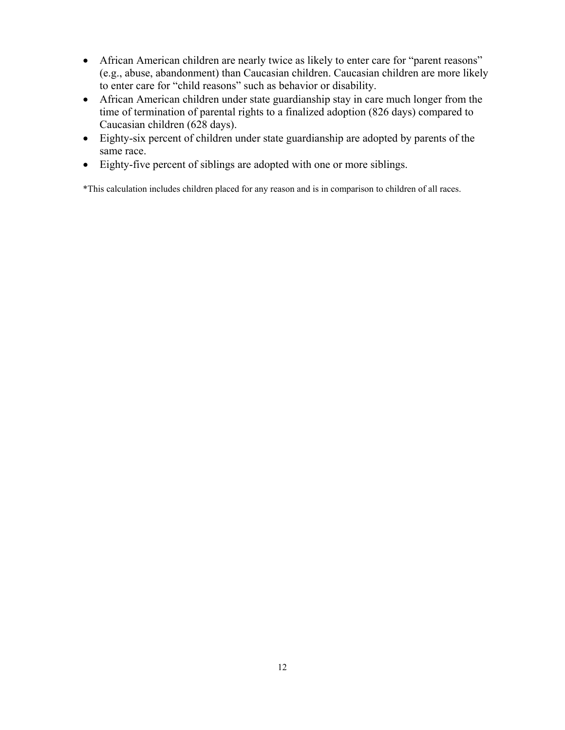- African American children are nearly twice as likely to enter care for "parent reasons" (e.g., abuse, abandonment) than Caucasian children. Caucasian children are more likely to enter care for "child reasons" such as behavior or disability.
- African American children under state guardianship stay in care much longer from the time of termination of parental rights to a finalized adoption (826 days) compared to Caucasian children (628 days).
- Eighty-six percent of children under state guardianship are adopted by parents of the same race.
- Eighty-five percent of siblings are adopted with one or more siblings.

*This calculation includes children placed for any reason and is in comparison to children of all races.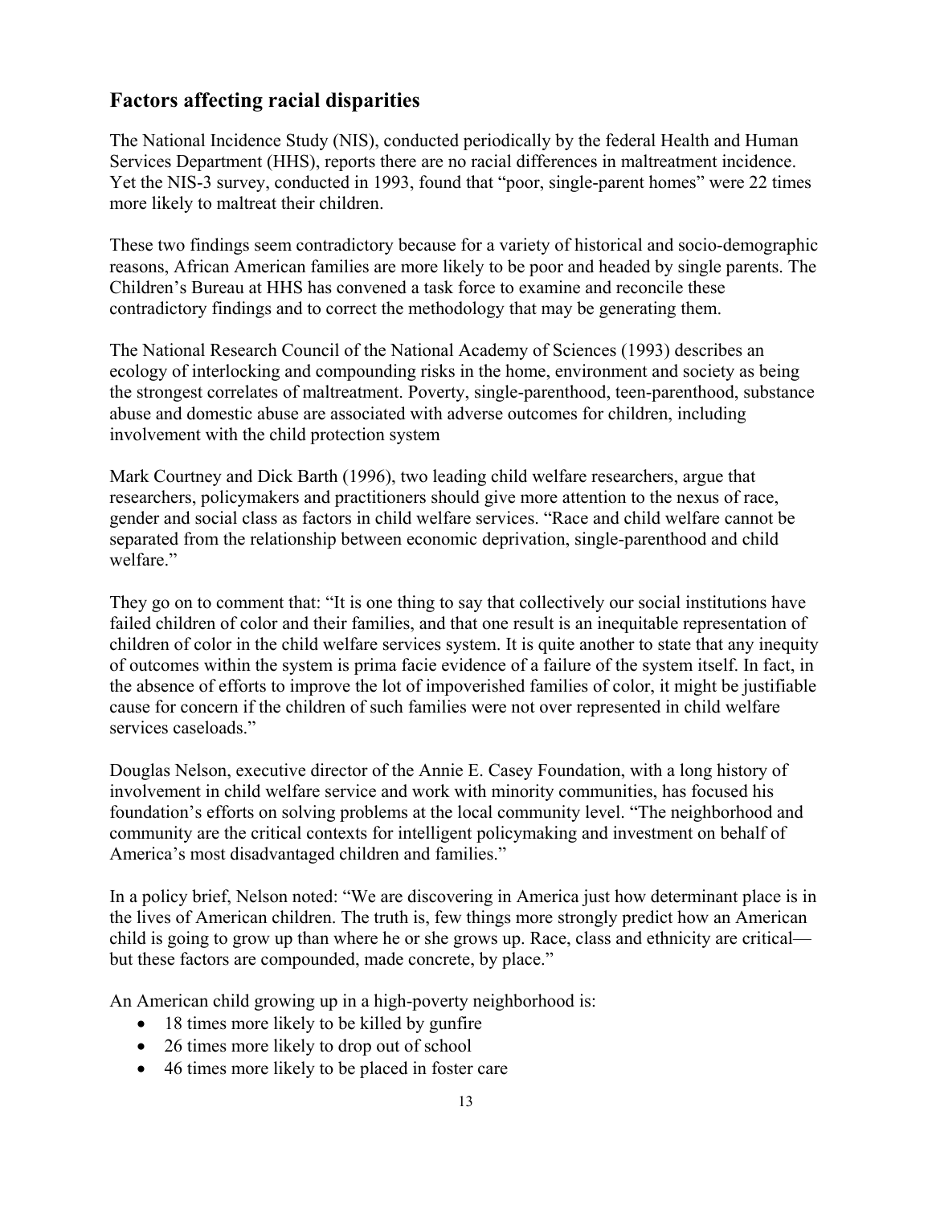## Factors affecting racial disparities

The National Incidence Study (NIS), conducted periodically by the federal Health and Human Services Department (HHS), reports there are no racial differences in maltreatment incidence. Yet the NIS-3 survey, conducted in 1993, found that "poor, single-parent homes" were 22 times more likely to maltreat their children.

These two findings seem contradictory because for a variety of historical and socio-demographic reasons, African American families are more likely to be poor and headed by single parents. The Children's Bureau at HHS has convened a task force to examine and reconcile these contradictory findings and to correct the methodology that may be generating them.

The National Research Council of the National Academy of Sciences (1993) describes an ecology of interlocking and compounding risks in the home, environment and society as being the strongest correlates of maltreatment. Poverty, single-parenthood, teen-parenthood, substance abuse and domestic abuse are associated with adverse outcomes for children, including involvement with the child protection system

Mark Courtney and Dick Barth (1996), two leading child welfare researchers, argue that researchers, policymakers and practitioners should give more attention to the nexus of race, gender and social class as factors in child welfare services. "Race and child welfare cannot be separated from the relationship between economic deprivation, single-parenthood and child welfare."

They go on to comment that: "It is one thing to say that collectively our social institutions have failed children of color and their families, and that one result is an inequitable representation of children of color in the child welfare services system. It is quite another to state that any inequity of outcomes within the system is prima facie evidence of a failure of the system itself. In fact, in the absence of efforts to improve the lot of impoverished families of color, it might be justifiable cause for concern if the children of such families were not over represented in child welfare services caseloads."

Douglas Nelson, executive director of the Annie E. Casey Foundation, with a long history of involvement in child welfare service and work with minority communities, has focused his foundation's efforts on solving problems at the local community level. "The neighborhood and community are the critical contexts for intelligent policymaking and investment on behalf of America's most disadvantaged children and families."

In a policy brief, Nelson noted: "We are discovering in America just how determinant place is in the lives of American children. The truth is, few things more strongly predict how an American child is going to grow up than where he or she grows up. Race, class and ethnicity are critical—but these factors are compounded, made concrete, by place."

An American child growing up in a high-poverty neighborhood is:

- 18 times more likely to be killed by gunfire
- 26 times more likely to drop out of school
- 46 times more likely to be placed in foster care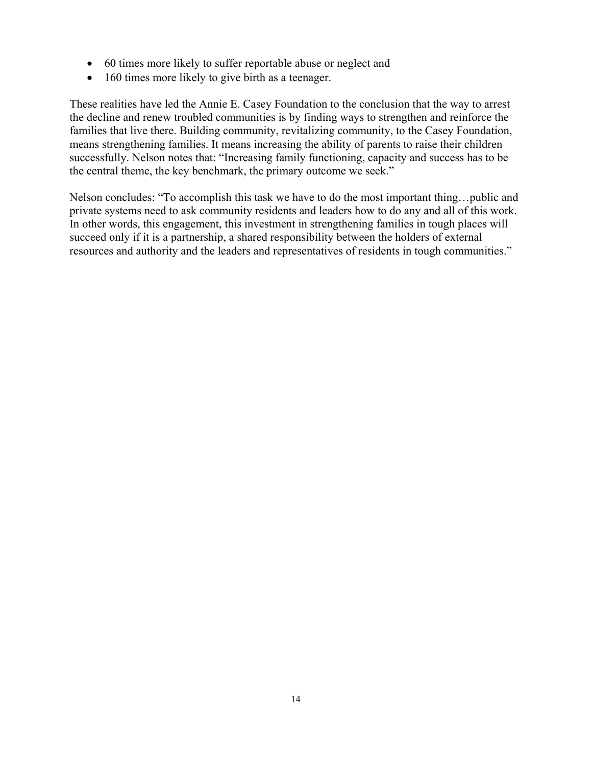- 60 times more likely to suffer reportable abuse or neglect and
- 160 times more likely to give birth as a teenager.

These realities have led the Annie E. Casey Foundation to the conclusion that the way to arrest the decline and renew troubled communities is by finding ways to strengthen and reinforce the families that live there. Building community, revitalizing community, to the Casey Foundation, means strengthening families. It means increasing the ability of parents to raise their children successfully. Nelson notes that: "Increasing family functioning, capacity and success has to be the central theme, the key benchmark, the primary outcome we seek."

Nelson concludes: "To accomplish this task we have to do the most important thing…public and private systems need to ask community residents and leaders how to do any and all of this work. In other words, this engagement, this investment in strengthening families in tough places will succeed only if it is a partnership, a shared responsibility between the holders of external resources and authority and the leaders and representatives of residents in tough communities."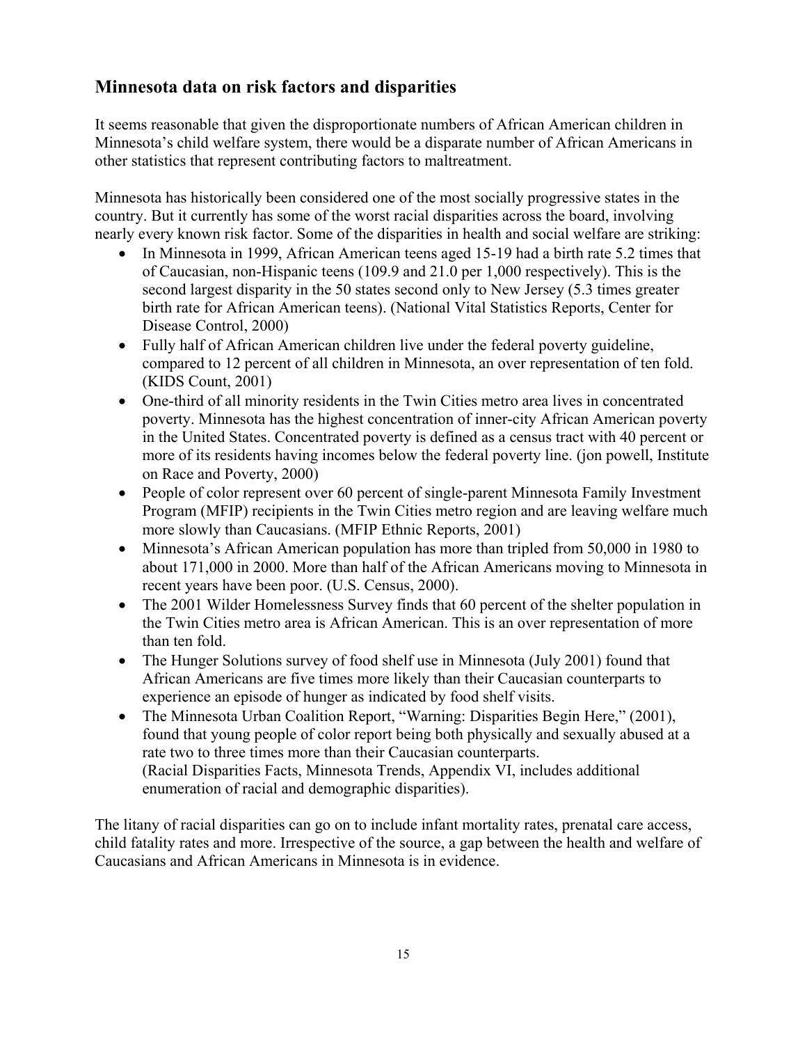## Minnesota data on risk factors and disparities

It seems reasonable that given the disproportionate numbers of African American children in Minnesota's child welfare system, there would be a disparate number of African Americans in other statistics that represent contributing factors to maltreatment.

Minnesota has historically been considered one of the most socially progressive states in the country. But it currently has some of the worst racial disparities across the board, involving nearly every known risk factor. Some of the disparities in health and social welfare are striking:

- In Minnesota in 1999, African American teens aged 15-19 had a birth rate 5.2 times that of Caucasian, non-Hispanic teens (109.9 and 21.0 per 1,000 respectively). This is the second largest disparity in the 50 states second only to New Jersey (5.3 times greater birth rate for African American teens). (National Vital Statistics Reports, Center for Disease Control, 2000)
- Fully half of African American children live under the federal poverty guideline, compared to 12 percent of all children in Minnesota, an over representation of ten fold. (KIDS Count, 2001)
- One-third of all minority residents in the Twin Cities metro area lives in concentrated poverty. Minnesota has the highest concentration of inner-city African American poverty in the United States. Concentrated poverty is defined as a census tract with 40 percent or more of its residents having incomes below the federal poverty line. (jon powell, Institute on Race and Poverty, 2000)
- People of color represent over 60 percent of single-parent Minnesota Family Investment Program (MFIP) recipients in the Twin Cities metro region and are leaving welfare much more slowly than Caucasians. (MFIP Ethnic Reports, 2001)
- Minnesota's African American population has more than tripled from 50,000 in 1980 to about 171,000 in 2000. More than half of the African Americans moving to Minnesota in recent years have been poor. (U.S. Census, 2000).
- The 2001 Wilder Homelessness Survey finds that 60 percent of the shelter population in the Twin Cities metro area is African American. This is an over representation of more than ten fold.
- The Hunger Solutions survey of food shelf use in Minnesota (July 2001) found that African Americans are five times more likely than their Caucasian counterparts to experience an episode of hunger as indicated by food shelf visits.
- The Minnesota Urban Coalition Report, "Warning: Disparities Begin Here," (2001), found that young people of color report being both physically and sexually abused at a rate two to three times more than their Caucasian counterparts.
  (Racial Disparities Facts, Minnesota Trends, Appendix VI, includes additional enumeration of racial and demographic disparities).

The litany of racial disparities can go on to include infant mortality rates, prenatal care access, child fatality rates and more. Irrespective of the source, a gap between the health and welfare of Caucasians and African Americans in Minnesota is in evidence.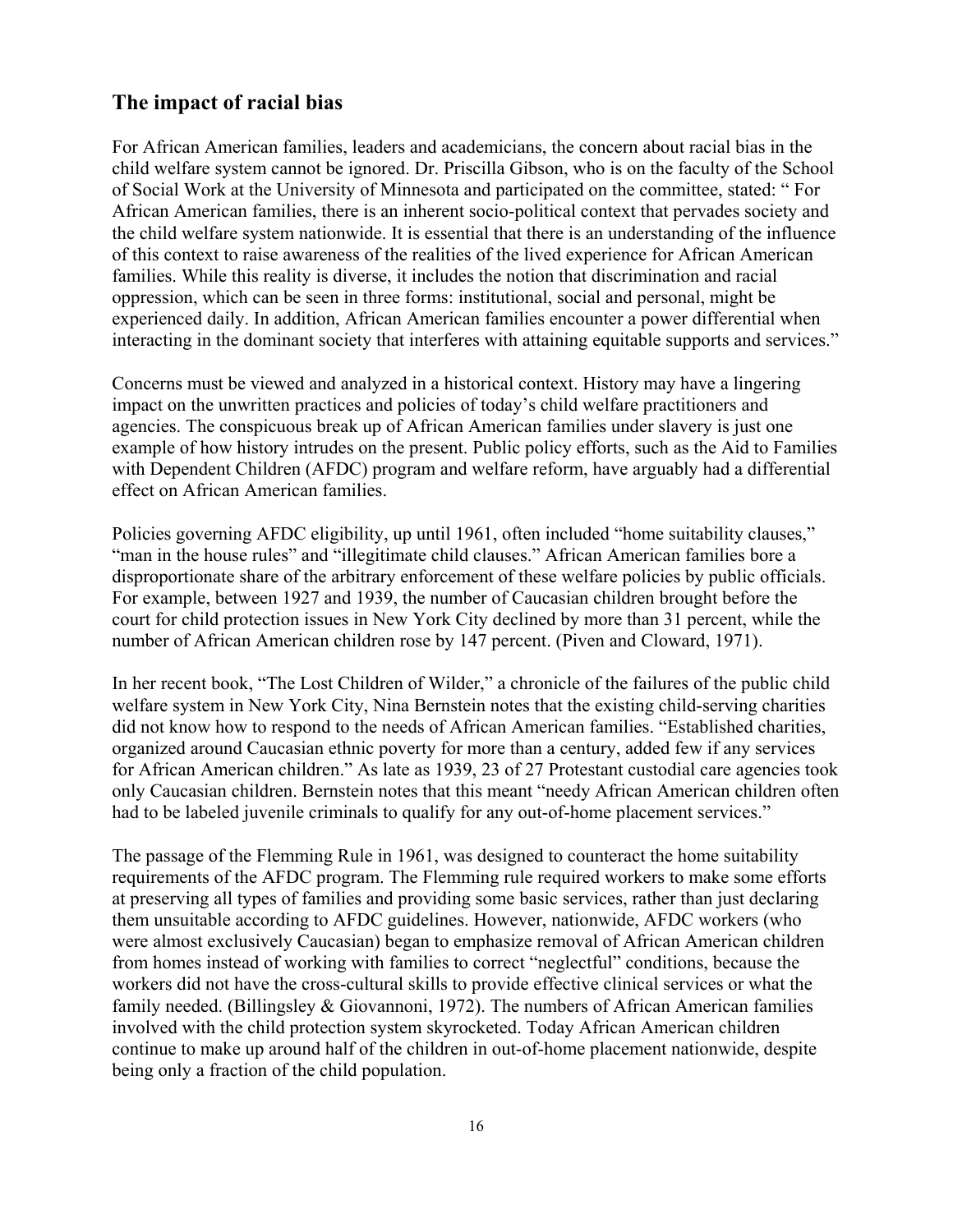## The impact of racial bias

For African American families, leaders and academicians, the concern about racial bias in the child welfare system cannot be ignored. Dr. Priscilla Gibson, who is on the faculty of the School of Social Work at the University of Minnesota and participated on the committee, stated: " For African American families, there is an inherent socio-political context that pervades society and the child welfare system nationwide. It is essential that there is an understanding of the influence of this context to raise awareness of the realities of the lived experience for African American families. While this reality is diverse, it includes the notion that discrimination and racial oppression, which can be seen in three forms: institutional, social and personal, might be experienced daily. In addition, African American families encounter a power differential when interacting in the dominant society that interferes with attaining equitable supports and services."

Concerns must be viewed and analyzed in a historical context. History may have a lingering impact on the unwritten practices and policies of today's child welfare practitioners and agencies. The conspicuous break up of African American families under slavery is just one example of how history intrudes on the present. Public policy efforts, such as the Aid to Families with Dependent Children (AFDC) program and welfare reform, have arguably had a differential effect on African American families.

Policies governing AFDC eligibility, up until 1961, often included "home suitability clauses," "man in the house rules" and "illegitimate child clauses." African American families bore a disproportionate share of the arbitrary enforcement of these welfare policies by public officials. For example, between 1927 and 1939, the number of Caucasian children brought before the court for child protection issues in New York City declined by more than 31 percent, while the number of African American children rose by 147 percent. (Piven and Cloward, 1971).

In her recent book, "The Lost Children of Wilder," a chronicle of the failures of the public child welfare system in New York City, Nina Bernstein notes that the existing child-serving charities did not know how to respond to the needs of African American families. "Established charities, organized around Caucasian ethnic poverty for more than a century, added few if any services for African American children." As late as 1939, 23 of 27 Protestant custodial care agencies took only Caucasian children. Bernstein notes that this meant "needy African American children often had to be labeled juvenile criminals to qualify for any out-of-home placement services."

The passage of the Flemming Rule in 1961, was designed to counteract the home suitability requirements of the AFDC program. The Flemming rule required workers to make some efforts at preserving all types of families and providing some basic services, rather than just declaring them unsuitable according to AFDC guidelines. However, nationwide, AFDC workers (who were almost exclusively Caucasian) began to emphasize removal of African American children from homes instead of working with families to correct "neglectful" conditions, because the workers did not have the cross-cultural skills to provide effective clinical services or what the family needed. (Billingsley & Giovannoni, 1972). The numbers of African American families involved with the child protection system skyrocketed. Today African American children continue to make up around half of the children in out-of-home placement nationwide, despite being only a fraction of the child population.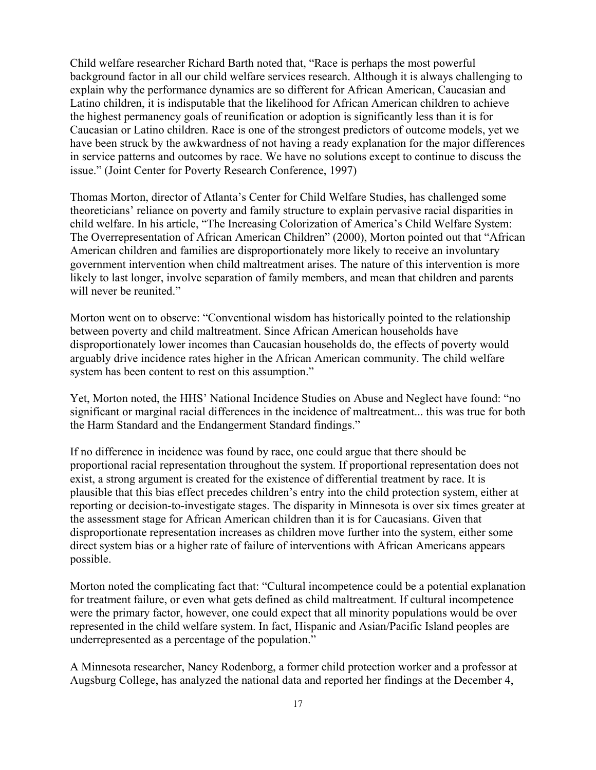Child welfare researcher Richard Barth noted that, "Race is perhaps the most powerful background factor in all our child welfare services research. Although it is always challenging to explain why the performance dynamics are so different for African American, Caucasian and Latino children, it is indisputable that the likelihood for African American children to achieve the highest permanency goals of reunification or adoption is significantly less than it is for Caucasian or Latino children. Race is one of the strongest predictors of outcome models, yet we have been struck by the awkwardness of not having a ready explanation for the major differences in service patterns and outcomes by race. We have no solutions except to continue to discuss the issue." (Joint Center for Poverty Research Conference, 1997)

Thomas Morton, director of Atlanta's Center for Child Welfare Studies, has challenged some theoreticians' reliance on poverty and family structure to explain pervasive racial disparities in child welfare. In his article, "The Increasing Colorization of America's Child Welfare System: The Overrepresentation of African American Children" (2000), Morton pointed out that "African American children and families are disproportionately more likely to receive an involuntary government intervention when child maltreatment arises. The nature of this intervention is more likely to last longer, involve separation of family members, and mean that children and parents will never be reunited."

Morton went on to observe: "Conventional wisdom has historically pointed to the relationship between poverty and child maltreatment. Since African American households have disproportionately lower incomes than Caucasian households do, the effects of poverty would arguably drive incidence rates higher in the African American community. The child welfare system has been content to rest on this assumption."

Yet, Morton noted, the HHS' National Incidence Studies on Abuse and Neglect have found: "no significant or marginal racial differences in the incidence of maltreatment... this was true for both the Harm Standard and the Endangerment Standard findings."

If no difference in incidence was found by race, one could argue that there should be proportional racial representation throughout the system. If proportional representation does not exist, a strong argument is created for the existence of differential treatment by race. It is plausible that this bias effect precedes children's entry into the child protection system, either at reporting or decision-to-investigate stages. The disparity in Minnesota is over six times greater at the assessment stage for African American children than it is for Caucasians. Given that disproportionate representation increases as children move further into the system, either some direct system bias or a higher rate of failure of interventions with African Americans appears possible.

Morton noted the complicating fact that: "Cultural incompetence could be a potential explanation for treatment failure, or even what gets defined as child maltreatment. If cultural incompetence were the primary factor, however, one could expect that all minority populations would be over represented in the child welfare system. In fact, Hispanic and Asian/Pacific Island peoples are underrepresented as a percentage of the population."

A Minnesota researcher, Nancy Rodenborg, a former child protection worker and a professor at Augsburg College, has analyzed the national data and reported her findings at the December 4,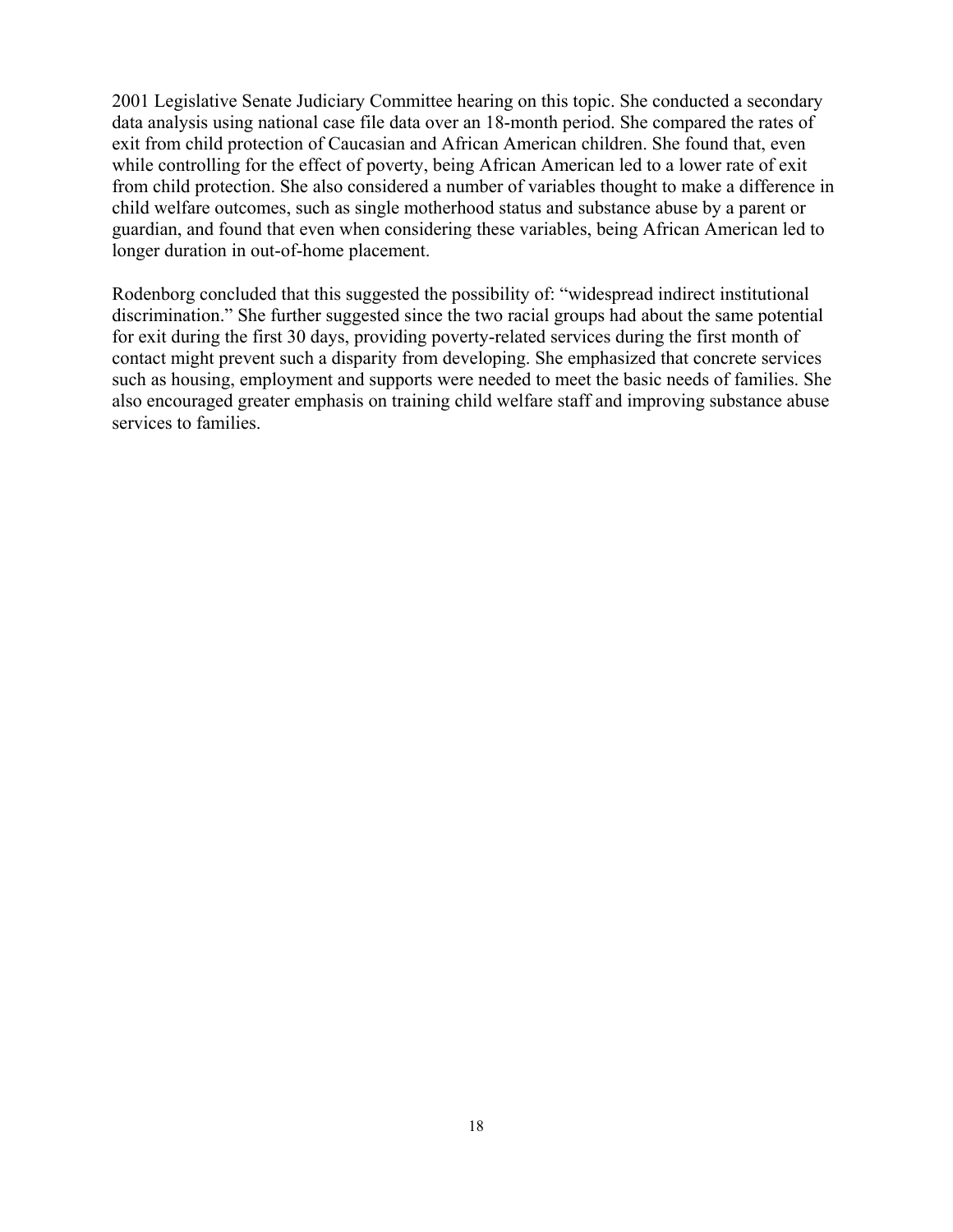2001 Legislative Senate Judiciary Committee hearing on this topic. She conducted a secondary data analysis using national case file data over an 18-month period. She compared the rates of exit from child protection of Caucasian and African American children. She found that, even while controlling for the effect of poverty, being African American led to a lower rate of exit from child protection. She also considered a number of variables thought to make a difference in child welfare outcomes, such as single motherhood status and substance abuse by a parent or guardian, and found that even when considering these variables, being African American led to longer duration in out-of-home placement.

Rodenborg concluded that this suggested the possibility of: "widespread indirect institutional discrimination." She further suggested since the two racial groups had about the same potential for exit during the first 30 days, providing poverty-related services during the first month of contact might prevent such a disparity from developing. She emphasized that concrete services such as housing, employment and supports were needed to meet the basic needs of families. She also encouraged greater emphasis on training child welfare staff and improving substance abuse services to families.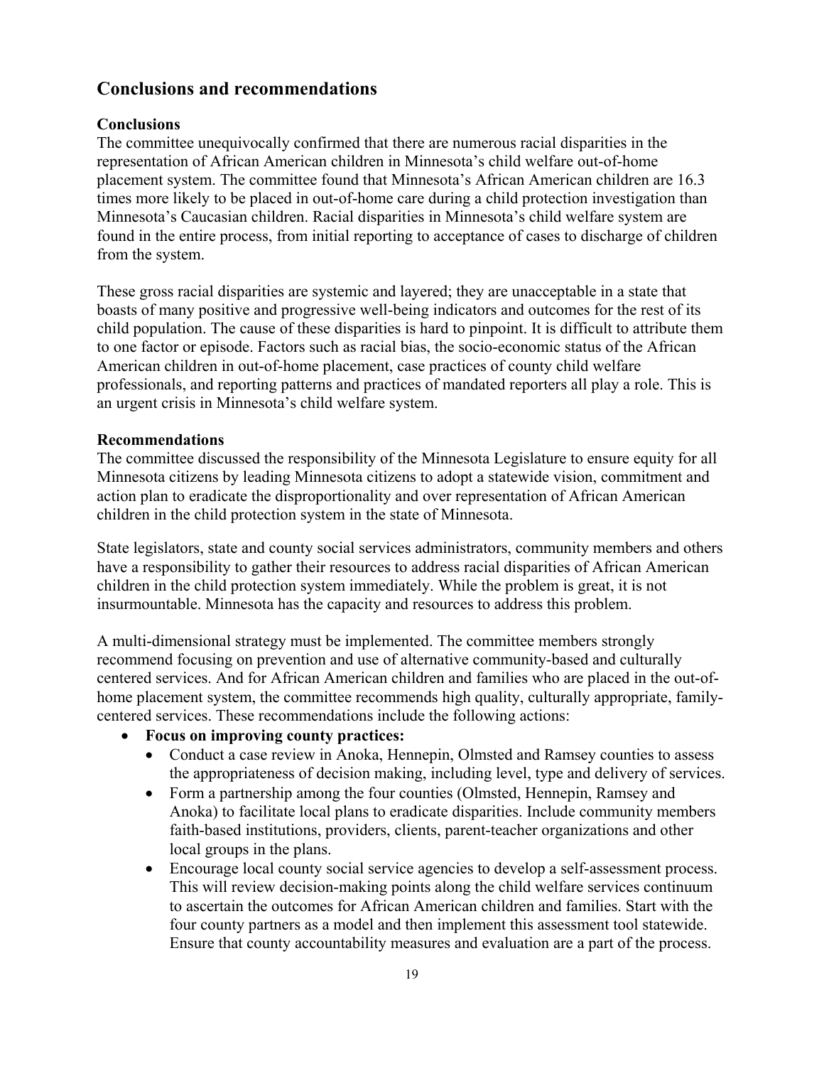## Conclusions and recommendations

### Conclusions

The committee unequivocally confirmed that there are numerous racial disparities in the representation of African American children in Minnesota's child welfare out-of-home placement system. The committee found that Minnesota's African American children are 16.3 times more likely to be placed in out-of-home care during a child protection investigation than Minnesota's Caucasian children. Racial disparities in Minnesota's child welfare system are found in the entire process, from initial reporting to acceptance of cases to discharge of children from the system.

These gross racial disparities are systemic and layered; they are unacceptable in a state that boasts of many positive and progressive well-being indicators and outcomes for the rest of its child population. The cause of these disparities is hard to pinpoint. It is difficult to attribute them to one factor or episode. Factors such as racial bias, the socio-economic status of the African American children in out-of-home placement, case practices of county child welfare professionals, and reporting patterns and practices of mandated reporters all play a role. This is an urgent crisis in Minnesota's child welfare system.

### Recommendations

The committee discussed the responsibility of the Minnesota Legislature to ensure equity for all Minnesota citizens by leading Minnesota citizens to adopt a statewide vision, commitment and action plan to eradicate the disproportionality and over representation of African American children in the child protection system in the state of Minnesota.

State legislators, state and county social services administrators, community members and others have a responsibility to gather their resources to address racial disparities of African American children in the child protection system immediately. While the problem is great, it is not insurmountable. Minnesota has the capacity and resources to address this problem.

A multi-dimensional strategy must be implemented. The committee members strongly recommend focusing on prevention and use of alternative community-based and culturally centered services. And for African American children and families who are placed in the out-of-home placement system, the committee recommends high quality, culturally appropriate, family-centered services. These recommendations include the following actions:

- **Focus on improving county practices:**
  - Conduct a case review in Anoka, Hennepin, Olmsted and Ramsey counties to assess the appropriateness of decision making, including level, type and delivery of services.
  - Form a partnership among the four counties (Olmsted, Hennepin, Ramsey and Anoka) to facilitate local plans to eradicate disparities. Include community members faith-based institutions, providers, clients, parent-teacher organizations and other local groups in the plans.
  - Encourage local county social service agencies to develop a self-assessment process. This will review decision-making points along the child welfare services continuum to ascertain the outcomes for African American children and families. Start with the four county partners as a model and then implement this assessment tool statewide. Ensure that county accountability measures and evaluation are a part of the process.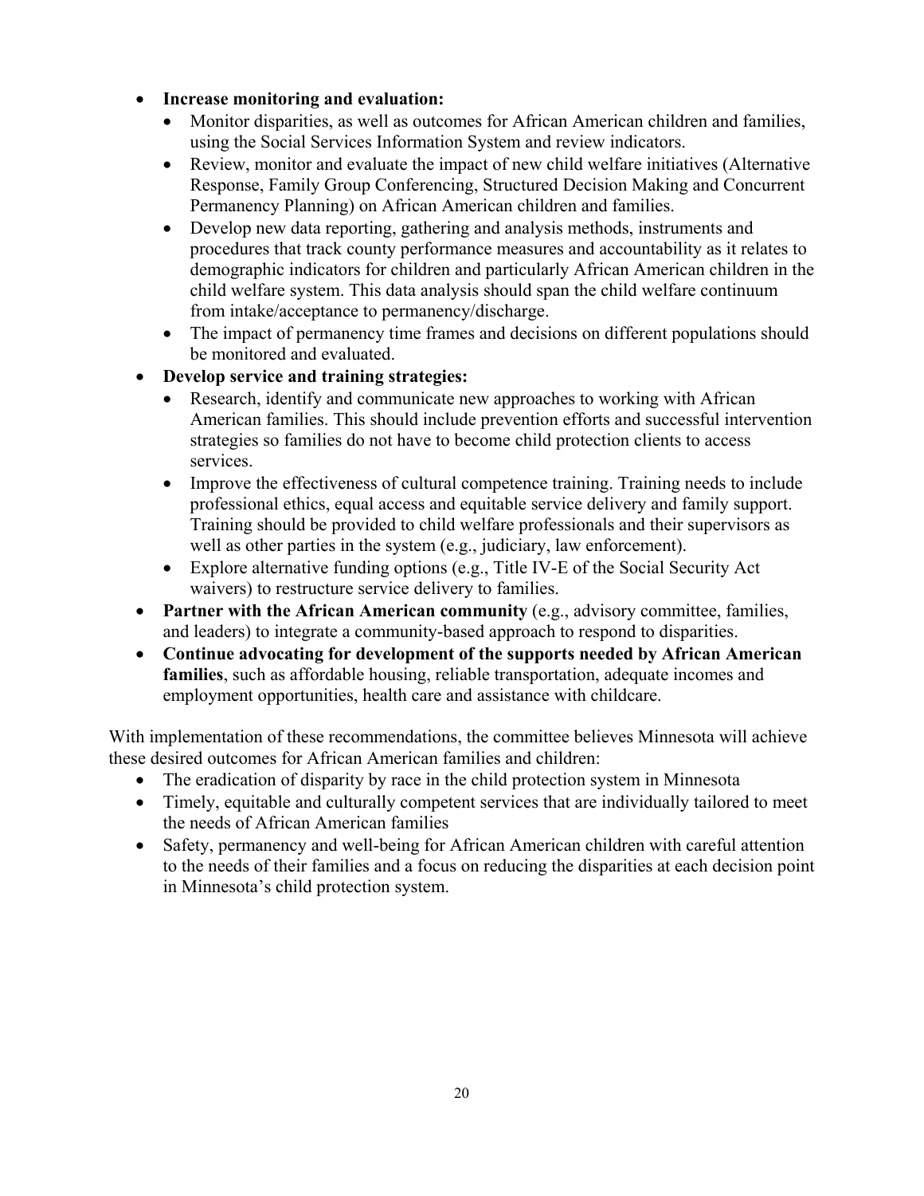- **Increase monitoring and evaluation:**
  - Monitor disparities, as well as outcomes for African American children and families, using the Social Services Information System and review indicators.
  - Review, monitor and evaluate the impact of new child welfare initiatives (Alternative Response, Family Group Conferencing, Structured Decision Making and Concurrent Permanency Planning) on African American children and families.
  - Develop new data reporting, gathering and analysis methods, instruments and procedures that track county performance measures and accountability as it relates to demographic indicators for children and particularly African American children in the child welfare system. This data analysis should span the child welfare continuum from intake/acceptance to permanency/discharge.
  - The impact of permanency time frames and decisions on different populations should be monitored and evaluated.
- **Develop service and training strategies:**
  - Research, identify and communicate new approaches to working with African American families. This should include prevention efforts and successful intervention strategies so families do not have to become child protection clients to access services.
  - Improve the effectiveness of cultural competence training. Training needs to include professional ethics, equal access and equitable service delivery and family support. Training should be provided to child welfare professionals and their supervisors as well as other parties in the system (e.g., judiciary, law enforcement).
  - Explore alternative funding options (e.g., Title IV-E of the Social Security Act waivers) to restructure service delivery to families.
- **Partner with the African American community** (e.g., advisory committee, families, and leaders) to integrate a community-based approach to respond to disparities.
- **Continue advocating for development of the supports needed by African American families**, such as affordable housing, reliable transportation, adequate incomes and employment opportunities, health care and assistance with childcare.

With implementation of these recommendations, the committee believes Minnesota will achieve these desired outcomes for African American families and children:

- The eradication of disparity by race in the child protection system in Minnesota
- Timely, equitable and culturally competent services that are individually tailored to meet the needs of African American families
- Safety, permanency and well-being for African American children with careful attention to the needs of their families and a focus on reducing the disparities at each decision point in Minnesota's child protection system.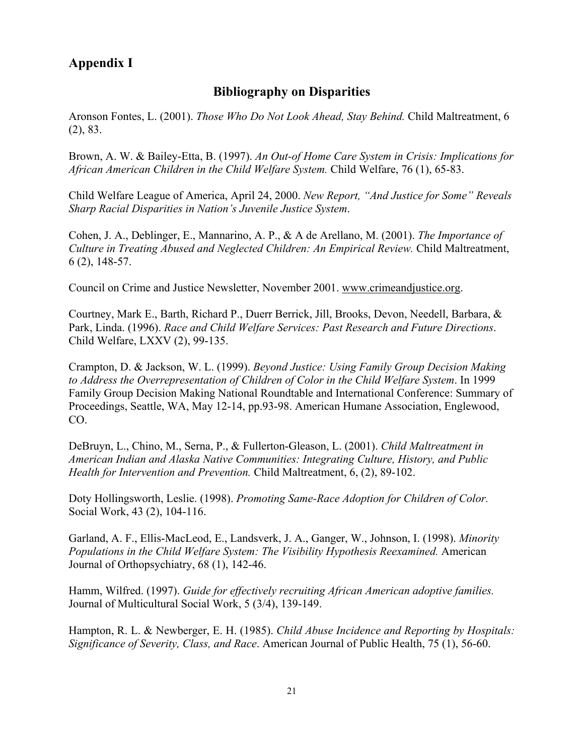## Appendix I

### Bibliography on Disparities

Aronson Fontes, L. (2001). *Those Who Do Not Look Ahead, Stay Behind.* Child Maltreatment, 6 (2), 83.

Brown, A. W. & Bailey-Etta, B. (1997). *An Out-of Home Care System in Crisis: Implications for African American Children in the Child Welfare System.* Child Welfare, 76 (1), 65-83.

Child Welfare League of America, April 24, 2000. *New Report, "And Justice for Some" Reveals Sharp Racial Disparities in Nation's Juvenile Justice System*.

Cohen, J. A., Deblinger, E., Mannarino, A. P., & A de Arellano, M. (2001). *The Importance of Culture in Treating Abused and Neglected Children: An Empirical Review.* Child Maltreatment, 6 (2), 148-57.

Council on Crime and Justice Newsletter, November 2001. www.crimeandjustice.org.

Courtney, Mark E., Barth, Richard P., Duerr Berrick, Jill, Brooks, Devon, Needell, Barbara, & Park, Linda. (1996). *Race and Child Welfare Services: Past Research and Future Directions*. Child Welfare, LXXV (2), 99-135.

Crampton, D. & Jackson, W. L. (1999). *Beyond Justice: Using Family Group Decision Making to Address the Overrepresentation of Children of Color in the Child Welfare System*. In 1999 Family Group Decision Making National Roundtable and International Conference: Summary of Proceedings, Seattle, WA, May 12-14, pp.93-98. American Humane Association, Englewood, CO.

DeBruyn, L., Chino, M., Serna, P., & Fullerton-Gleason, L. (2001). *Child Maltreatment in American Indian and Alaska Native Communities: Integrating Culture, History, and Public Health for Intervention and Prevention.* Child Maltreatment, 6, (2), 89-102.

Doty Hollingsworth, Leslie. (1998). *Promoting Same-Race Adoption for Children of Color.* Social Work, 43 (2), 104-116.

Garland, A. F., Ellis-MacLeod, E., Landsverk, J. A., Ganger, W., Johnson, I. (1998). *Minority Populations in the Child Welfare System: The Visibility Hypothesis Reexamined.* American Journal of Orthopsychiatry, 68 (1), 142-46.

Hamm, Wilfred. (1997). *Guide for effectively recruiting African American adoptive families.* Journal of Multicultural Social Work, 5 (3/4), 139-149.

Hampton, R. L. & Newberger, E. H. (1985). *Child Abuse Incidence and Reporting by Hospitals: Significance of Severity, Class, and Race*. American Journal of Public Health, 75 (1), 56-60.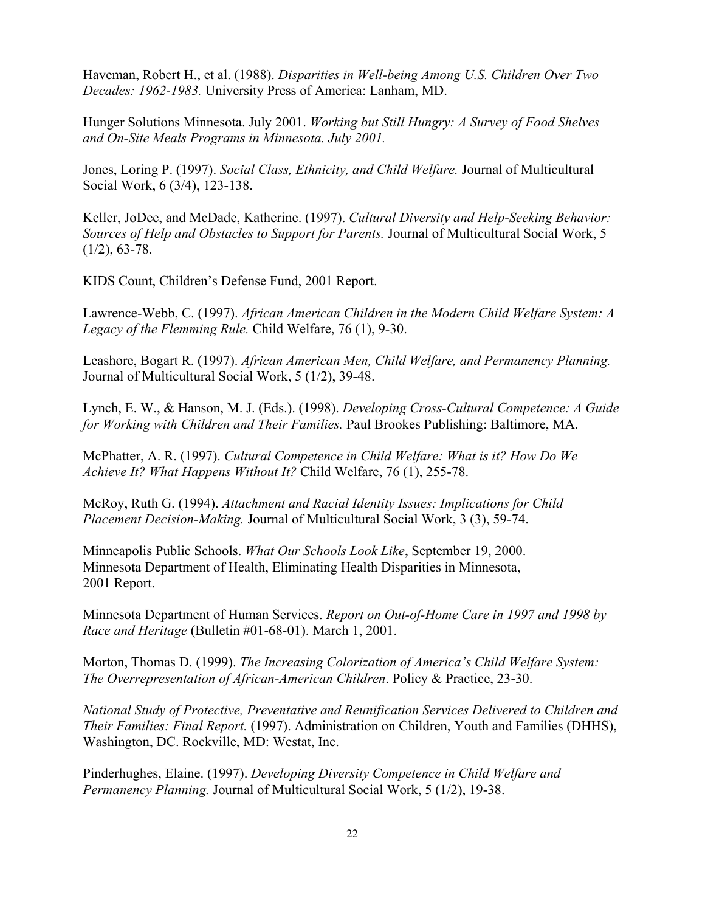Haveman, Robert H., et al. (1988). *Disparities in Well-being Among U.S. Children Over Two Decades: 1962-1983.* University Press of America: Lanham, MD.

Hunger Solutions Minnesota. July 2001. *Working but Still Hungry: A Survey of Food Shelves and On-Site Meals Programs in Minnesota. July 2001.*

Jones, Loring P. (1997). *Social Class, Ethnicity, and Child Welfare.* Journal of Multicultural Social Work, 6 (3/4), 123-138.

Keller, JoDee, and McDade, Katherine. (1997). *Cultural Diversity and Help-Seeking Behavior: Sources of Help and Obstacles to Support for Parents.* Journal of Multicultural Social Work, 5 (1/2), 63-78.

KIDS Count, Children's Defense Fund, 2001 Report.

Lawrence-Webb, C. (1997). *African American Children in the Modern Child Welfare System: A Legacy of the Flemming Rule.* Child Welfare, 76 (1), 9-30.

Leashore, Bogart R. (1997). *African American Men, Child Welfare, and Permanency Planning.* Journal of Multicultural Social Work, 5 (1/2), 39-48.

Lynch, E. W., & Hanson, M. J. (Eds.). (1998). *Developing Cross-Cultural Competence: A Guide for Working with Children and Their Families.* Paul Brookes Publishing: Baltimore, MA.

McPhatter, A. R. (1997). *Cultural Competence in Child Welfare: What is it? How Do We Achieve It? What Happens Without It?* Child Welfare, 76 (1), 255-78.

McRoy, Ruth G. (1994). *Attachment and Racial Identity Issues: Implications for Child Placement Decision-Making.* Journal of Multicultural Social Work, 3 (3), 59-74.

Minneapolis Public Schools. *What Our Schools Look Like*, September 19, 2000.
Minnesota Department of Health, Eliminating Health Disparities in Minnesota, 2001 Report.

Minnesota Department of Human Services. *Report on Out-of-Home Care in 1997 and 1998 by Race and Heritage* (Bulletin #01-68-01). March 1, 2001.

Morton, Thomas D. (1999). *The Increasing Colorization of America's Child Welfare System: The Overrepresentation of African-American Children*. Policy & Practice, 23-30.

*National Study of Protective, Preventative and Reunification Services Delivered to Children and Their Families: Final Report.* (1997). Administration on Children, Youth and Families (DHHS), Washington, DC. Rockville, MD: Westat, Inc.

Pinderhughes, Elaine. (1997). *Developing Diversity Competence in Child Welfare and Permanency Planning.* Journal of Multicultural Social Work, 5 (1/2), 19-38.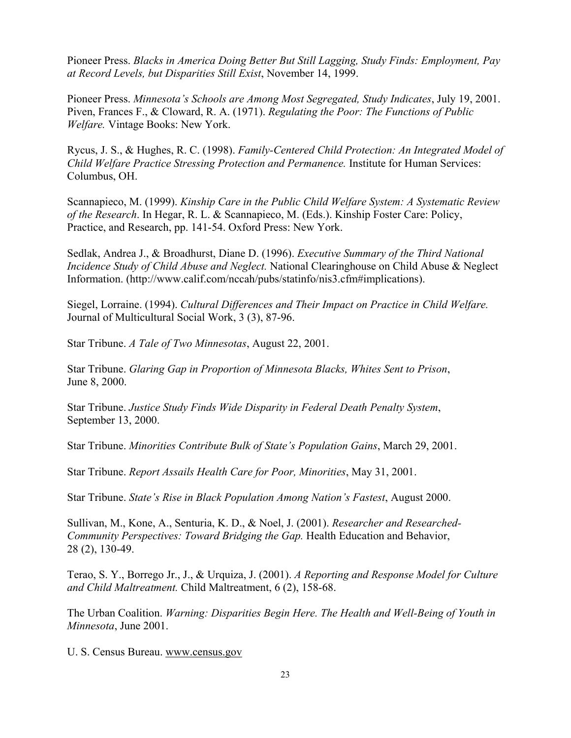Pioneer Press. *Blacks in America Doing Better But Still Lagging, Study Finds: Employment, Pay at Record Levels, but Disparities Still Exist*, November 14, 1999.

Pioneer Press. *Minnesota's Schools are Among Most Segregated, Study Indicates*, July 19, 2001.
Piven, Frances F., & Cloward, R. A. (1971). *Regulating the Poor: The Functions of Public Welfare.* Vintage Books: New York.

Rycus, J. S., & Hughes, R. C. (1998). *Family-Centered Child Protection: An Integrated Model of Child Welfare Practice Stressing Protection and Permanence.* Institute for Human Services: Columbus, OH.

Scannapieco, M. (1999). *Kinship Care in the Public Child Welfare System: A Systematic Review of the Research*. In Hegar, R. L. & Scannapieco, M. (Eds.). Kinship Foster Care: Policy, Practice, and Research, pp. 141-54. Oxford Press: New York.

Sedlak, Andrea J., & Broadhurst, Diane D. (1996). *Executive Summary of the Third National Incidence Study of Child Abuse and Neglect.* National Clearinghouse on Child Abuse & Neglect Information. (http://www.calif.com/nccah/pubs/statinfo/nis3.cfm#implications).

Siegel, Lorraine. (1994). *Cultural Differences and Their Impact on Practice in Child Welfare.* Journal of Multicultural Social Work, 3 (3), 87-96.

Star Tribune. *A Tale of Two Minnesotas*, August 22, 2001.

Star Tribune. *Glaring Gap in Proportion of Minnesota Blacks, Whites Sent to Prison*, June 8, 2000.

Star Tribune. *Justice Study Finds Wide Disparity in Federal Death Penalty System*, September 13, 2000.

Star Tribune. *Minorities Contribute Bulk of State's Population Gains*, March 29, 2001.

Star Tribune. *Report Assails Health Care for Poor, Minorities*, May 31, 2001.

Star Tribune. *State's Rise in Black Population Among Nation's Fastest*, August 2000.

Sullivan, M., Kone, A., Senturia, K. D., & Noel, J. (2001). *Researcher and Researched-Community Perspectives: Toward Bridging the Gap.* Health Education and Behavior, 28 (2), 130-49.

Terao, S. Y., Borrego Jr., J., & Urquiza, J. (2001). *A Reporting and Response Model for Culture and Child Maltreatment.* Child Maltreatment, 6 (2), 158-68.

The Urban Coalition. *Warning: Disparities Begin Here. The Health and Well-Being of Youth in Minnesota*, June 2001.

U. S. Census Bureau. www.census.gov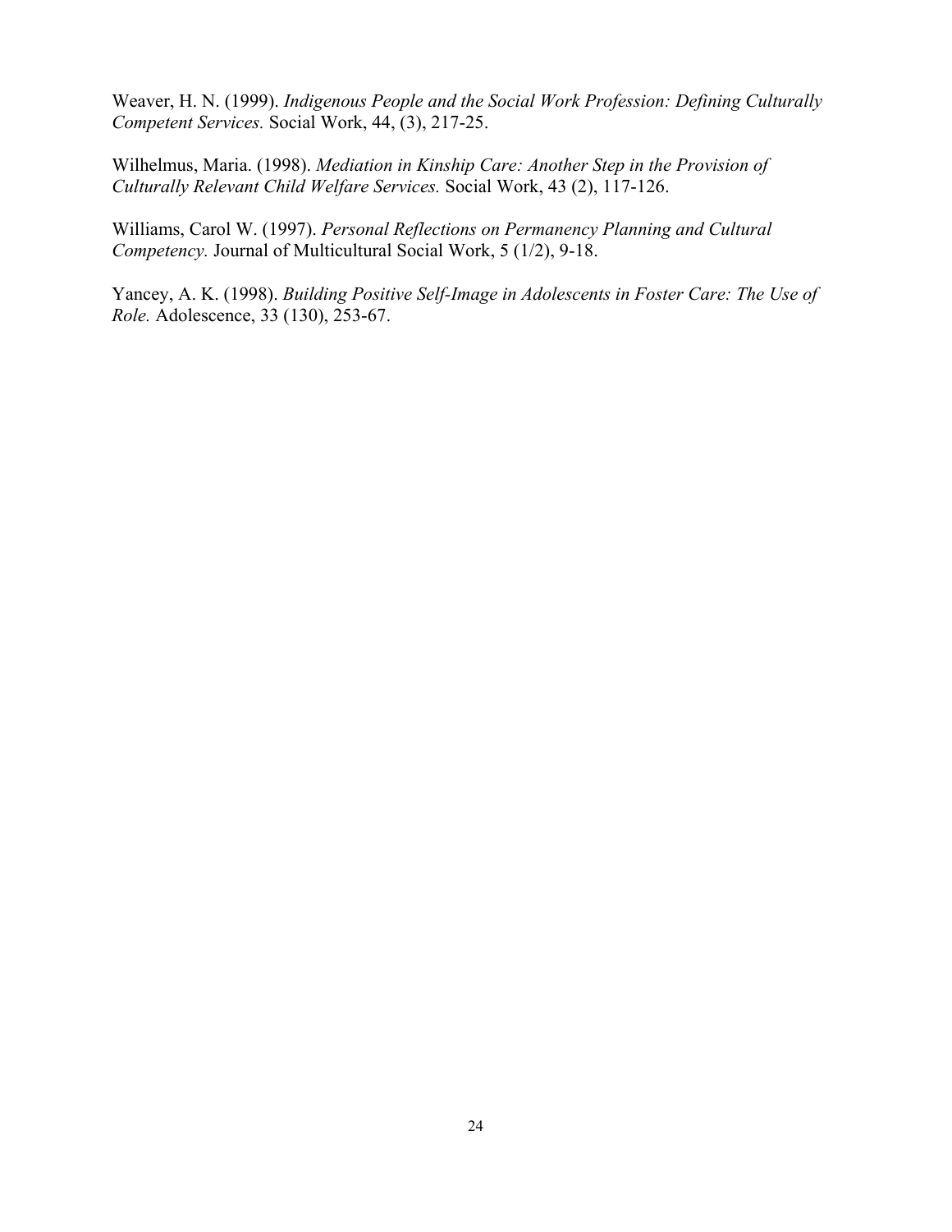Weaver, H. N. (1999). *Indigenous People and the Social Work Profession: Defining Culturally Competent Services.* Social Work, 44, (3), 217-25.

Wilhelmus, Maria. (1998). *Mediation in Kinship Care: Another Step in the Provision of Culturally Relevant Child Welfare Services.* Social Work, 43 (2), 117-126.

Williams, Carol W. (1997). *Personal Reflections on Permanency Planning and Cultural Competency.* Journal of Multicultural Social Work, 5 (1/2), 9-18.

Yancey, A. K. (1998). *Building Positive Self-Image in Adolescents in Foster Care: The Use of Role.* Adolescence, 33 (130), 253-67.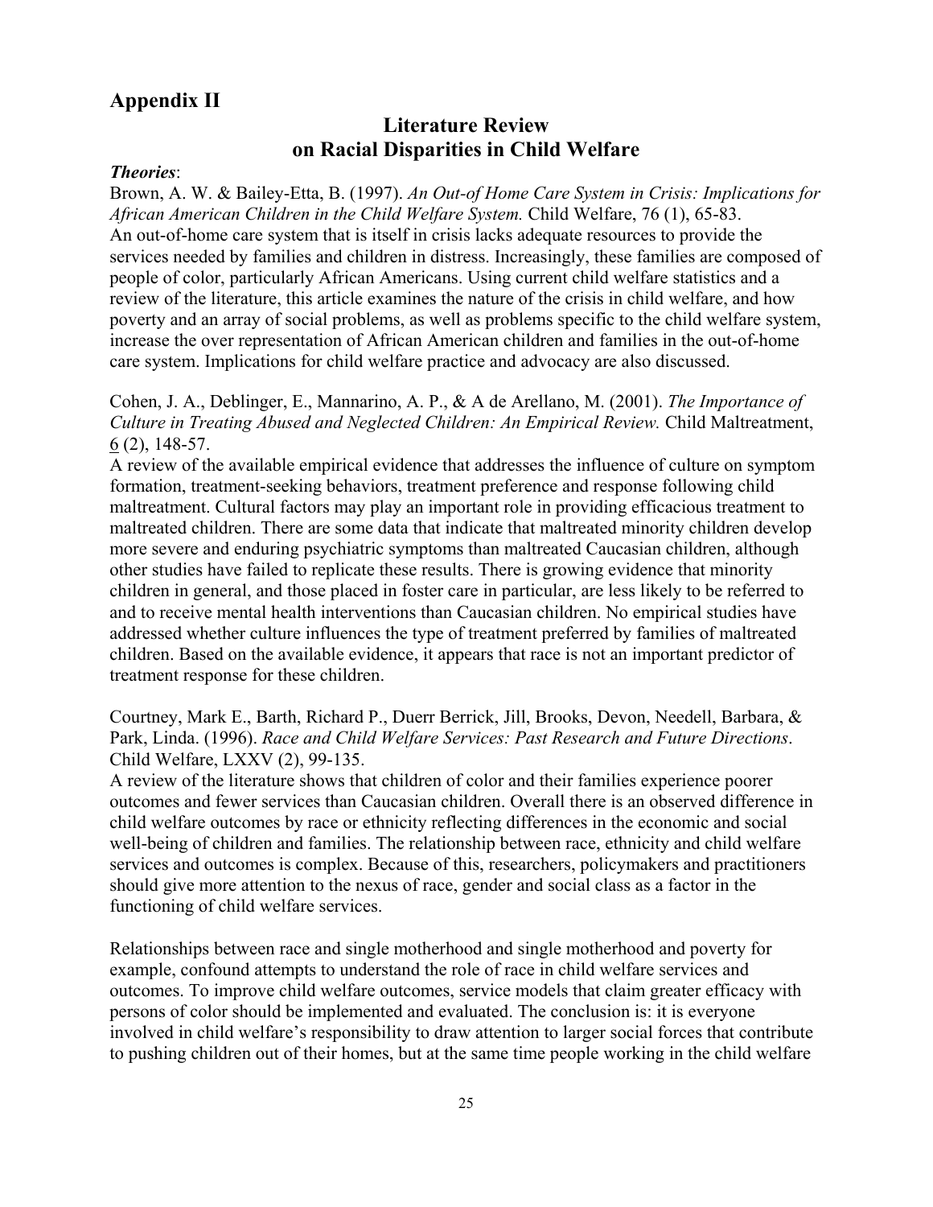## Appendix II

### Literature Review on Racial Disparities in Child Welfare

***Theories***:

Brown, A. W. & Bailey-Etta, B. (1997). *An Out-of Home Care System in Crisis: Implications for African American Children in the Child Welfare System.* Child Welfare, 76 (1), 65-83.
An out-of-home care system that is itself in crisis lacks adequate resources to provide the services needed by families and children in distress. Increasingly, these families are composed of people of color, particularly African Americans. Using current child welfare statistics and a review of the literature, this article examines the nature of the crisis in child welfare, and how poverty and an array of social problems, as well as problems specific to the child welfare system, increase the over representation of African American children and families in the out-of-home care system. Implications for child welfare practice and advocacy are also discussed.

Cohen, J. A., Deblinger, E., Mannarino, A. P., & A de Arellano, M. (2001). *The Importance of Culture in Treating Abused and Neglected Children: An Empirical Review.* Child Maltreatment, 6 (2), 148-57.
A review of the available empirical evidence that addresses the influence of culture on symptom formation, treatment-seeking behaviors, treatment preference and response following child maltreatment. Cultural factors may play an important role in providing efficacious treatment to maltreated children. There are some data that indicate that maltreated minority children develop more severe and enduring psychiatric symptoms than maltreated Caucasian children, although other studies have failed to replicate these results. There is growing evidence that minority children in general, and those placed in foster care in particular, are less likely to be referred to and to receive mental health interventions than Caucasian children. No empirical studies have addressed whether culture influences the type of treatment preferred by families of maltreated children. Based on the available evidence, it appears that race is not an important predictor of treatment response for these children.

Courtney, Mark E., Barth, Richard P., Duerr Berrick, Jill, Brooks, Devon, Needell, Barbara, & Park, Linda. (1996). *Race and Child Welfare Services: Past Research and Future Directions*. Child Welfare, LXXV (2), 99-135.
A review of the literature shows that children of color and their families experience poorer outcomes and fewer services than Caucasian children. Overall there is an observed difference in child welfare outcomes by race or ethnicity reflecting differences in the economic and social well-being of children and families. The relationship between race, ethnicity and child welfare services and outcomes is complex. Because of this, researchers, policymakers and practitioners should give more attention to the nexus of race, gender and social class as a factor in the functioning of child welfare services.

Relationships between race and single motherhood and single motherhood and poverty for example, confound attempts to understand the role of race in child welfare services and outcomes. To improve child welfare outcomes, service models that claim greater efficacy with persons of color should be implemented and evaluated. The conclusion is: it is everyone involved in child welfare's responsibility to draw attention to larger social forces that contribute to pushing children out of their homes, but at the same time people working in the child welfare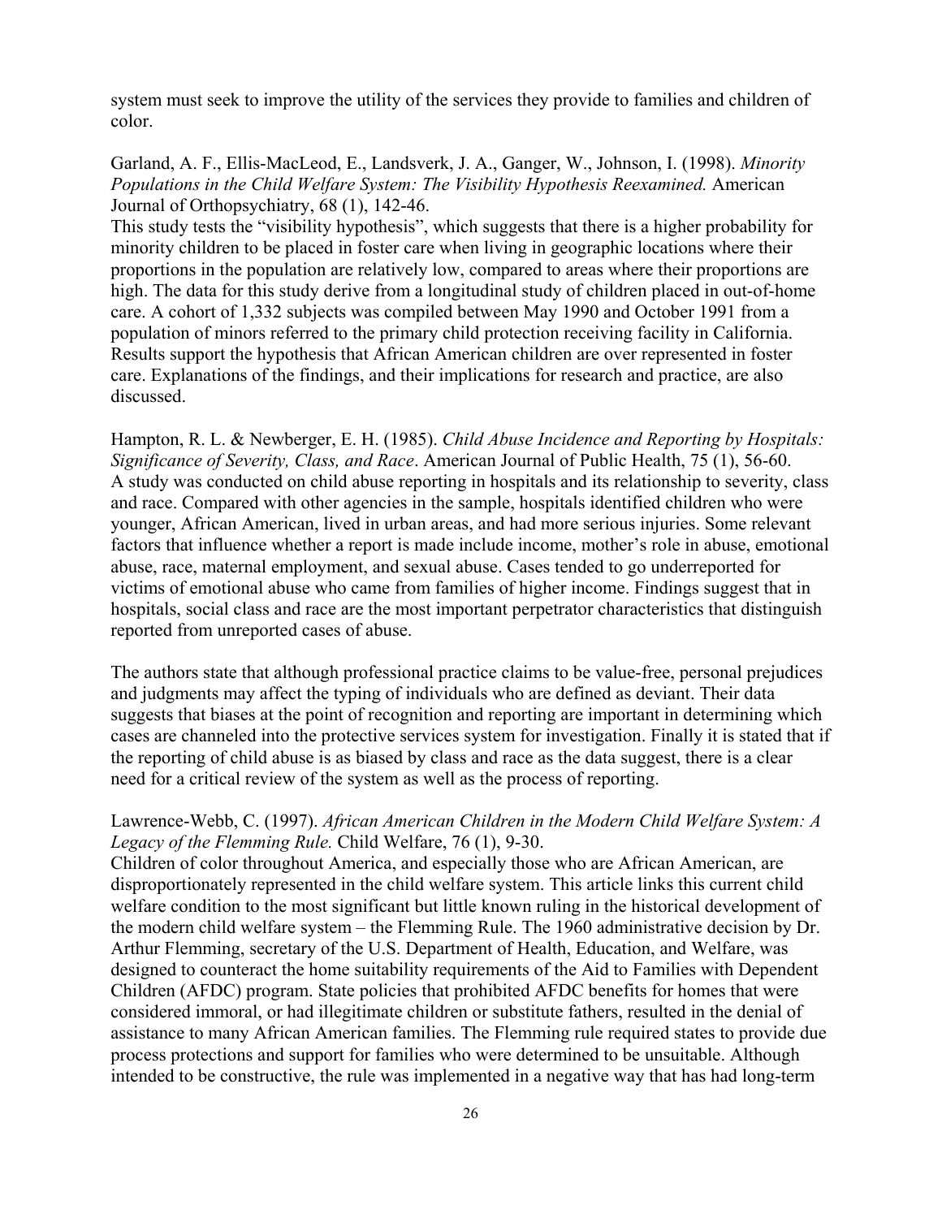system must seek to improve the utility of the services they provide to families and children of color.

Garland, A. F., Ellis-MacLeod, E., Landsverk, J. A., Ganger, W., Johnson, I. (1998). *Minority Populations in the Child Welfare System: The Visibility Hypothesis Reexamined.* American Journal of Orthopsychiatry, 68 (1), 142-46.
This study tests the "visibility hypothesis", which suggests that there is a higher probability for minority children to be placed in foster care when living in geographic locations where their proportions in the population are relatively low, compared to areas where their proportions are high. The data for this study derive from a longitudinal study of children placed in out-of-home care. A cohort of 1,332 subjects was compiled between May 1990 and October 1991 from a population of minors referred to the primary child protection receiving facility in California. Results support the hypothesis that African American children are over represented in foster care. Explanations of the findings, and their implications for research and practice, are also discussed.

Hampton, R. L. & Newberger, E. H. (1985). *Child Abuse Incidence and Reporting by Hospitals: Significance of Severity, Class, and Race*. American Journal of Public Health, 75 (1), 56-60.
A study was conducted on child abuse reporting in hospitals and its relationship to severity, class and race. Compared with other agencies in the sample, hospitals identified children who were younger, African American, lived in urban areas, and had more serious injuries. Some relevant factors that influence whether a report is made include income, mother's role in abuse, emotional abuse, race, maternal employment, and sexual abuse. Cases tended to go underreported for victims of emotional abuse who came from families of higher income. Findings suggest that in hospitals, social class and race are the most important perpetrator characteristics that distinguish reported from unreported cases of abuse.

The authors state that although professional practice claims to be value-free, personal prejudices and judgments may affect the typing of individuals who are defined as deviant. Their data suggests that biases at the point of recognition and reporting are important in determining which cases are channeled into the protective services system for investigation. Finally it is stated that if the reporting of child abuse is as biased by class and race as the data suggest, there is a clear need for a critical review of the system as well as the process of reporting.

Lawrence-Webb, C. (1997). *African American Children in the Modern Child Welfare System: A Legacy of the Flemming Rule.* Child Welfare, 76 (1), 9-30.
Children of color throughout America, and especially those who are African American, are disproportionately represented in the child welfare system. This article links this current child welfare condition to the most significant but little known ruling in the historical development of the modern child welfare system – the Flemming Rule. The 1960 administrative decision by Dr. Arthur Flemming, secretary of the U.S. Department of Health, Education, and Welfare, was designed to counteract the home suitability requirements of the Aid to Families with Dependent Children (AFDC) program. State policies that prohibited AFDC benefits for homes that were considered immoral, or had illegitimate children or substitute fathers, resulted in the denial of assistance to many African American families. The Flemming rule required states to provide due process protections and support for families who were determined to be unsuitable. Although intended to be constructive, the rule was implemented in a negative way that has had long-term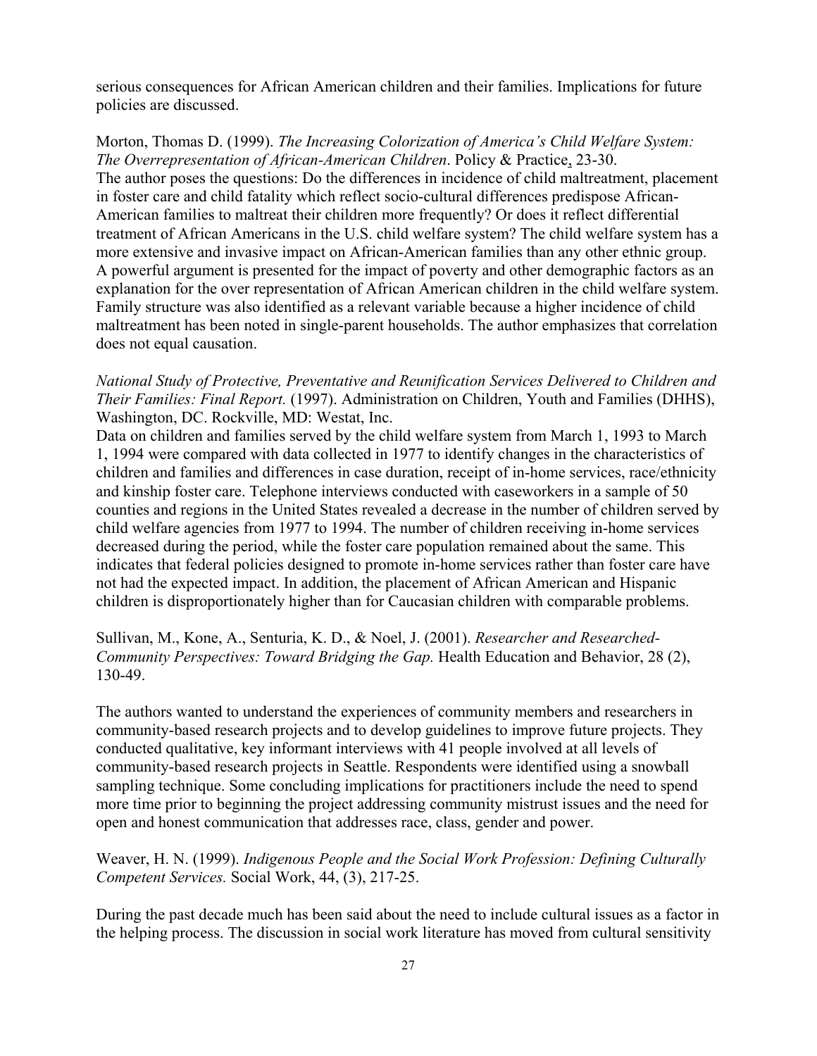serious consequences for African American children and their families. Implications for future policies are discussed.

Morton, Thomas D. (1999). *The Increasing Colorization of America's Child Welfare System: The Overrepresentation of African-American Children*. Policy & Practice, 23-30.
The author poses the questions: Do the differences in incidence of child maltreatment, placement in foster care and child fatality which reflect socio-cultural differences predispose African-American families to maltreat their children more frequently? Or does it reflect differential treatment of African Americans in the U.S. child welfare system? The child welfare system has a more extensive and invasive impact on African-American families than any other ethnic group. A powerful argument is presented for the impact of poverty and other demographic factors as an explanation for the over representation of African American children in the child welfare system. Family structure was also identified as a relevant variable because a higher incidence of child maltreatment has been noted in single-parent households. The author emphasizes that correlation does not equal causation.

*National Study of Protective, Preventative and Reunification Services Delivered to Children and Their Families: Final Report.* (1997). Administration on Children, Youth and Families (DHHS), Washington, DC. Rockville, MD: Westat, Inc.
Data on children and families served by the child welfare system from March 1, 1993 to March 1, 1994 were compared with data collected in 1977 to identify changes in the characteristics of children and families and differences in case duration, receipt of in-home services, race/ethnicity and kinship foster care. Telephone interviews conducted with caseworkers in a sample of 50 counties and regions in the United States revealed a decrease in the number of children served by child welfare agencies from 1977 to 1994. The number of children receiving in-home services decreased during the period, while the foster care population remained about the same. This indicates that federal policies designed to promote in-home services rather than foster care have not had the expected impact. In addition, the placement of African American and Hispanic children is disproportionately higher than for Caucasian children with comparable problems.

Sullivan, M., Kone, A., Senturia, K. D., & Noel, J. (2001). *Researcher and Researched-Community Perspectives: Toward Bridging the Gap.* Health Education and Behavior, 28 (2), 130-49.

The authors wanted to understand the experiences of community members and researchers in community-based research projects and to develop guidelines to improve future projects. They conducted qualitative, key informant interviews with 41 people involved at all levels of community-based research projects in Seattle. Respondents were identified using a snowball sampling technique. Some concluding implications for practitioners include the need to spend more time prior to beginning the project addressing community mistrust issues and the need for open and honest communication that addresses race, class, gender and power.

Weaver, H. N. (1999). *Indigenous People and the Social Work Profession: Defining Culturally Competent Services.* Social Work, 44, (3), 217-25.

During the past decade much has been said about the need to include cultural issues as a factor in the helping process. The discussion in social work literature has moved from cultural sensitivity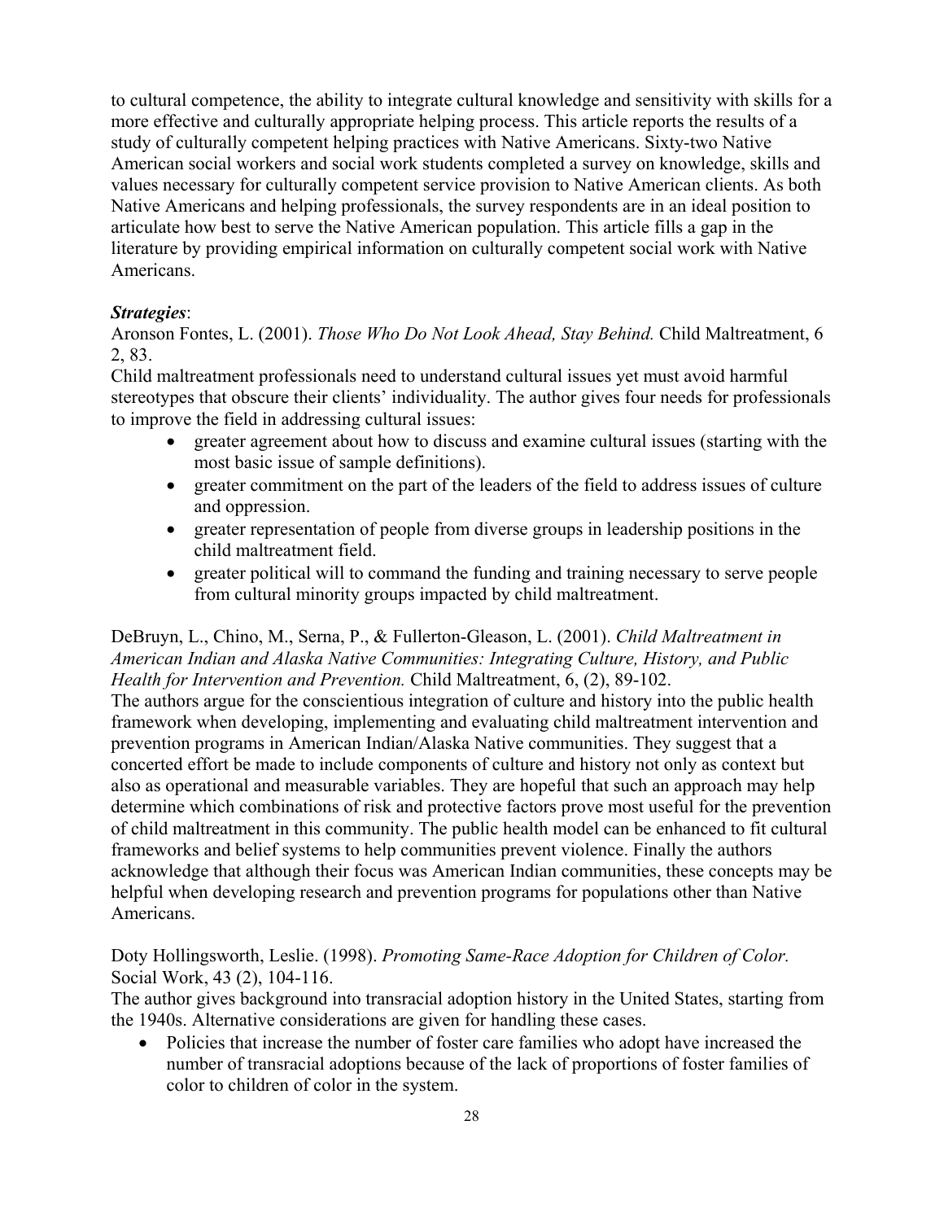to cultural competence, the ability to integrate cultural knowledge and sensitivity with skills for a more effective and culturally appropriate helping process. This article reports the results of a study of culturally competent helping practices with Native Americans. Sixty-two Native American social workers and social work students completed a survey on knowledge, skills and values necessary for culturally competent service provision to Native American clients. As both Native Americans and helping professionals, the survey respondents are in an ideal position to articulate how best to serve the Native American population. This article fills a gap in the literature by providing empirical information on culturally competent social work with Native Americans.

***Strategies***:

Aronson Fontes, L. (2001). *Those Who Do Not Look Ahead, Stay Behind.* Child Maltreatment, 6 2, 83.

Child maltreatment professionals need to understand cultural issues yet must avoid harmful stereotypes that obscure their clients' individuality. The author gives four needs for professionals to improve the field in addressing cultural issues:

- greater agreement about how to discuss and examine cultural issues (starting with the most basic issue of sample definitions).
- greater commitment on the part of the leaders of the field to address issues of culture and oppression.
- greater representation of people from diverse groups in leadership positions in the child maltreatment field.
- greater political will to command the funding and training necessary to serve people from cultural minority groups impacted by child maltreatment.

DeBruyn, L., Chino, M., Serna, P., & Fullerton-Gleason, L. (2001). *Child Maltreatment in American Indian and Alaska Native Communities: Integrating Culture, History, and Public Health for Intervention and Prevention.* Child Maltreatment, 6, (2), 89-102.

The authors argue for the conscientious integration of culture and history into the public health framework when developing, implementing and evaluating child maltreatment intervention and prevention programs in American Indian/Alaska Native communities. They suggest that a concerted effort be made to include components of culture and history not only as context but also as operational and measurable variables. They are hopeful that such an approach may help determine which combinations of risk and protective factors prove most useful for the prevention of child maltreatment in this community. The public health model can be enhanced to fit cultural frameworks and belief systems to help communities prevent violence. Finally the authors acknowledge that although their focus was American Indian communities, these concepts may be helpful when developing research and prevention programs for populations other than Native Americans.

Doty Hollingsworth, Leslie. (1998). *Promoting Same-Race Adoption for Children of Color.* Social Work, 43 (2), 104-116.

The author gives background into transracial adoption history in the United States, starting from the 1940s. Alternative considerations are given for handling these cases.

- Policies that increase the number of foster care families who adopt have increased the number of transracial adoptions because of the lack of proportions of foster families of color to children of color in the system.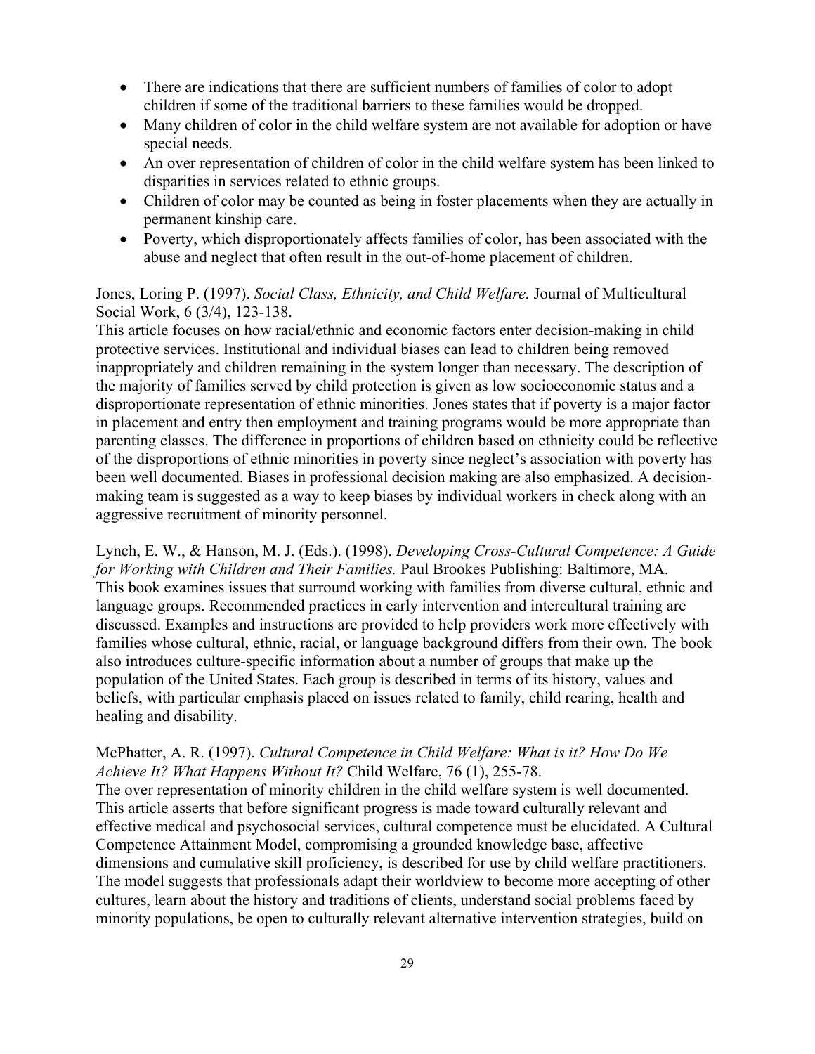- There are indications that there are sufficient numbers of families of color to adopt children if some of the traditional barriers to these families would be dropped.
- Many children of color in the child welfare system are not available for adoption or have special needs.
- An over representation of children of color in the child welfare system has been linked to disparities in services related to ethnic groups.
- Children of color may be counted as being in foster placements when they are actually in permanent kinship care.
- Poverty, which disproportionately affects families of color, has been associated with the abuse and neglect that often result in the out-of-home placement of children.

Jones, Loring P. (1997). *Social Class, Ethnicity, and Child Welfare.* Journal of Multicultural Social Work, 6 (3/4), 123-138.
This article focuses on how racial/ethnic and economic factors enter decision-making in child protective services. Institutional and individual biases can lead to children being removed inappropriately and children remaining in the system longer than necessary. The description of the majority of families served by child protection is given as low socioeconomic status and a disproportionate representation of ethnic minorities. Jones states that if poverty is a major factor in placement and entry then employment and training programs would be more appropriate than parenting classes. The difference in proportions of children based on ethnicity could be reflective of the disproportions of ethnic minorities in poverty since neglect's association with poverty has been well documented. Biases in professional decision making are also emphasized. A decision-making team is suggested as a way to keep biases by individual workers in check along with an aggressive recruitment of minority personnel.

Lynch, E. W., & Hanson, M. J. (Eds.). (1998). *Developing Cross-Cultural Competence: A Guide for Working with Children and Their Families.* Paul Brookes Publishing: Baltimore, MA.
This book examines issues that surround working with families from diverse cultural, ethnic and language groups. Recommended practices in early intervention and intercultural training are discussed. Examples and instructions are provided to help providers work more effectively with families whose cultural, ethnic, racial, or language background differs from their own. The book also introduces culture-specific information about a number of groups that make up the population of the United States. Each group is described in terms of its history, values and beliefs, with particular emphasis placed on issues related to family, child rearing, health and healing and disability.

McPhatter, A. R. (1997). *Cultural Competence in Child Welfare: What is it? How Do We Achieve It? What Happens Without It?* Child Welfare, 76 (1), 255-78.
The over representation of minority children in the child welfare system is well documented. This article asserts that before significant progress is made toward culturally relevant and effective medical and psychosocial services, cultural competence must be elucidated. A Cultural Competence Attainment Model, compromising a grounded knowledge base, affective dimensions and cumulative skill proficiency, is described for use by child welfare practitioners. The model suggests that professionals adapt their worldview to become more accepting of other cultures, learn about the history and traditions of clients, understand social problems faced by minority populations, be open to culturally relevant alternative intervention strategies, build on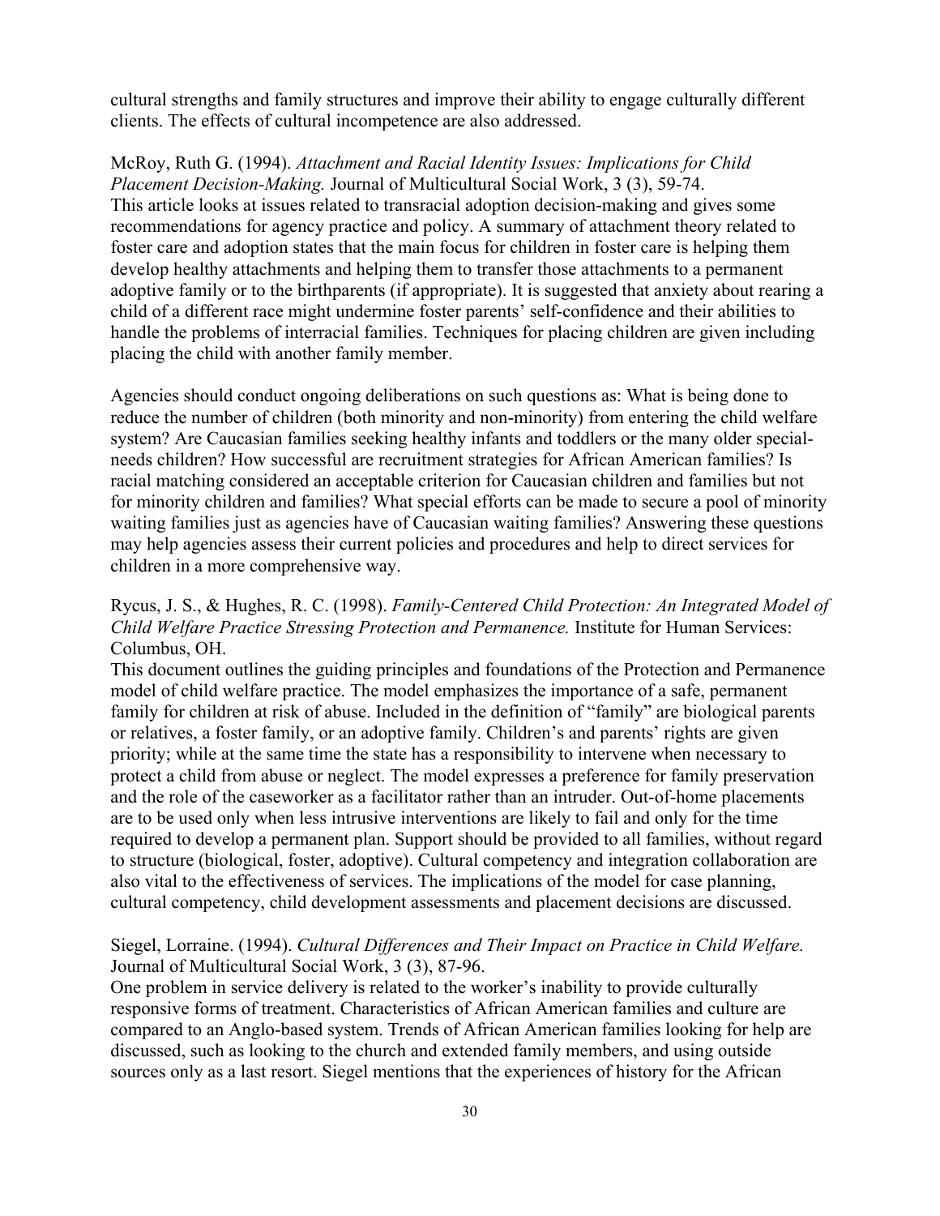cultural strengths and family structures and improve their ability to engage culturally different clients. The effects of cultural incompetence are also addressed.

McRoy, Ruth G. (1994). *Attachment and Racial Identity Issues: Implications for Child Placement Decision-Making.* Journal of Multicultural Social Work, 3 (3), 59-74.
This article looks at issues related to transracial adoption decision-making and gives some recommendations for agency practice and policy. A summary of attachment theory related to foster care and adoption states that the main focus for children in foster care is helping them develop healthy attachments and helping them to transfer those attachments to a permanent adoptive family or to the birthparents (if appropriate). It is suggested that anxiety about rearing a child of a different race might undermine foster parents' self-confidence and their abilities to handle the problems of interracial families. Techniques for placing children are given including placing the child with another family member.

Agencies should conduct ongoing deliberations on such questions as: What is being done to reduce the number of children (both minority and non-minority) from entering the child welfare system? Are Caucasian families seeking healthy infants and toddlers or the many older special-needs children? How successful are recruitment strategies for African American families? Is racial matching considered an acceptable criterion for Caucasian children and families but not for minority children and families? What special efforts can be made to secure a pool of minority waiting families just as agencies have of Caucasian waiting families? Answering these questions may help agencies assess their current policies and procedures and help to direct services for children in a more comprehensive way.

Rycus, J. S., & Hughes, R. C. (1998). *Family-Centered Child Protection: An Integrated Model of Child Welfare Practice Stressing Protection and Permanence.* Institute for Human Services: Columbus, OH.
This document outlines the guiding principles and foundations of the Protection and Permanence model of child welfare practice. The model emphasizes the importance of a safe, permanent family for children at risk of abuse. Included in the definition of "family" are biological parents or relatives, a foster family, or an adoptive family. Children's and parents' rights are given priority; while at the same time the state has a responsibility to intervene when necessary to protect a child from abuse or neglect. The model expresses a preference for family preservation and the role of the caseworker as a facilitator rather than an intruder. Out-of-home placements are to be used only when less intrusive interventions are likely to fail and only for the time required to develop a permanent plan. Support should be provided to all families, without regard to structure (biological, foster, adoptive). Cultural competency and integration collaboration are also vital to the effectiveness of services. The implications of the model for case planning, cultural competency, child development assessments and placement decisions are discussed.

Siegel, Lorraine. (1994). *Cultural Differences and Their Impact on Practice in Child Welfare.* Journal of Multicultural Social Work, 3 (3), 87-96.
One problem in service delivery is related to the worker's inability to provide culturally responsive forms of treatment. Characteristics of African American families and culture are compared to an Anglo-based system. Trends of African American families looking for help are discussed, such as looking to the church and extended family members, and using outside sources only as a last resort. Siegel mentions that the experiences of history for the African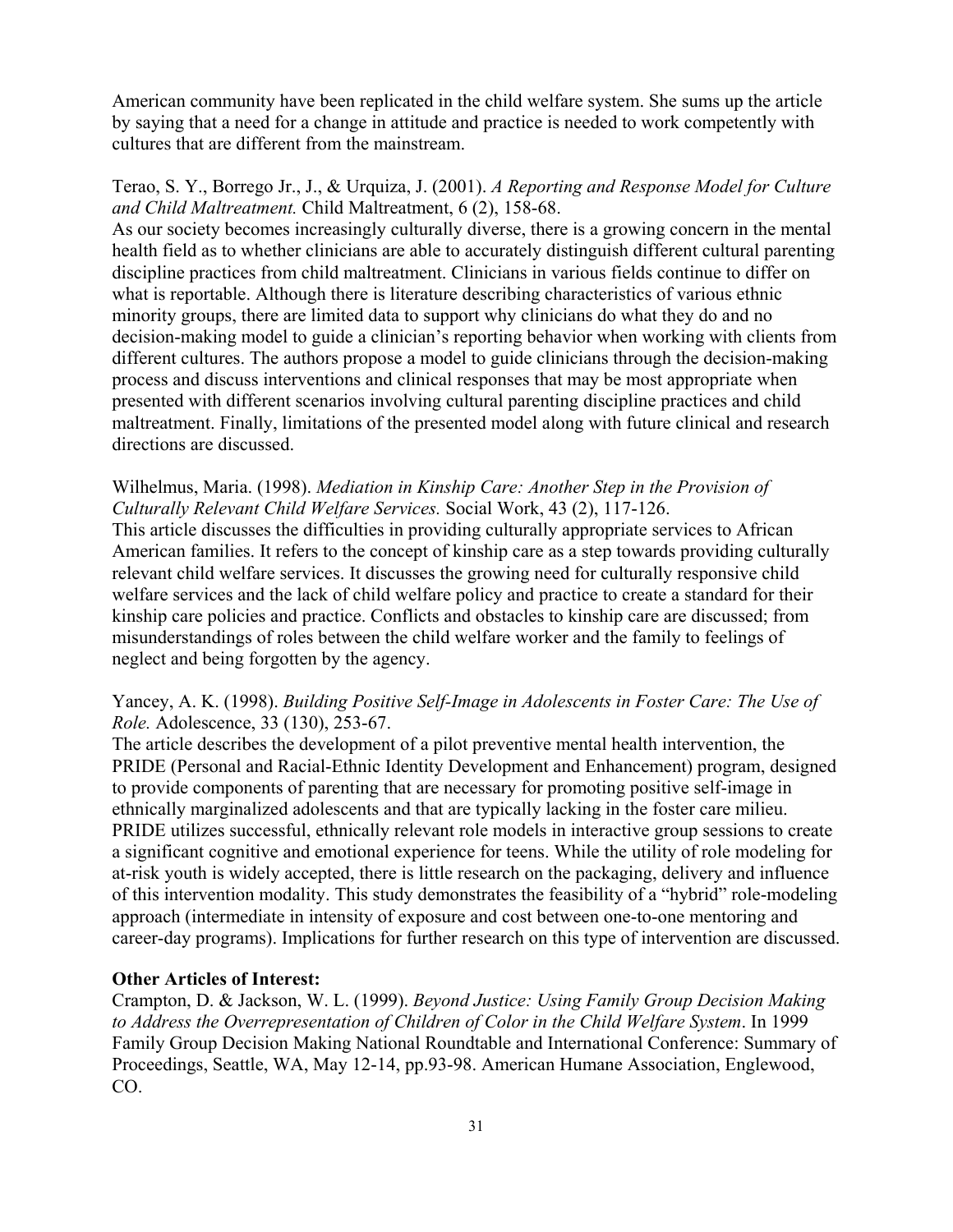American community have been replicated in the child welfare system. She sums up the article by saying that a need for a change in attitude and practice is needed to work competently with cultures that are different from the mainstream.

Terao, S. Y., Borrego Jr., J., & Urquiza, J. (2001). *A Reporting and Response Model for Culture and Child Maltreatment.* Child Maltreatment, 6 (2), 158-68.
As our society becomes increasingly culturally diverse, there is a growing concern in the mental health field as to whether clinicians are able to accurately distinguish different cultural parenting discipline practices from child maltreatment. Clinicians in various fields continue to differ on what is reportable. Although there is literature describing characteristics of various ethnic minority groups, there are limited data to support why clinicians do what they do and no decision-making model to guide a clinician's reporting behavior when working with clients from different cultures. The authors propose a model to guide clinicians through the decision-making process and discuss interventions and clinical responses that may be most appropriate when presented with different scenarios involving cultural parenting discipline practices and child maltreatment. Finally, limitations of the presented model along with future clinical and research directions are discussed.

Wilhelmus, Maria. (1998). *Mediation in Kinship Care: Another Step in the Provision of Culturally Relevant Child Welfare Services.* Social Work, 43 (2), 117-126.
This article discusses the difficulties in providing culturally appropriate services to African American families. It refers to the concept of kinship care as a step towards providing culturally relevant child welfare services. It discusses the growing need for culturally responsive child welfare services and the lack of child welfare policy and practice to create a standard for their kinship care policies and practice. Conflicts and obstacles to kinship care are discussed; from misunderstandings of roles between the child welfare worker and the family to feelings of neglect and being forgotten by the agency.

Yancey, A. K. (1998). *Building Positive Self-Image in Adolescents in Foster Care: The Use of Role.* Adolescence, 33 (130), 253-67.
The article describes the development of a pilot preventive mental health intervention, the PRIDE (Personal and Racial-Ethnic Identity Development and Enhancement) program, designed to provide components of parenting that are necessary for promoting positive self-image in ethnically marginalized adolescents and that are typically lacking in the foster care milieu. PRIDE utilizes successful, ethnically relevant role models in interactive group sessions to create a significant cognitive and emotional experience for teens. While the utility of role modeling for at-risk youth is widely accepted, there is little research on the packaging, delivery and influence of this intervention modality. This study demonstrates the feasibility of a "hybrid" role-modeling approach (intermediate in intensity of exposure and cost between one-to-one mentoring and career-day programs). Implications for further research on this type of intervention are discussed.

**Other Articles of Interest:**

Crampton, D. & Jackson, W. L. (1999). *Beyond Justice: Using Family Group Decision Making to Address the Overrepresentation of Children of Color in the Child Welfare System*. In 1999 Family Group Decision Making National Roundtable and International Conference: Summary of Proceedings, Seattle, WA, May 12-14, pp.93-98. American Humane Association, Englewood, CO.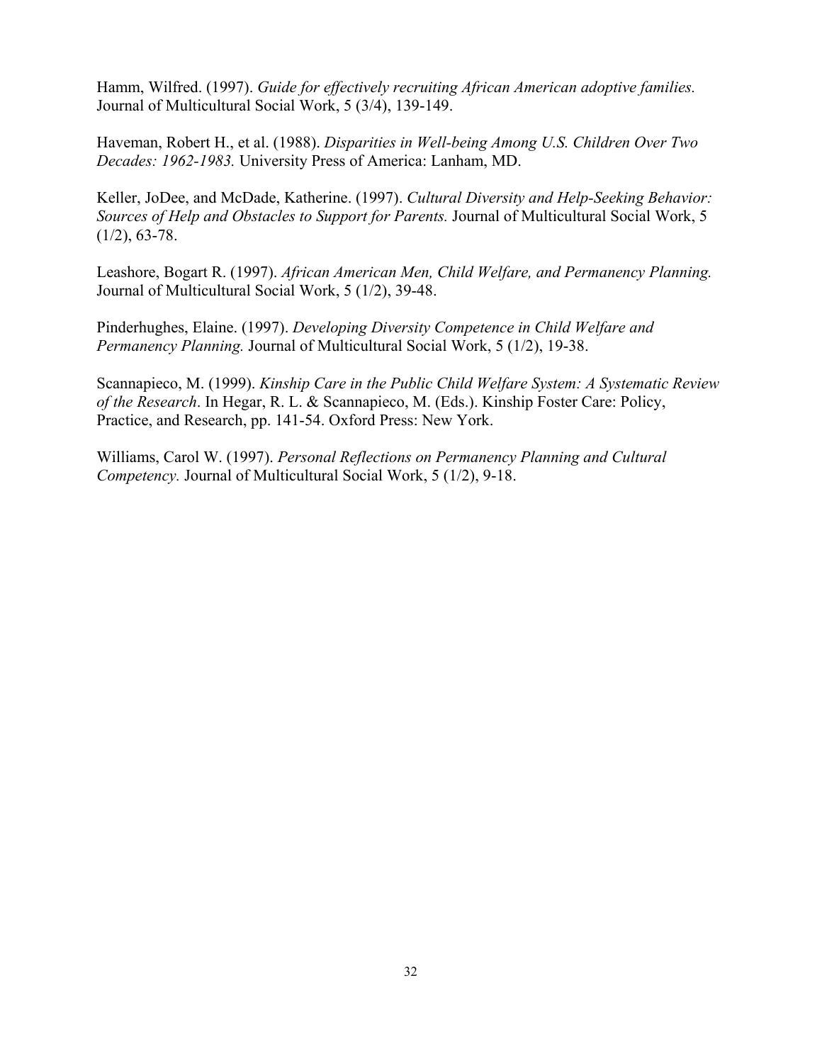Hamm, Wilfred. (1997). *Guide for effectively recruiting African American adoptive families.* Journal of Multicultural Social Work, 5 (3/4), 139-149.

Haveman, Robert H., et al. (1988). *Disparities in Well-being Among U.S. Children Over Two Decades: 1962-1983.* University Press of America: Lanham, MD.

Keller, JoDee, and McDade, Katherine. (1997). *Cultural Diversity and Help-Seeking Behavior: Sources of Help and Obstacles to Support for Parents.* Journal of Multicultural Social Work, 5 (1/2), 63-78.

Leashore, Bogart R. (1997). *African American Men, Child Welfare, and Permanency Planning.* Journal of Multicultural Social Work, 5 (1/2), 39-48.

Pinderhughes, Elaine. (1997). *Developing Diversity Competence in Child Welfare and Permanency Planning.* Journal of Multicultural Social Work, 5 (1/2), 19-38.

Scannapieco, M. (1999). *Kinship Care in the Public Child Welfare System: A Systematic Review of the Research*. In Hegar, R. L. & Scannapieco, M. (Eds.). Kinship Foster Care: Policy, Practice, and Research, pp. 141-54. Oxford Press: New York.

Williams, Carol W. (1997). *Personal Reflections on Permanency Planning and Cultural Competency.* Journal of Multicultural Social Work, 5 (1/2), 9-18.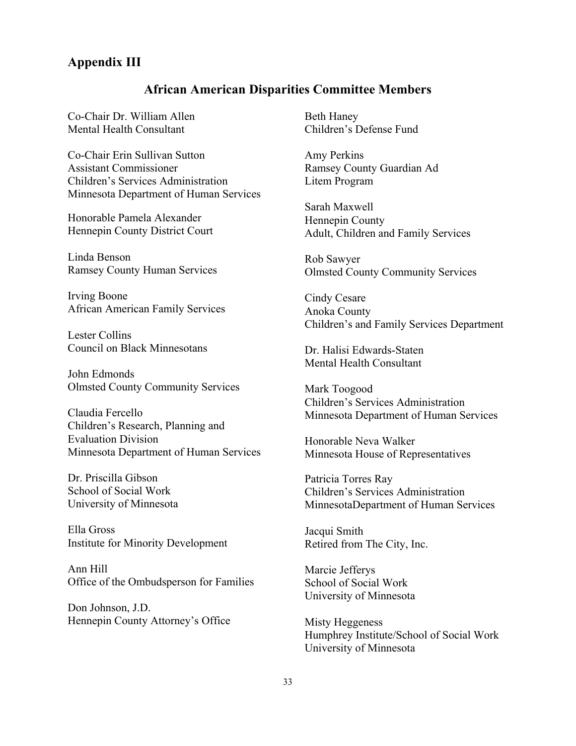## Appendix III

### African American Disparities Committee Members

Co-Chair Dr. William Allen
Mental Health Consultant

Co-Chair Erin Sullivan Sutton
Assistant Commissioner
Children's Services Administration
Minnesota Department of Human Services

Honorable Pamela Alexander
Hennepin County District Court

Linda Benson
Ramsey County Human Services

Irving Boone
African American Family Services

Lester Collins
Council on Black Minnesotans

John Edmonds
Olmsted County Community Services

Claudia Fercello
Children's Research, Planning and Evaluation Division
Minnesota Department of Human Services

Dr. Priscilla Gibson
School of Social Work
University of Minnesota

Ella Gross
Institute for Minority Development

Ann Hill
Office of the Ombudsperson for Families

Don Johnson, J.D.
Hennepin County Attorney's Office

Beth Haney
Children's Defense Fund

Amy Perkins
Ramsey County Guardian Ad Litem Program

Sarah Maxwell
Hennepin County
Adult, Children and Family Services

Rob Sawyer
Olmsted County Community Services

Cindy Cesare
Anoka County
Children's and Family Services Department

Dr. Halisi Edwards-Staten
Mental Health Consultant

Mark Toogood
Children's Services Administration
Minnesota Department of Human Services

Honorable Neva Walker
Minnesota House of Representatives

Patricia Torres Ray
Children's Services Administration
MinnesotaDepartment of Human Services

Jacqui Smith
Retired from The City, Inc.

Marcie Jefferys
School of Social Work
University of Minnesota

Misty Heggeness
Humphrey Institute/School of Social Work
University of Minnesota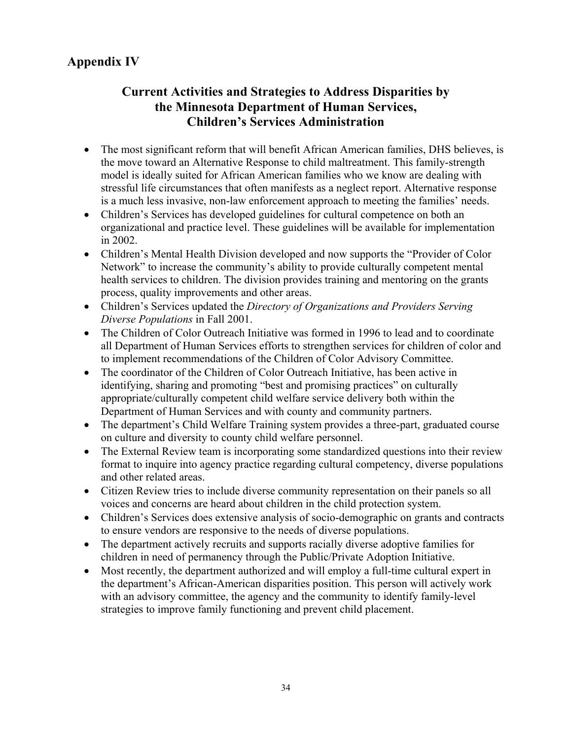# Appendix IV

## Current Activities and Strategies to Address Disparities by the Minnesota Department of Human Services, Children's Services Administration

- The most significant reform that will benefit African American families, DHS believes, is the move toward an Alternative Response to child maltreatment. This family-strength model is ideally suited for African American families who we know are dealing with stressful life circumstances that often manifests as a neglect report. Alternative response is a much less invasive, non-law enforcement approach to meeting the families' needs.
- Children's Services has developed guidelines for cultural competence on both an organizational and practice level. These guidelines will be available for implementation in 2002.
- Children's Mental Health Division developed and now supports the "Provider of Color Network" to increase the community's ability to provide culturally competent mental health services to children. The division provides training and mentoring on the grants process, quality improvements and other areas.
- Children's Services updated the *Directory of Organizations and Providers Serving Diverse Populations* in Fall 2001.
- The Children of Color Outreach Initiative was formed in 1996 to lead and to coordinate all Department of Human Services efforts to strengthen services for children of color and to implement recommendations of the Children of Color Advisory Committee.
- The coordinator of the Children of Color Outreach Initiative, has been active in identifying, sharing and promoting "best and promising practices" on culturally appropriate/culturally competent child welfare service delivery both within the Department of Human Services and with county and community partners.
- The department's Child Welfare Training system provides a three-part, graduated course on culture and diversity to county child welfare personnel.
- The External Review team is incorporating some standardized questions into their review format to inquire into agency practice regarding cultural competency, diverse populations and other related areas.
- Citizen Review tries to include diverse community representation on their panels so all voices and concerns are heard about children in the child protection system.
- Children's Services does extensive analysis of socio-demographic on grants and contracts to ensure vendors are responsive to the needs of diverse populations.
- The department actively recruits and supports racially diverse adoptive families for children in need of permanency through the Public/Private Adoption Initiative.
- Most recently, the department authorized and will employ a full-time cultural expert in the department's African-American disparities position. This person will actively work with an advisory committee, the agency and the community to identify family-level strategies to improve family functioning and prevent child placement.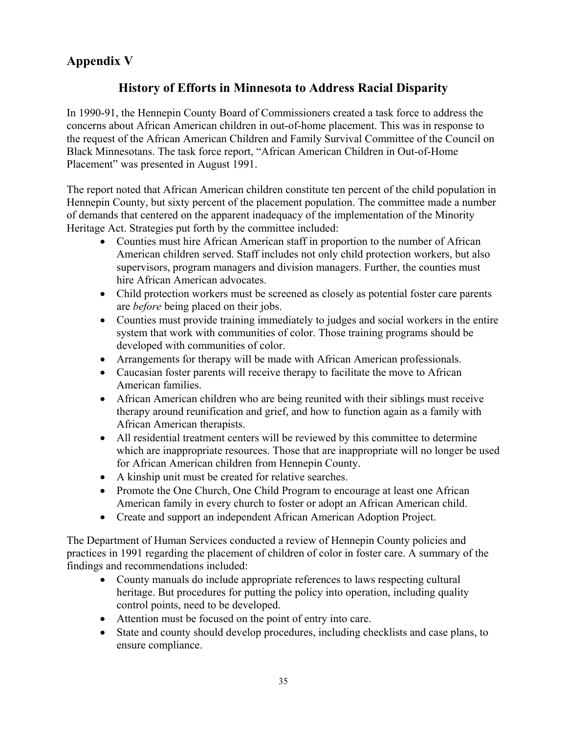## Appendix V

### History of Efforts in Minnesota to Address Racial Disparity

In 1990-91, the Hennepin County Board of Commissioners created a task force to address the concerns about African American children in out-of-home placement. This was in response to the request of the African American Children and Family Survival Committee of the Council on Black Minnesotans. The task force report, "African American Children in Out-of-Home Placement" was presented in August 1991.

The report noted that African American children constitute ten percent of the child population in Hennepin County, but sixty percent of the placement population. The committee made a number of demands that centered on the apparent inadequacy of the implementation of the Minority Heritage Act. Strategies put forth by the committee included:

- Counties must hire African American staff in proportion to the number of African American children served. Staff includes not only child protection workers, but also supervisors, program managers and division managers. Further, the counties must hire African American advocates.
- Child protection workers must be screened as closely as potential foster care parents are *before* being placed on their jobs.
- Counties must provide training immediately to judges and social workers in the entire system that work with communities of color. Those training programs should be developed with communities of color.
- Arrangements for therapy will be made with African American professionals.
- Caucasian foster parents will receive therapy to facilitate the move to African American families.
- African American children who are being reunited with their siblings must receive therapy around reunification and grief, and how to function again as a family with African American therapists.
- All residential treatment centers will be reviewed by this committee to determine which are inappropriate resources. Those that are inappropriate will no longer be used for African American children from Hennepin County.
- A kinship unit must be created for relative searches.
- Promote the One Church, One Child Program to encourage at least one African American family in every church to foster or adopt an African American child.
- Create and support an independent African American Adoption Project.

The Department of Human Services conducted a review of Hennepin County policies and practices in 1991 regarding the placement of children of color in foster care. A summary of the findings and recommendations included:

- County manuals do include appropriate references to laws respecting cultural heritage. But procedures for putting the policy into operation, including quality control points, need to be developed.
- Attention must be focused on the point of entry into care.
- State and county should develop procedures, including checklists and case plans, to ensure compliance.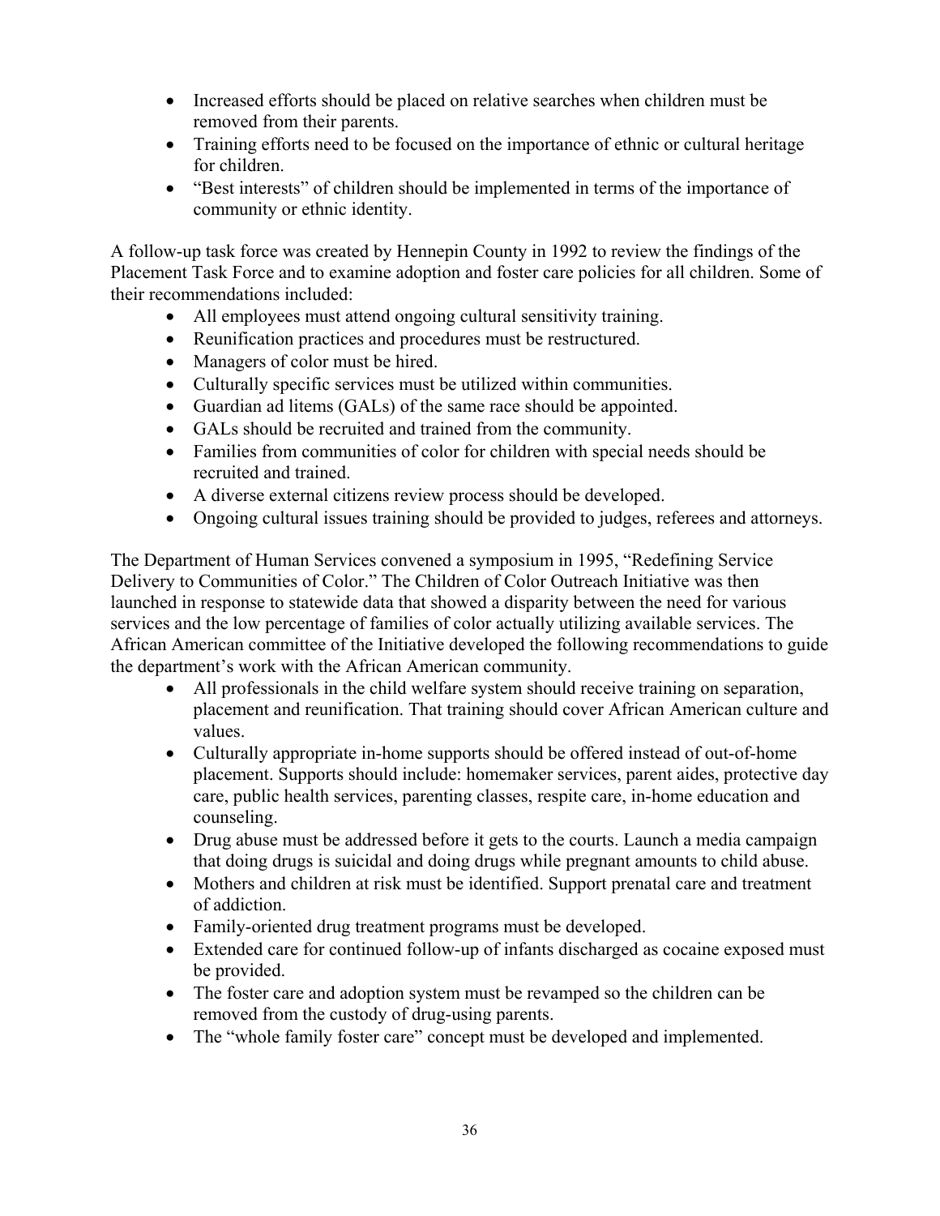- Increased efforts should be placed on relative searches when children must be removed from their parents.
- Training efforts need to be focused on the importance of ethnic or cultural heritage for children.
- "Best interests" of children should be implemented in terms of the importance of community or ethnic identity.

A follow-up task force was created by Hennepin County in 1992 to review the findings of the Placement Task Force and to examine adoption and foster care policies for all children. Some of their recommendations included:

- All employees must attend ongoing cultural sensitivity training.
- Reunification practices and procedures must be restructured.
- Managers of color must be hired.
- Culturally specific services must be utilized within communities.
- Guardian ad litems (GALs) of the same race should be appointed.
- GALs should be recruited and trained from the community.
- Families from communities of color for children with special needs should be recruited and trained.
- A diverse external citizens review process should be developed.
- Ongoing cultural issues training should be provided to judges, referees and attorneys.

The Department of Human Services convened a symposium in 1995, "Redefining Service Delivery to Communities of Color." The Children of Color Outreach Initiative was then launched in response to statewide data that showed a disparity between the need for various services and the low percentage of families of color actually utilizing available services. The African American committee of the Initiative developed the following recommendations to guide the department's work with the African American community.

- All professionals in the child welfare system should receive training on separation, placement and reunification. That training should cover African American culture and values.
- Culturally appropriate in-home supports should be offered instead of out-of-home placement. Supports should include: homemaker services, parent aides, protective day care, public health services, parenting classes, respite care, in-home education and counseling.
- Drug abuse must be addressed before it gets to the courts. Launch a media campaign that doing drugs is suicidal and doing drugs while pregnant amounts to child abuse.
- Mothers and children at risk must be identified. Support prenatal care and treatment of addiction.
- Family-oriented drug treatment programs must be developed.
- Extended care for continued follow-up of infants discharged as cocaine exposed must be provided.
- The foster care and adoption system must be revamped so the children can be removed from the custody of drug-using parents.
- The "whole family foster care" concept must be developed and implemented.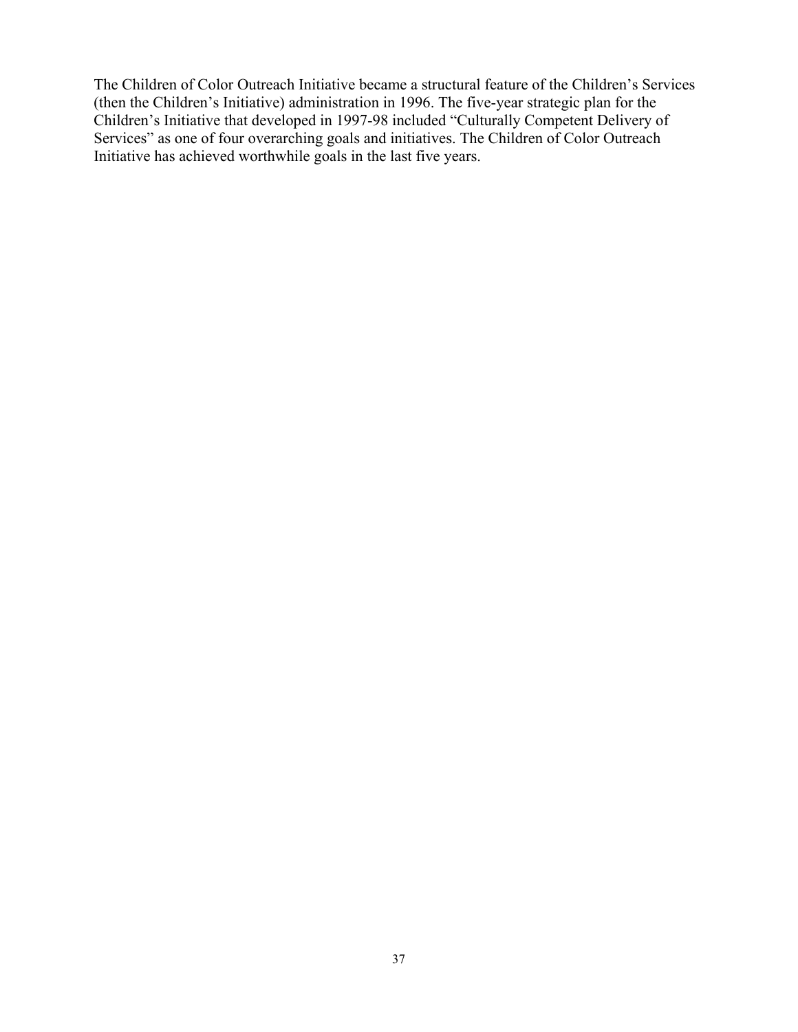The Children of Color Outreach Initiative became a structural feature of the Children's Services (then the Children's Initiative) administration in 1996. The five-year strategic plan for the Children's Initiative that developed in 1997-98 included "Culturally Competent Delivery of Services" as one of four overarching goals and initiatives. The Children of Color Outreach Initiative has achieved worthwhile goals in the last five years.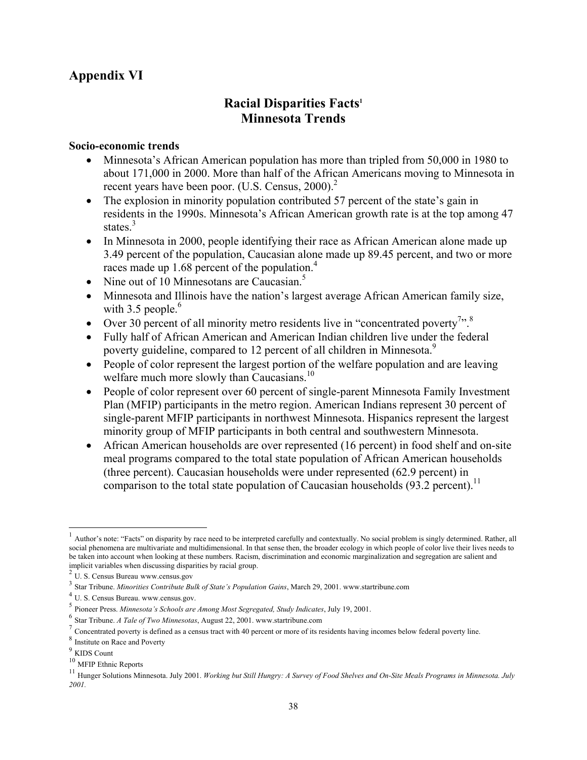## Appendix VI

### Racial Disparities Facts[1]
### Minnesota Trends

**Socio-economic trends**

- Minnesota's African American population has more than tripled from 50,000 in 1980 to about 171,000 in 2000. More than half of the African Americans moving to Minnesota in recent years have been poor. (U.S. Census, 2000).[2]
- The explosion in minority population contributed 57 percent of the state's gain in residents in the 1990s. Minnesota's African American growth rate is at the top among 47 states.[3]
- In Minnesota in 2000, people identifying their race as African American alone made up 3.49 percent of the population, Caucasian alone made up 89.45 percent, and two or more races made up 1.68 percent of the population.[4]
- Nine out of 10 Minnesotans are Caucasian.[5]
- Minnesota and Illinois have the nation's largest average African American family size, with 3.5 people.[6]
- Over 30 percent of all minority metro residents live in "concentrated poverty[7]".[8]
- Fully half of African American and American Indian children live under the federal poverty guideline, compared to 12 percent of all children in Minnesota.[9]
- People of color represent the largest portion of the welfare population and are leaving welfare much more slowly than Caucasians.[10]
- People of color represent over 60 percent of single-parent Minnesota Family Investment Plan (MFIP) participants in the metro region. American Indians represent 30 percent of single-parent MFIP participants in northwest Minnesota. Hispanics represent the largest minority group of MFIP participants in both central and southwestern Minnesota.
- African American households are over represented (16 percent) in food shelf and on-site meal programs compared to the total state population of African American households (three percent). Caucasian households were under represented (62.9 percent) in comparison to the total state population of Caucasian households (93.2 percent).[11]

---

[1] Author's note: "Facts" on disparity by race need to be interpreted carefully and contextually. No social problem is singly determined. Rather, all social phenomena are multivariate and multidimensional. In that sense then, the broader ecology in which people of color live their lives needs to be taken into account when looking at these numbers. Racism, discrimination and economic marginalization and segregation are salient and implicit variables when discussing disparities by racial group.

[2] U. S. Census Bureau www.census.gov

[3] Star Tribune. *Minorities Contribute Bulk of State's Population Gains*, March 29, 2001. www.startribune.com

[4] U. S. Census Bureau. www.census.gov.

[5] Pioneer Press. *Minnesota's Schools are Among Most Segregated, Study Indicates*, July 19, 2001.

[6] Star Tribune. *A Tale of Two Minnesotas*, August 22, 2001. www.startribune.com

[7] Concentrated poverty is defined as a census tract with 40 percent or more of its residents having incomes below federal poverty line.

[8] Institute on Race and Poverty

[9] KIDS Count

[10] MFIP Ethnic Reports

[11] Hunger Solutions Minnesota. July 2001. *Working but Still Hungry: A Survey of Food Shelves and On-Site Meals Programs in Minnesota. July 2001.*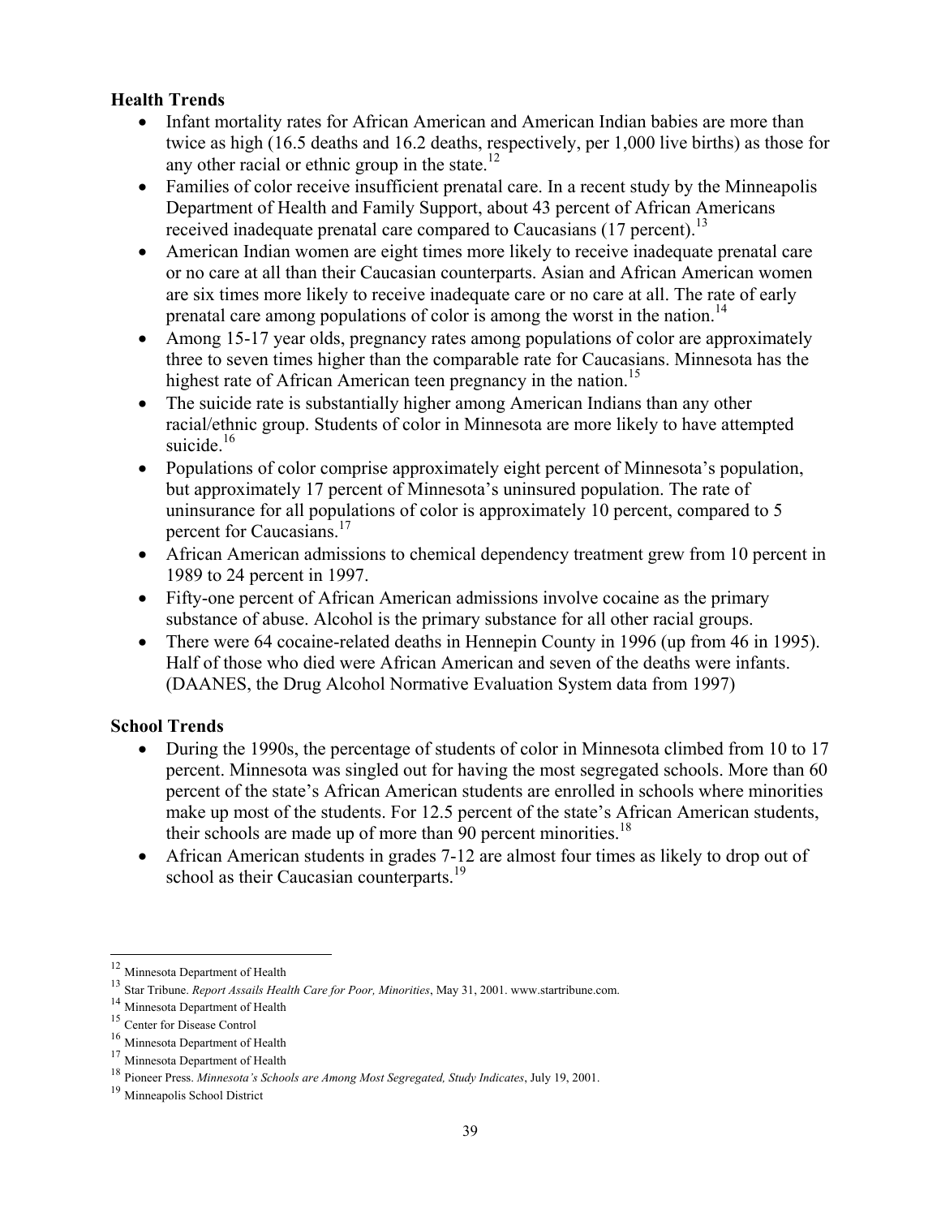### Health Trends

- Infant mortality rates for African American and American Indian babies are more than twice as high (16.5 deaths and 16.2 deaths, respectively, per 1,000 live births) as those for any other racial or ethnic group in the state.[12]
- Families of color receive insufficient prenatal care. In a recent study by the Minneapolis Department of Health and Family Support, about 43 percent of African Americans received inadequate prenatal care compared to Caucasians (17 percent).[13]
- American Indian women are eight times more likely to receive inadequate prenatal care or no care at all than their Caucasian counterparts. Asian and African American women are six times more likely to receive inadequate care or no care at all. The rate of early prenatal care among populations of color is among the worst in the nation.[14]
- Among 15-17 year olds, pregnancy rates among populations of color are approximately three to seven times higher than the comparable rate for Caucasians. Minnesota has the highest rate of African American teen pregnancy in the nation.[15]
- The suicide rate is substantially higher among American Indians than any other racial/ethnic group. Students of color in Minnesota are more likely to have attempted suicide.[16]
- Populations of color comprise approximately eight percent of Minnesota's population, but approximately 17 percent of Minnesota's uninsured population. The rate of uninsurance for all populations of color is approximately 10 percent, compared to 5 percent for Caucasians.[17]
- African American admissions to chemical dependency treatment grew from 10 percent in 1989 to 24 percent in 1997.
- Fifty-one percent of African American admissions involve cocaine as the primary substance of abuse. Alcohol is the primary substance for all other racial groups.
- There were 64 cocaine-related deaths in Hennepin County in 1996 (up from 46 in 1995). Half of those who died were African American and seven of the deaths were infants. (DAANES, the Drug Alcohol Normative Evaluation System data from 1997)

### School Trends

- During the 1990s, the percentage of students of color in Minnesota climbed from 10 to 17 percent. Minnesota was singled out for having the most segregated schools. More than 60 percent of the state's African American students are enrolled in schools where minorities make up most of the students. For 12.5 percent of the state's African American students, their schools are made up of more than 90 percent minorities.[18]
- African American students in grades 7-12 are almost four times as likely to drop out of school as their Caucasian counterparts.[19]

---

[12] Minnesota Department of Health

[13] Star Tribune. *Report Assails Health Care for Poor, Minorities*, May 31, 2001. www.startribune.com.

[14] Minnesota Department of Health

[15] Center for Disease Control

[16] Minnesota Department of Health

[17] Minnesota Department of Health

[18] Pioneer Press. *Minnesota's Schools are Among Most Segregated, Study Indicates*, July 19, 2001.

[19] Minneapolis School District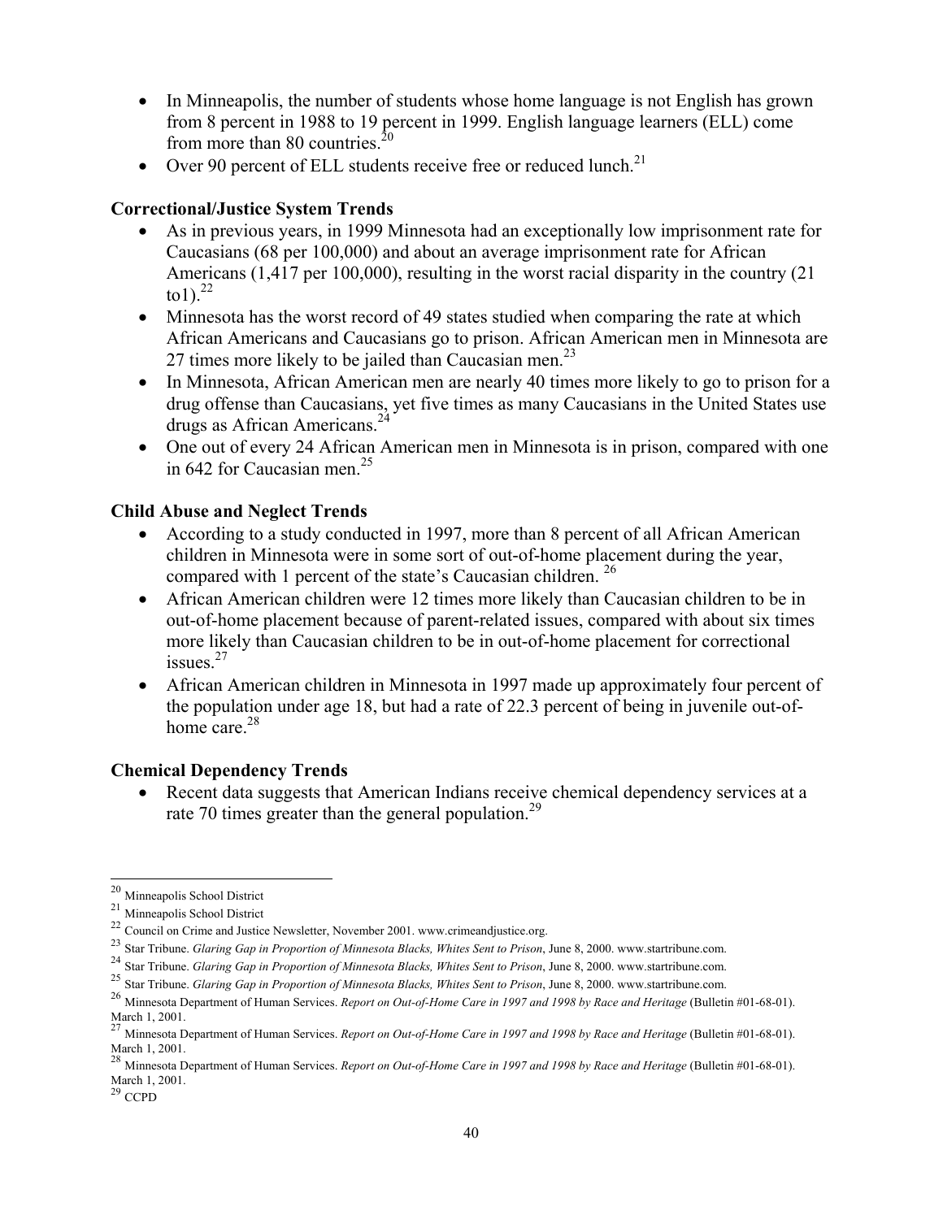- In Minneapolis, the number of students whose home language is not English has grown from 8 percent in 1988 to 19 percent in 1999. English language learners (ELL) come from more than 80 countries.[20]
- Over 90 percent of ELL students receive free or reduced lunch.[21]

### Correctional/Justice System Trends

- As in previous years, in 1999 Minnesota had an exceptionally low imprisonment rate for Caucasians (68 per 100,000) and about an average imprisonment rate for African Americans (1,417 per 100,000), resulting in the worst racial disparity in the country (21 to1).[22]
- Minnesota has the worst record of 49 states studied when comparing the rate at which African Americans and Caucasians go to prison. African American men in Minnesota are 27 times more likely to be jailed than Caucasian men.[23]
- In Minnesota, African American men are nearly 40 times more likely to go to prison for a drug offense than Caucasians, yet five times as many Caucasians in the United States use drugs as African Americans.[24]
- One out of every 24 African American men in Minnesota is in prison, compared with one in 642 for Caucasian men.[25]

### Child Abuse and Neglect Trends

- According to a study conducted in 1997, more than 8 percent of all African American children in Minnesota were in some sort of out-of-home placement during the year, compared with 1 percent of the state's Caucasian children. [26]
- African American children were 12 times more likely than Caucasian children to be in out-of-home placement because of parent-related issues, compared with about six times more likely than Caucasian children to be in out-of-home placement for correctional issues.[27]
- African American children in Minnesota in 1997 made up approximately four percent of the population under age 18, but had a rate of 22.3 percent of being in juvenile out-of-home care.[28]

### Chemical Dependency Trends

- Recent data suggests that American Indians receive chemical dependency services at a rate 70 times greater than the general population.[29]

---

[20] Minneapolis School District

[21] Minneapolis School District

[22] Council on Crime and Justice Newsletter, November 2001. www.crimeandjustice.org.

[23] Star Tribune. *Glaring Gap in Proportion of Minnesota Blacks, Whites Sent to Prison*, June 8, 2000. www.startribune.com.

[24] Star Tribune. *Glaring Gap in Proportion of Minnesota Blacks, Whites Sent to Prison*, June 8, 2000. www.startribune.com.

[25] Star Tribune. *Glaring Gap in Proportion of Minnesota Blacks, Whites Sent to Prison*, June 8, 2000. www.startribune.com.

[26] Minnesota Department of Human Services. *Report on Out-of-Home Care in 1997 and 1998 by Race and Heritage* (Bulletin #01-68-01). March 1, 2001.

[27] Minnesota Department of Human Services. *Report on Out-of-Home Care in 1997 and 1998 by Race and Heritage* (Bulletin #01-68-01). March 1, 2001.

[28] Minnesota Department of Human Services. *Report on Out-of-Home Care in 1997 and 1998 by Race and Heritage* (Bulletin #01-68-01). March 1, 2001.

[29] CCPD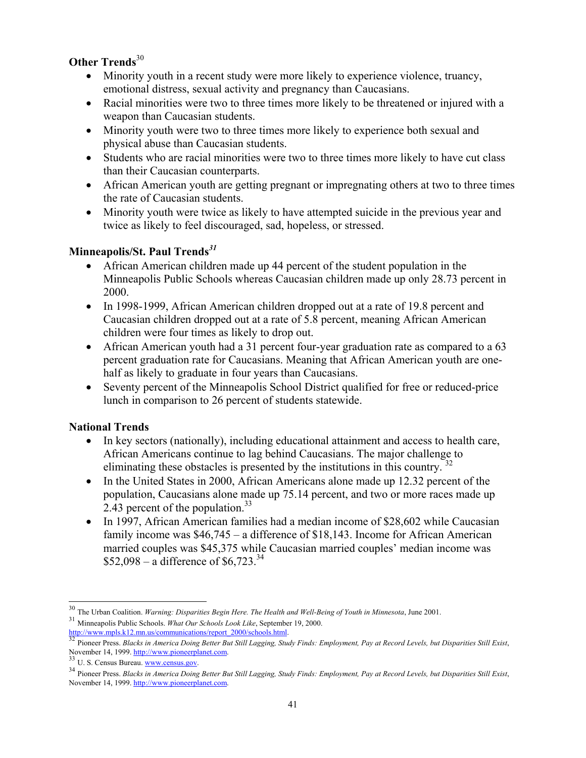### Other Trends[30]

- Minority youth in a recent study were more likely to experience violence, truancy, emotional distress, sexual activity and pregnancy than Caucasians.
- Racial minorities were two to three times more likely to be threatened or injured with a weapon than Caucasian students.
- Minority youth were two to three times more likely to experience both sexual and physical abuse than Caucasian students.
- Students who are racial minorities were two to three times more likely to have cut class than their Caucasian counterparts.
- African American youth are getting pregnant or impregnating others at two to three times the rate of Caucasian students.
- Minority youth were twice as likely to have attempted suicide in the previous year and twice as likely to feel discouraged, sad, hopeless, or stressed.

### Minneapolis/St. Paul Trends[31]

- African American children made up 44 percent of the student population in the Minneapolis Public Schools whereas Caucasian children made up only 28.73 percent in 2000.
- In 1998-1999, African American children dropped out at a rate of 19.8 percent and Caucasian children dropped out at a rate of 5.8 percent, meaning African American children were four times as likely to drop out.
- African American youth had a 31 percent four-year graduation rate as compared to a 63 percent graduation rate for Caucasians. Meaning that African American youth are one-half as likely to graduate in four years than Caucasians.
- Seventy percent of the Minneapolis School District qualified for free or reduced-price lunch in comparison to 26 percent of students statewide.

### National Trends

- In key sectors (nationally), including educational attainment and access to health care, African Americans continue to lag behind Caucasians. The major challenge to eliminating these obstacles is presented by the institutions in this country. [32]
- In the United States in 2000, African Americans alone made up 12.32 percent of the population, Caucasians alone made up 75.14 percent, and two or more races made up 2.43 percent of the population.[33]
- In 1997, African American families had a median income of $28,602 while Caucasian family income was $46,745 – a difference of $18,143. Income for African American married couples was $45,375 while Caucasian married couples' median income was $52,098 – a difference of $6,723.[34]

---

[30] The Urban Coalition. *Warning: Disparities Begin Here. The Health and Well-Being of Youth in Minnesota*, June 2001.

[31] Minneapolis Public Schools. *What Our Schools Look Like*, September 19, 2000. http://www.mpls.k12.mn.us/communications/report_2000/schools.html.

[32] Pioneer Press. *Blacks in America Doing Better But Still Lagging, Study Finds: Employment, Pay at Record Levels, but Disparities Still Exist*, November 14, 1999. http://www.pioneerplanet.com.

[33] U. S. Census Bureau. www.census.gov.

[34] Pioneer Press. *Blacks in America Doing Better But Still Lagging, Study Finds: Employment, Pay at Record Levels, but Disparities Still Exist*, November 14, 1999. http://www.pioneerplanet.com.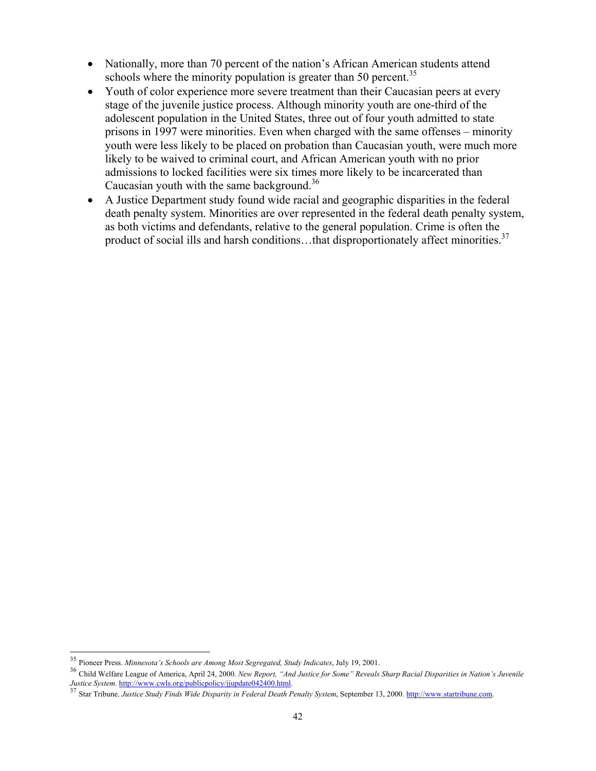- Nationally, more than 70 percent of the nation's African American students attend schools where the minority population is greater than 50 percent.[35]
- Youth of color experience more severe treatment than their Caucasian peers at every stage of the juvenile justice process. Although minority youth are one-third of the adolescent population in the United States, three out of four youth admitted to state prisons in 1997 were minorities. Even when charged with the same offenses – minority youth were less likely to be placed on probation than Caucasian youth, were much more likely to be waived to criminal court, and African American youth with no prior admissions to locked facilities were six times more likely to be incarcerated than Caucasian youth with the same background.[36]
- A Justice Department study found wide racial and geographic disparities in the federal death penalty system. Minorities are over represented in the federal death penalty system, as both victims and defendants, relative to the general population. Crime is often the product of social ills and harsh conditions…that disproportionately affect minorities.[37]

---

[35] Pioneer Press. *Minnesota's Schools are Among Most Segregated, Study Indicates*, July 19, 2001.

[36] Child Welfare League of America, April 24, 2000. *New Report, "And Justice for Some" Reveals Sharp Racial Disparities in Nation's Juvenile Justice System*. http://www.cwls.org/publicpolicy/jjupdate042400.html.

[37] Star Tribune. *Justice Study Finds Wide Disparity in Federal Death Penalty System*, September 13, 2000. http://www.startribune.com.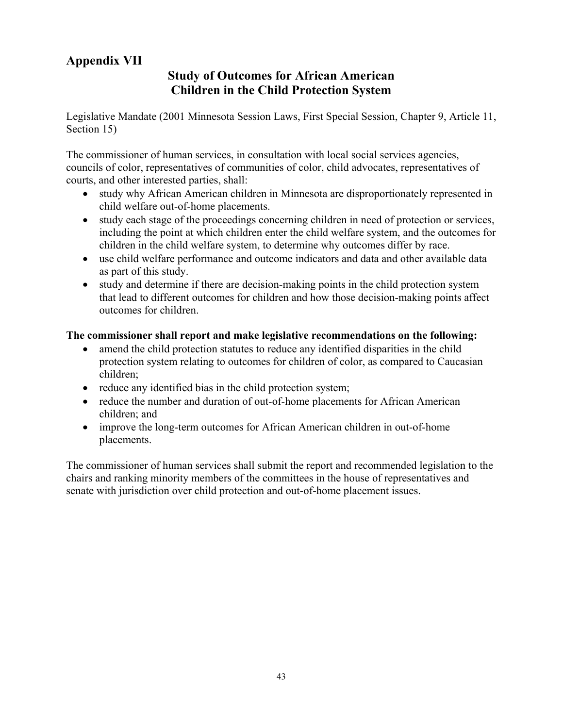## Appendix VII

### Study of Outcomes for African American Children in the Child Protection System

Legislative Mandate (2001 Minnesota Session Laws, First Special Session, Chapter 9, Article 11, Section 15)

The commissioner of human services, in consultation with local social services agencies, councils of color, representatives of communities of color, child advocates, representatives of courts, and other interested parties, shall:

- study why African American children in Minnesota are disproportionately represented in child welfare out-of-home placements.
- study each stage of the proceedings concerning children in need of protection or services, including the point at which children enter the child welfare system, and the outcomes for children in the child welfare system, to determine why outcomes differ by race.
- use child welfare performance and outcome indicators and data and other available data as part of this study.
- study and determine if there are decision-making points in the child protection system that lead to different outcomes for children and how those decision-making points affect outcomes for children.

**The commissioner shall report and make legislative recommendations on the following:**

- amend the child protection statutes to reduce any identified disparities in the child protection system relating to outcomes for children of color, as compared to Caucasian children;
- reduce any identified bias in the child protection system;
- reduce the number and duration of out-of-home placements for African American children; and
- improve the long-term outcomes for African American children in out-of-home placements.

The commissioner of human services shall submit the report and recommended legislation to the chairs and ranking minority members of the committees in the house of representatives and senate with jurisdiction over child protection and out-of-home placement issues.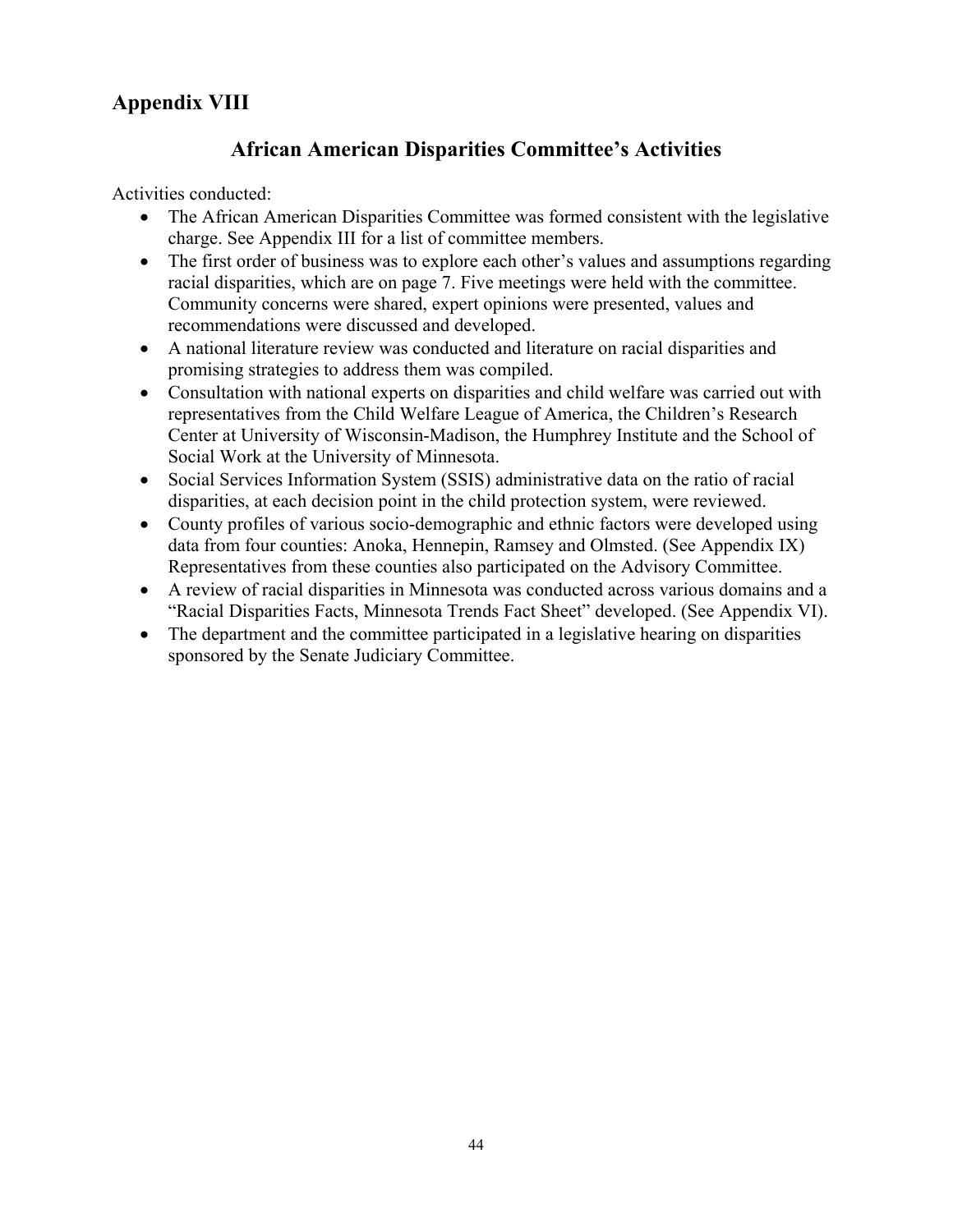## Appendix VIII

### African American Disparities Committee's Activities

Activities conducted:

- The African American Disparities Committee was formed consistent with the legislative charge. See Appendix III for a list of committee members.
- The first order of business was to explore each other's values and assumptions regarding racial disparities, which are on page 7. Five meetings were held with the committee. Community concerns were shared, expert opinions were presented, values and recommendations were discussed and developed.
- A national literature review was conducted and literature on racial disparities and promising strategies to address them was compiled.
- Consultation with national experts on disparities and child welfare was carried out with representatives from the Child Welfare League of America, the Children's Research Center at University of Wisconsin-Madison, the Humphrey Institute and the School of Social Work at the University of Minnesota.
- Social Services Information System (SSIS) administrative data on the ratio of racial disparities, at each decision point in the child protection system, were reviewed.
- County profiles of various socio-demographic and ethnic factors were developed using data from four counties: Anoka, Hennepin, Ramsey and Olmsted. (See Appendix IX) Representatives from these counties also participated on the Advisory Committee.
- A review of racial disparities in Minnesota was conducted across various domains and a "Racial Disparities Facts, Minnesota Trends Fact Sheet" developed. (See Appendix VI).
- The department and the committee participated in a legislative hearing on disparities sponsored by the Senate Judiciary Committee.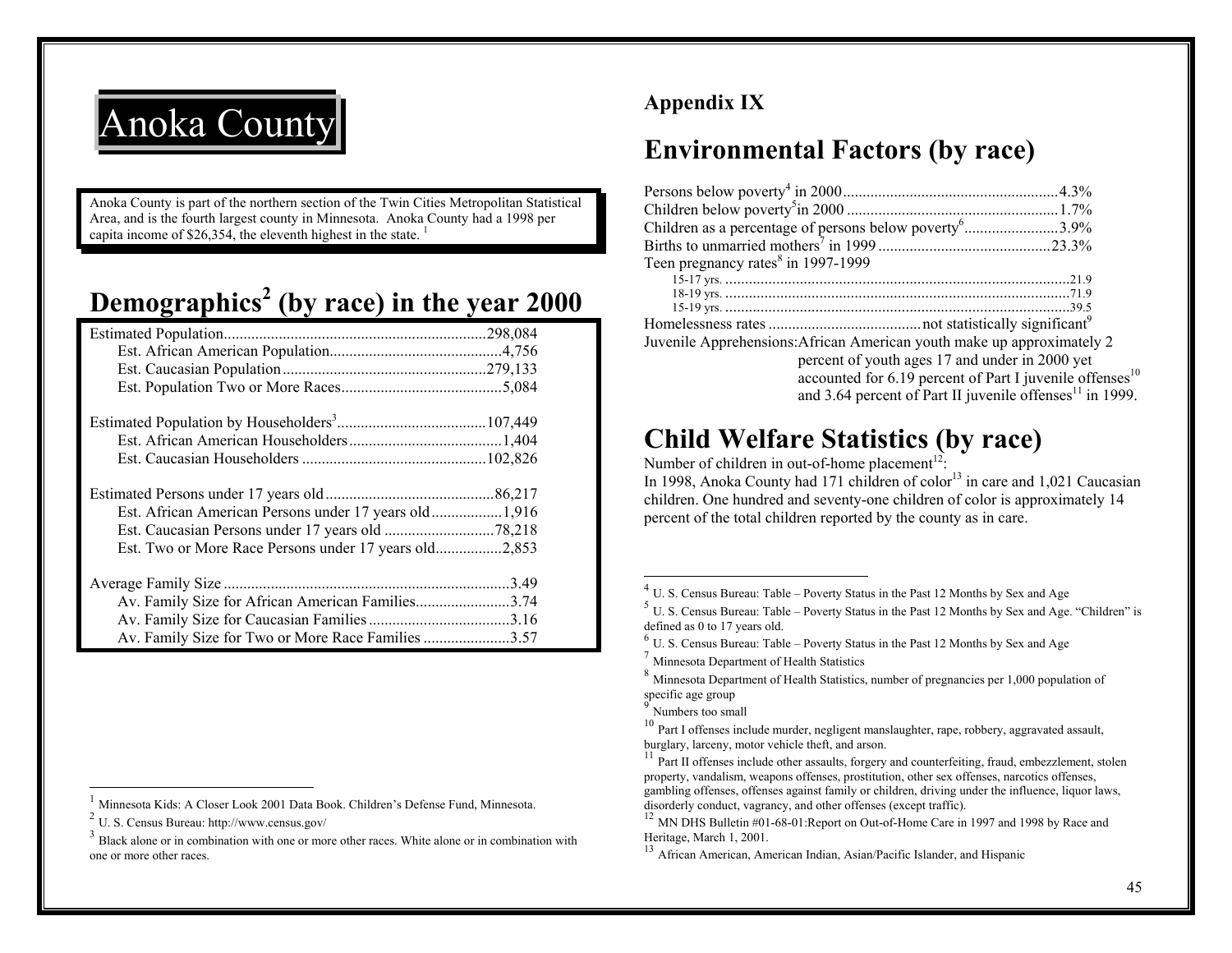# Anoka County

Anoka County is part of the northern section of the Twin Cities Metropolitan Statistical Area, and is the fourth largest county in Minnesota. Anoka County had a 1998 per capita income of $26,354, the eleventh highest in the state. [1]

## Demographics[2] (by race) in the year 2000

| | |
|---|---|
| Estimated Population | 298,084 |
| Est. African American Population | 4,756 |
| Est. Caucasian Population | 279,133 |
| Est. Population Two or More Races | 5,084 |
| | |
| Estimated Population by Householders[3] | 107,449 |
| Est. African American Householders | 1,404 |
| Est. Caucasian Householders | 102,826 |
| | |
| Estimated Persons under 17 years old | 86,217 |
| Est. African American Persons under 17 years old | 1,916 |
| Est. Caucasian Persons under 17 years old | 78,218 |
| Est. Two or More Race Persons under 17 years old | 2,853 |
| | |
| Average Family Size | 3.49 |
| Av. Family Size for African American Families | 3.74 |
| Av. Family Size for Caucasian Families | 3.16 |
| Av. Family Size for Two or More Race Families | 3.57 |

[1] Minnesota Kids: A Closer Look 2001 Data Book. Children's Defense Fund, Minnesota.

[2] U. S. Census Bureau: http://www.census.gov/

[3] Black alone or in combination with one or more other races. White alone or in combination with one or more other races.

**Appendix IX**

## Environmental Factors (by race)

| | |
|---|---|
| Persons below poverty[4] in 2000 | 4.3% |
| Children below poverty[5] in 2000 | 1.7% |
| Children as a percentage of persons below poverty[6] | 3.9% |
| Births to unmarried mothers[7] in 1999 | 23.3% |
| Teen pregnancy rates[8] in 1997-1999 | |
| 15-17 yrs. | 21.9 |
| 18-19 yrs. | 71.9 |
| 15-19 yrs. | 39.5 |
| Homelessness rates | not statistically significant[9] |

Juvenile Apprehensions: African American youth make up approximately 2 percent of youth ages 17 and under in 2000 yet accounted for 6.19 percent of Part I juvenile offenses[10] and 3.64 percent of Part II juvenile offenses[11] in 1999.

## Child Welfare Statistics (by race)

Number of children in out-of-home placement[12]:
In 1998, Anoka County had 171 children of color[13] in care and 1,021 Caucasian children. One hundred and seventy-one children of color is approximately 14 percent of the total children reported by the county as in care.

[4] U. S. Census Bureau: Table – Poverty Status in the Past 12 Months by Sex and Age

[5] U. S. Census Bureau: Table – Poverty Status in the Past 12 Months by Sex and Age. "Children" is defined as 0 to 17 years old.

[6] U. S. Census Bureau: Table – Poverty Status in the Past 12 Months by Sex and Age

[7] Minnesota Department of Health Statistics

[8] Minnesota Department of Health Statistics, number of pregnancies per 1,000 population of specific age group

[9] Numbers too small

[10] Part I offenses include murder, negligent manslaughter, rape, robbery, aggravated assault, burglary, larceny, motor vehicle theft, and arson.

[11] Part II offenses include other assaults, forgery and counterfeiting, fraud, embezzlement, stolen property, vandalism, weapons offenses, prostitution, other sex offenses, narcotics offenses, gambling offenses, offenses against family or children, driving under the influence, liquor laws, disorderly conduct, vagrancy, and other offenses (except traffic).

[12] MN DHS Bulletin #01-68-01:Report on Out-of-Home Care in 1997 and 1998 by Race and Heritage, March 1, 2001.

[13] African American, American Indian, Asian/Pacific Islander, and Hispanic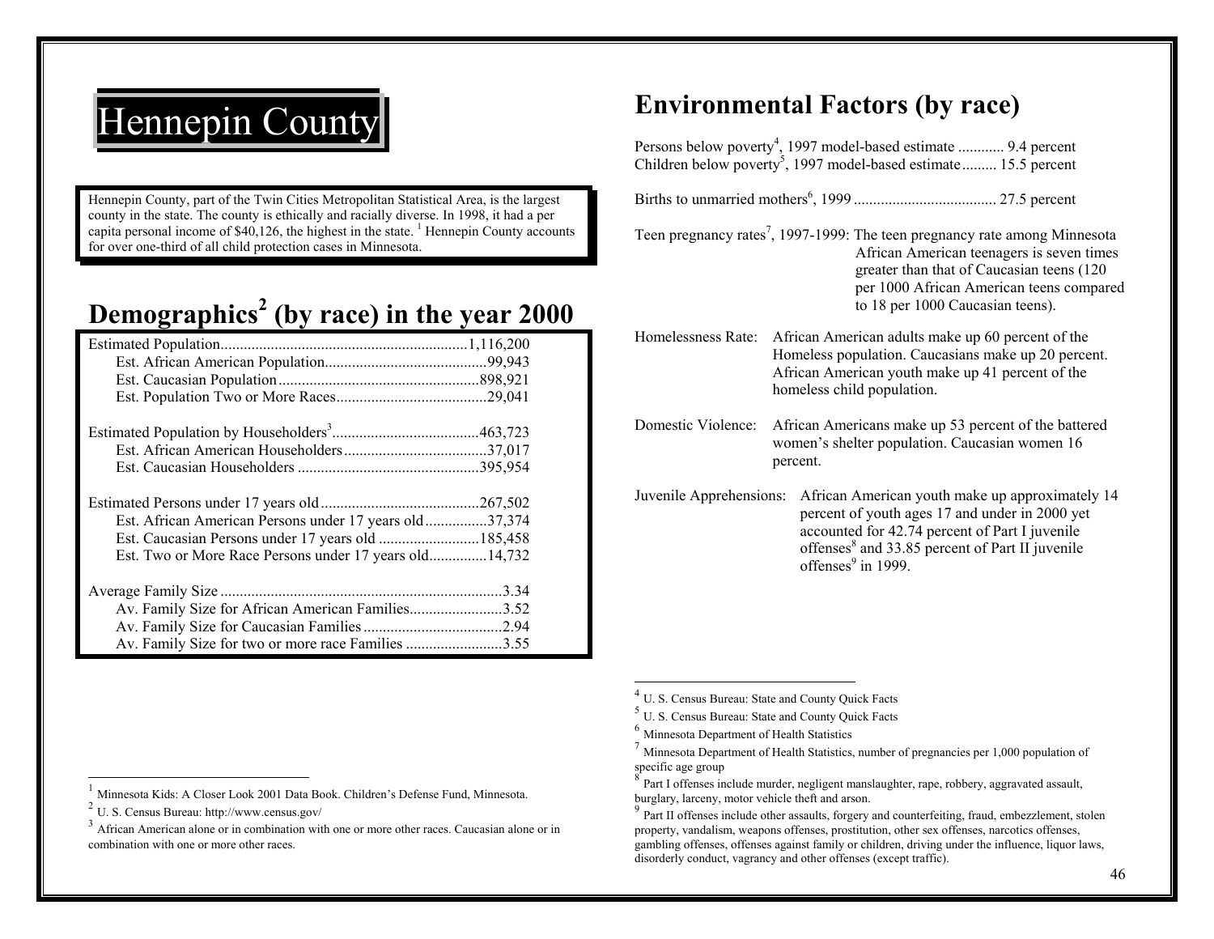# Hennepin County

Hennepin County, part of the Twin Cities Metropolitan Statistical Area, is the largest county in the state. The county is ethically and racially diverse. In 1998, it had a per capita personal income of $40,126, the highest in the state. [1] Hennepin County accounts for over one-third of all child protection cases in Minnesota.

## Demographics[2] (by race) in the year 2000

| | |
|---|---|
| Estimated Population | 1,116,200 |
| Est. African American Population | 99,943 |
| Est. Caucasian Population | 898,921 |
| Est. Population Two or More Races | 29,041 |
| | |
| Estimated Population by Householders[3] | 463,723 |
| Est. African American Householders | 37,017 |
| Est. Caucasian Householders | 395,954 |
| | |
| Estimated Persons under 17 years old | 267,502 |
| Est. African American Persons under 17 years old | 37,374 |
| Est. Caucasian Persons under 17 years old | 185,458 |
| Est. Two or More Race Persons under 17 years old | 14,732 |
| | |
| Average Family Size | 3.34 |
| Av. Family Size for African American Families | 3.52 |
| Av. Family Size for Caucasian Families | 2.94 |
| Av. Family Size for two or more race Families | 3.55 |

[1] Minnesota Kids: A Closer Look 2001 Data Book. Children's Defense Fund, Minnesota.

[2] U. S. Census Bureau: http://www.census.gov/

[3] African American alone or in combination with one or more other races. Caucasian alone or in combination with one or more other races.

## Environmental Factors (by race)

Persons below poverty[4], 1997 model-based estimate ............ 9.4 percent
Children below poverty[5], 1997 model-based estimate ......... 15.5 percent

Births to unmarried mothers[6], 1999 ..................................... 27.5 percent

Teen pregnancy rates[7], 1997-1999: The teen pregnancy rate among Minnesota African American teenagers is seven times greater than that of Caucasian teens (120 per 1000 African American teens compared to 18 per 1000 Caucasian teens).

Homelessness Rate: African American adults make up 60 percent of the Homeless population. Caucasians make up 20 percent. African American youth make up 41 percent of the homeless child population.

Domestic Violence: African Americans make up 53 percent of the battered women's shelter population. Caucasian women 16 percent.

Juvenile Apprehensions: African American youth make up approximately 14 percent of youth ages 17 and under in 2000 yet accounted for 42.74 percent of Part I juvenile offenses[8] and 33.85 percent of Part II juvenile offenses[9] in 1999.

[4] U. S. Census Bureau: State and County Quick Facts

[5] U. S. Census Bureau: State and County Quick Facts

[6] Minnesota Department of Health Statistics

[7] Minnesota Department of Health Statistics, number of pregnancies per 1,000 population of specific age group

[8] Part I offenses include murder, negligent manslaughter, rape, robbery, aggravated assault, burglary, larceny, motor vehicle theft and arson.

[9] Part II offenses include other assaults, forgery and counterfeiting, fraud, embezzlement, stolen property, vandalism, weapons offenses, prostitution, other sex offenses, narcotics offenses, gambling offenses, offenses against family or children, driving under the influence, liquor laws, disorderly conduct, vagrancy and other offenses (except traffic).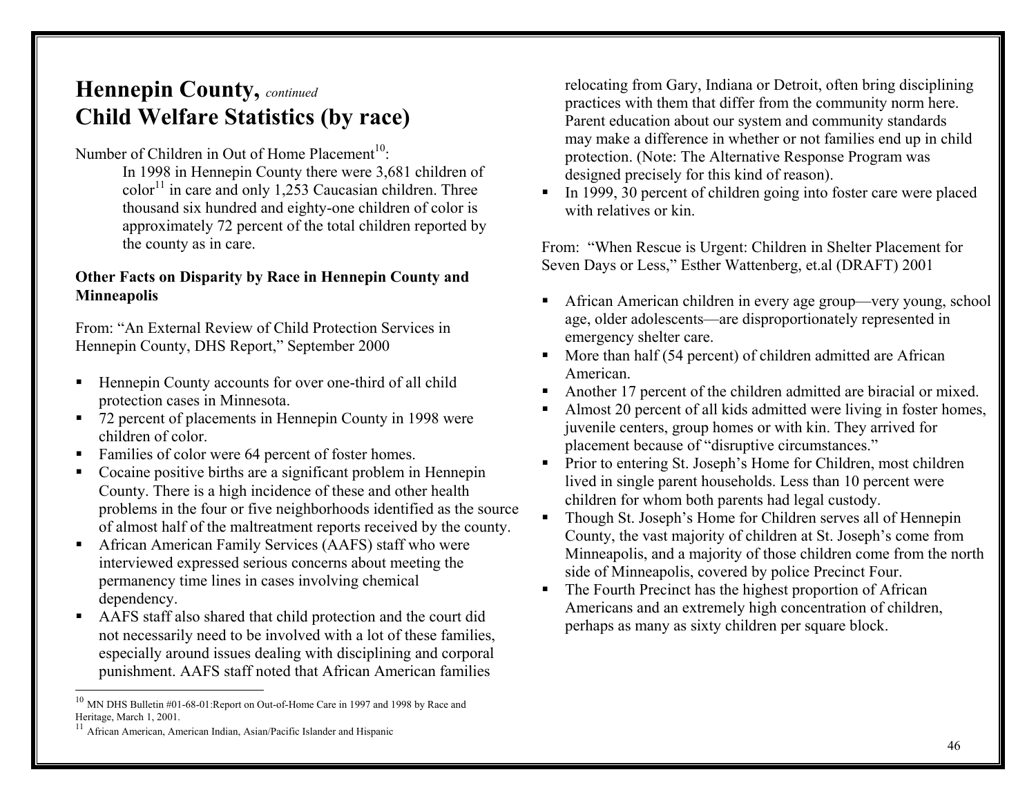# Hennepin County, *continued*
# Child Welfare Statistics (by race)

Number of Children in Out of Home Placement[10]:

> In 1998 in Hennepin County there were 3,681 children of color[11] in care and only 1,253 Caucasian children. Three thousand six hundred and eighty-one children of color is approximately 72 percent of the total children reported by the county as in care.

**Other Facts on Disparity by Race in Hennepin County and Minneapolis**

From: "An External Review of Child Protection Services in Hennepin County, DHS Report," September 2000

- Hennepin County accounts for over one-third of all child protection cases in Minnesota.
- 72 percent of placements in Hennepin County in 1998 were children of color.
- Families of color were 64 percent of foster homes.
- Cocaine positive births are a significant problem in Hennepin County. There is a high incidence of these and other health problems in the four or five neighborhoods identified as the source of almost half of the maltreatment reports received by the county.
- African American Family Services (AAFS) staff who were interviewed expressed serious concerns about meeting the permanency time lines in cases involving chemical dependency.
- AAFS staff also shared that child protection and the court did not necessarily need to be involved with a lot of these families, especially around issues dealing with disciplining and corporal punishment. AAFS staff noted that African American families relocating from Gary, Indiana or Detroit, often bring disciplining practices with them that differ from the community norm here. Parent education about our system and community standards may make a difference in whether or not families end up in child protection. (Note: The Alternative Response Program was designed precisely for this kind of reason).
- In 1999, 30 percent of children going into foster care were placed with relatives or kin.

From: "When Rescue is Urgent: Children in Shelter Placement for Seven Days or Less," Esther Wattenberg, et.al (DRAFT) 2001

- African American children in every age group—very young, school age, older adolescents—are disproportionately represented in emergency shelter care.
- More than half (54 percent) of children admitted are African American.
- Another 17 percent of the children admitted are biracial or mixed.
- Almost 20 percent of all kids admitted were living in foster homes, juvenile centers, group homes or with kin. They arrived for placement because of "disruptive circumstances."
- Prior to entering St. Joseph's Home for Children, most children lived in single parent households. Less than 10 percent were children for whom both parents had legal custody.
- Though St. Joseph's Home for Children serves all of Hennepin County, the vast majority of children at St. Joseph's come from Minneapolis, and a majority of those children come from the north side of Minneapolis, covered by police Precinct Four.
- The Fourth Precinct has the highest proportion of African Americans and an extremely high concentration of children, perhaps as many as sixty children per square block.

---

[10] MN DHS Bulletin #01-68-01:Report on Out-of-Home Care in 1997 and 1998 by Race and Heritage, March 1, 2001.

[11] African American, American Indian, Asian/Pacific Islander and Hispanic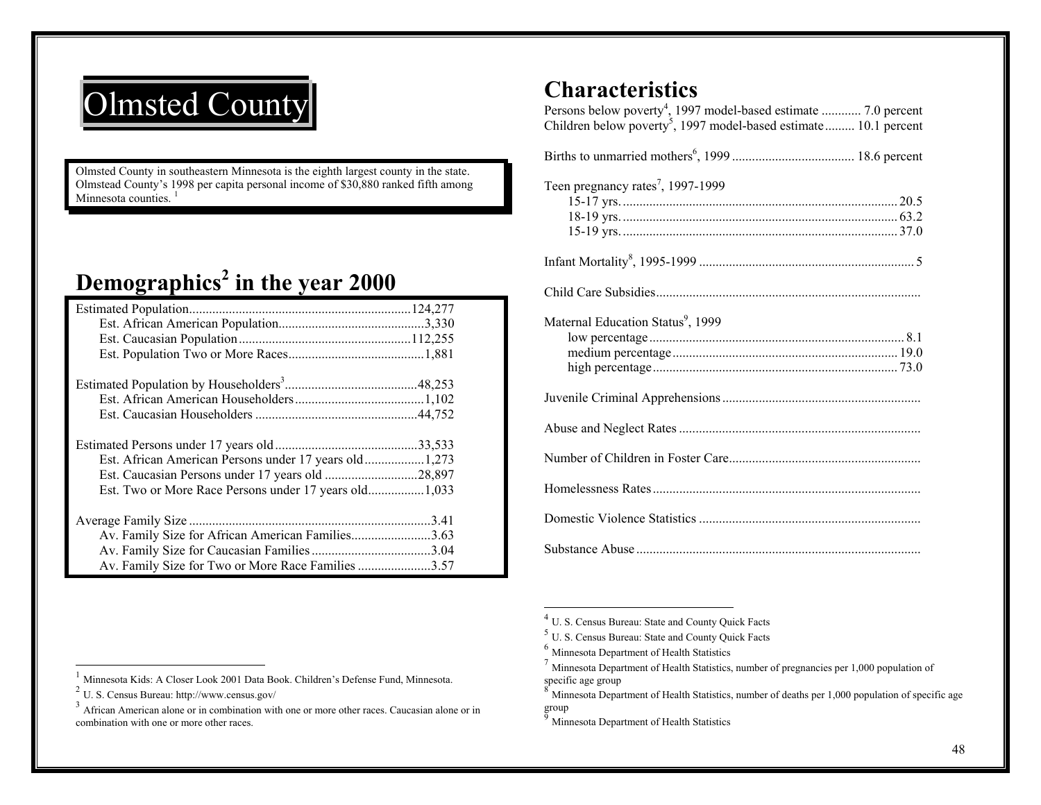# Olmsted County

Olmsted County in southeastern Minnesota is the eighth largest county in the state. Olmstead County's 1998 per capita personal income of $30,880 ranked fifth among Minnesota counties. [1]

## Demographics[2] in the year 2000

| | |
|---|---|
| Estimated Population | 124,277 |
| Est. African American Population | 3,330 |
| Est. Caucasian Population | 112,255 |
| Est. Population Two or More Races | 1,881 |
| Estimated Population by Householders[3] | 48,253 |
| Est. African American Householders | 1,102 |
| Est. Caucasian Householders | 44,752 |
| Estimated Persons under 17 years old | 33,533 |
| Est. African American Persons under 17 years old | 1,273 |
| Est. Caucasian Persons under 17 years old | 28,897 |
| Est. Two or More Race Persons under 17 years old | 1,033 |
| Average Family Size | 3.41 |
| Av. Family Size for African American Families | 3.63 |
| Av. Family Size for Caucasian Families | 3.04 |
| Av. Family Size for Two or More Race Families | 3.57 |

## Characteristics

| | |
|---|---|
| Persons below poverty[4], 1997 model-based estimate | 7.0 percent |
| Children below poverty[5], 1997 model-based estimate | 10.1 percent |
| Births to unmarried mothers[6], 1999 | 18.6 percent |
| Teen pregnancy rates[7], 1997-1999 | |
| 15-17 yrs. | 20.5 |
| 18-19 yrs. | 63.2 |
| 15-19 yrs. | 37.0 |
| Infant Mortality[8], 1995-1999 | 5 |
| Child Care Subsidies | |
| Maternal Education Status[9], 1999 | |
| low percentage | 8.1 |
| medium percentage | 19.0 |
| high percentage | 73.0 |
| Juvenile Criminal Apprehensions | |
| Abuse and Neglect Rates | |
| Number of Children in Foster Care | |
| Homelessness Rates | |
| Domestic Violence Statistics | |
| Substance Abuse | |

---

[1] Minnesota Kids: A Closer Look 2001 Data Book. Children's Defense Fund, Minnesota.

[2] U. S. Census Bureau: http://www.census.gov/

[3] African American alone or in combination with one or more other races. Caucasian alone or in combination with one or more other races.

[4] U. S. Census Bureau: State and County Quick Facts

[5] U. S. Census Bureau: State and County Quick Facts

[6] Minnesota Department of Health Statistics

[7] Minnesota Department of Health Statistics, number of pregnancies per 1,000 population of specific age group

[8] Minnesota Department of Health Statistics, number of deaths per 1,000 population of specific age group

[9] Minnesota Department of Health Statistics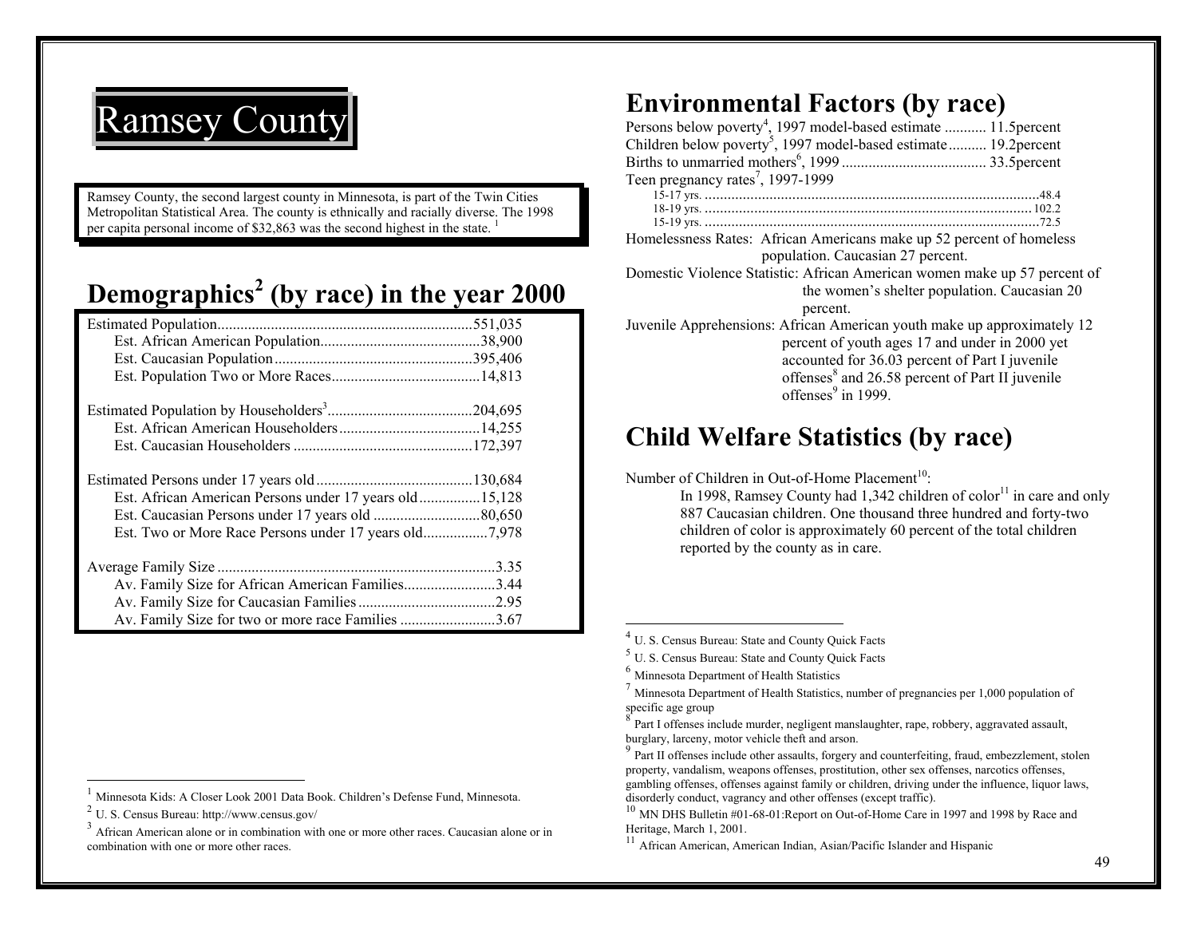# Ramsey County

Ramsey County, the second largest county in Minnesota, is part of the Twin Cities Metropolitan Statistical Area. The county is ethnically and racially diverse. The 1998 per capita personal income of $32,863 was the second highest in the state. [1]

## Demographics[2] (by race) in the year 2000

| | |
|---|---|
| Estimated Population | 551,035 |
| Est. African American Population | 38,900 |
| Est. Caucasian Population | 395,406 |
| Est. Population Two or More Races | 14,813 |
| Estimated Population by Householders[3] | 204,695 |
| Est. African American Householders | 14,255 |
| Est. Caucasian Householders | 172,397 |
| Estimated Persons under 17 years old | 130,684 |
| Est. African American Persons under 17 years old | 15,128 |
| Est. Caucasian Persons under 17 years old | 80,650 |
| Est. Two or More Race Persons under 17 years old | 7,978 |
| Average Family Size | 3.35 |
| Av. Family Size for African American Families | 3.44 |
| Av. Family Size for Caucasian Families | 2.95 |
| Av. Family Size for two or more race Families | 3.67 |

## Environmental Factors (by race)

Persons below poverty[4], 1997 model-based estimate ........... 11.5percent
Children below poverty[5], 1997 model-based estimate .......... 19.2percent
Births to unmarried mothers[6], 1999 ...................................... 33.5percent
Teen pregnancy rates[7], 1997-1999

- 15-17 yrs. ........ 48.4
- 18-19 yrs. ........ 102.2
- 15-19 yrs. ........ 72.5

Homelessness Rates: African Americans make up 52 percent of homeless population. Caucasian 27 percent.

Domestic Violence Statistic: African American women make up 57 percent of the women's shelter population. Caucasian 20 percent.

Juvenile Apprehensions: African American youth make up approximately 12 percent of youth ages 17 and under in 2000 yet accounted for 36.03 percent of Part I juvenile offenses[8] and 26.58 percent of Part II juvenile offenses[9] in 1999.

## Child Welfare Statistics (by race)

Number of Children in Out-of-Home Placement[10]:

In 1998, Ramsey County had 1,342 children of color[11] in care and only 887 Caucasian children. One thousand three hundred and forty-two children of color is approximately 60 percent of the total children reported by the county as in care.

---

[1] Minnesota Kids: A Closer Look 2001 Data Book. Children's Defense Fund, Minnesota.

[2] U. S. Census Bureau: http://www.census.gov/

[3] African American alone or in combination with one or more other races. Caucasian alone or in combination with one or more other races.

[4] U. S. Census Bureau: State and County Quick Facts

[5] U. S. Census Bureau: State and County Quick Facts

[6] Minnesota Department of Health Statistics

[7] Minnesota Department of Health Statistics, number of pregnancies per 1,000 population of specific age group

[8] Part I offenses include murder, negligent manslaughter, rape, robbery, aggravated assault, burglary, larceny, motor vehicle theft and arson.

[9] Part II offenses include other assaults, forgery and counterfeiting, fraud, embezzlement, stolen property, vandalism, weapons offenses, prostitution, other sex offenses, narcotics offenses, gambling offenses, offenses against family or children, driving under the influence, liquor laws, disorderly conduct, vagrancy and other offenses (except traffic).

[10] MN DHS Bulletin #01-68-01:Report on Out-of-Home Care in 1997 and 1998 by Race and Heritage, March 1, 2001.

[11] African American, American Indian, Asian/Pacific Islander and Hispanic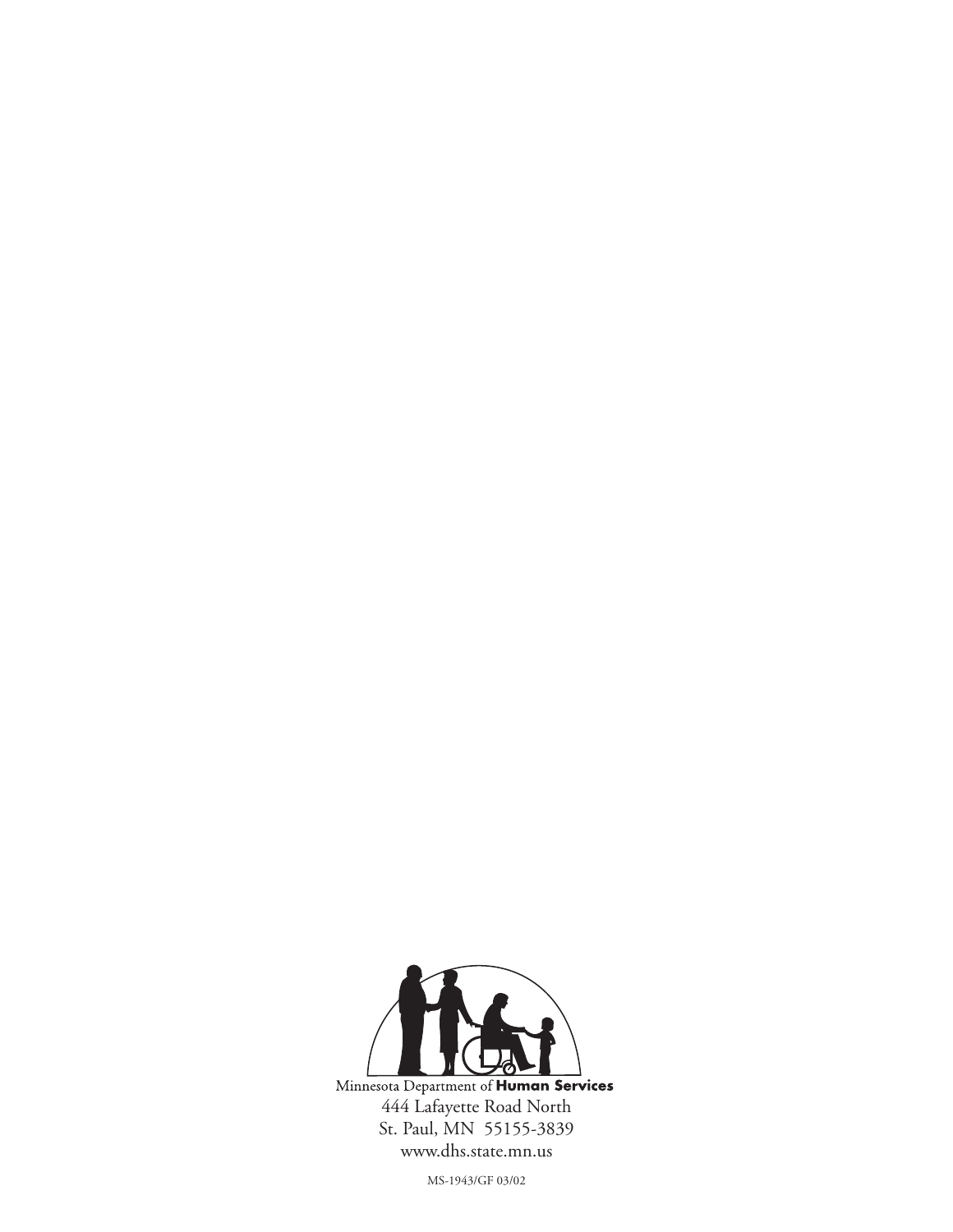Minnesota Department of **Human Services**

444 Lafayette Road North

St. Paul, MN 55155-3839

www.dhs.state.mn.us

MS-1943/GF 03/02